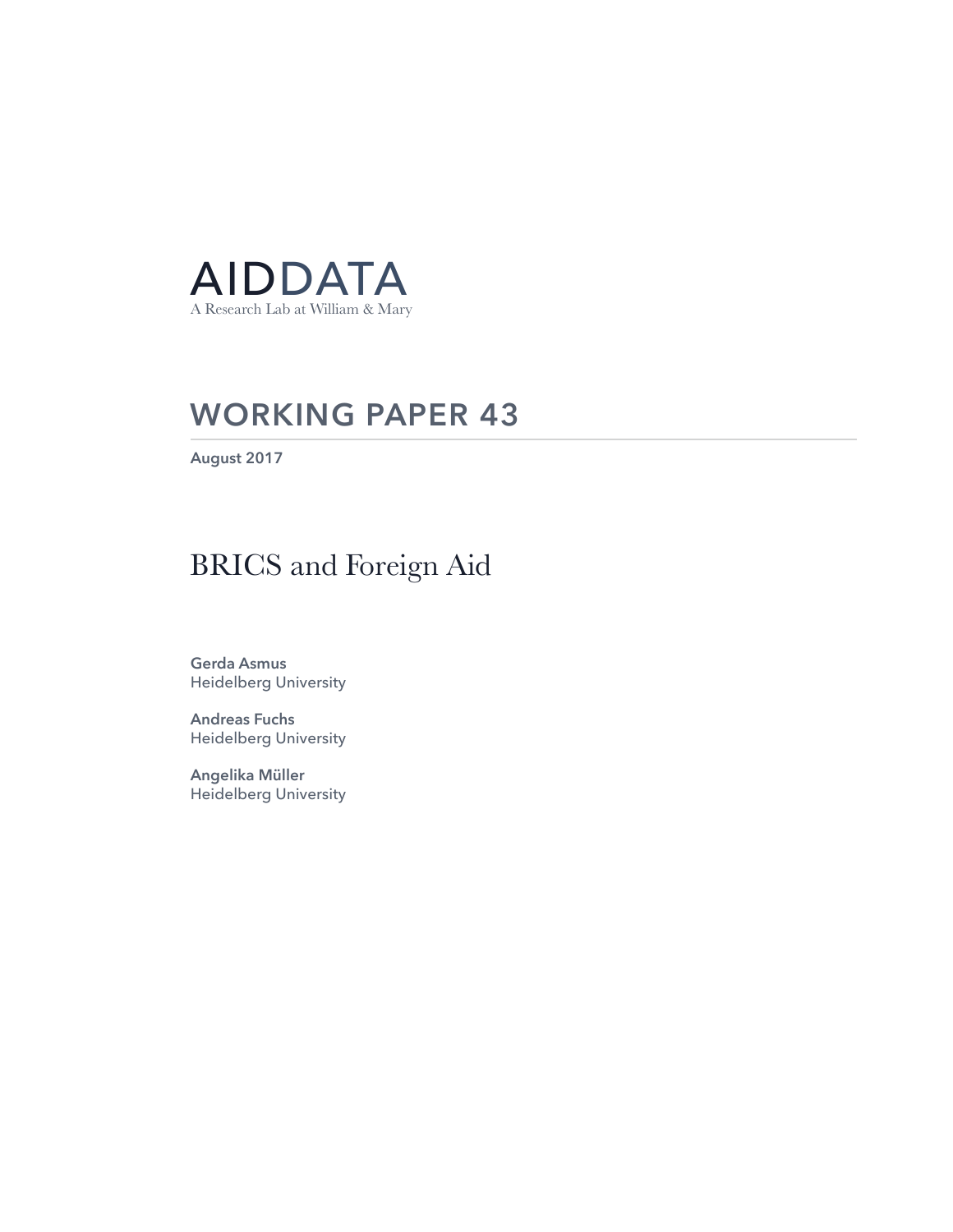AIDDATA

A Research Lab at William & Mary

## WORKING PAPER 43

August 2017

# BRICS and Foreign Aid

**Gerda Asmus**
Heidelberg University

**Andreas Fuchs**
Heidelberg University

**Angelika Müller**
Heidelberg University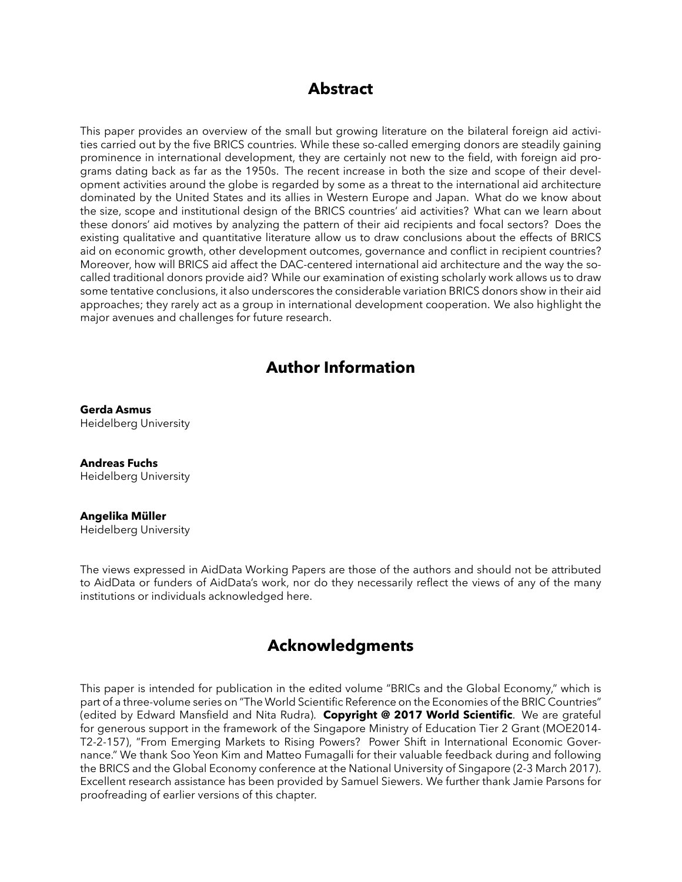## Abstract

This paper provides an overview of the small but growing literature on the bilateral foreign aid activities carried out by the five BRICS countries. While these so-called emerging donors are steadily gaining prominence in international development, they are certainly not new to the field, with foreign aid programs dating back as far as the 1950s. The recent increase in both the size and scope of their development activities around the globe is regarded by some as a threat to the international aid architecture dominated by the United States and its allies in Western Europe and Japan. What do we know about the size, scope and institutional design of the BRICS countries' aid activities? What can we learn about these donors' aid motives by analyzing the pattern of their aid recipients and focal sectors? Does the existing qualitative and quantitative literature allow us to draw conclusions about the effects of BRICS aid on economic growth, other development outcomes, governance and conflict in recipient countries? Moreover, how will BRICS aid affect the DAC-centered international aid architecture and the way the so-called traditional donors provide aid? While our examination of existing scholarly work allows us to draw some tentative conclusions, it also underscores the considerable variation BRICS donors show in their aid approaches; they rarely act as a group in international development cooperation. We also highlight the major avenues and challenges for future research.

## Author Information

**Gerda Asmus**
Heidelberg University

**Andreas Fuchs**
Heidelberg University

**Angelika Müller**
Heidelberg University

The views expressed in AidData Working Papers are those of the authors and should not be attributed to AidData or funders of AidData's work, nor do they necessarily reflect the views of any of the many institutions or individuals acknowledged here.

## Acknowledgments

This paper is intended for publication in the edited volume "BRICs and the Global Economy," which is part of a three-volume series on "The World Scientific Reference on the Economies of the BRIC Countries" (edited by Edward Mansfield and Nita Rudra). **Copyright @ 2017 World Scientific**. We are grateful for generous support in the framework of the Singapore Ministry of Education Tier 2 Grant (MOE2014-T2-2-157), "From Emerging Markets to Rising Powers? Power Shift in International Economic Governance." We thank Soo Yeon Kim and Matteo Fumagalli for their valuable feedback during and following the BRICS and the Global Economy conference at the National University of Singapore (2-3 March 2017). Excellent research assistance has been provided by Samuel Siewers. We further thank Jamie Parsons for proofreading of earlier versions of this chapter.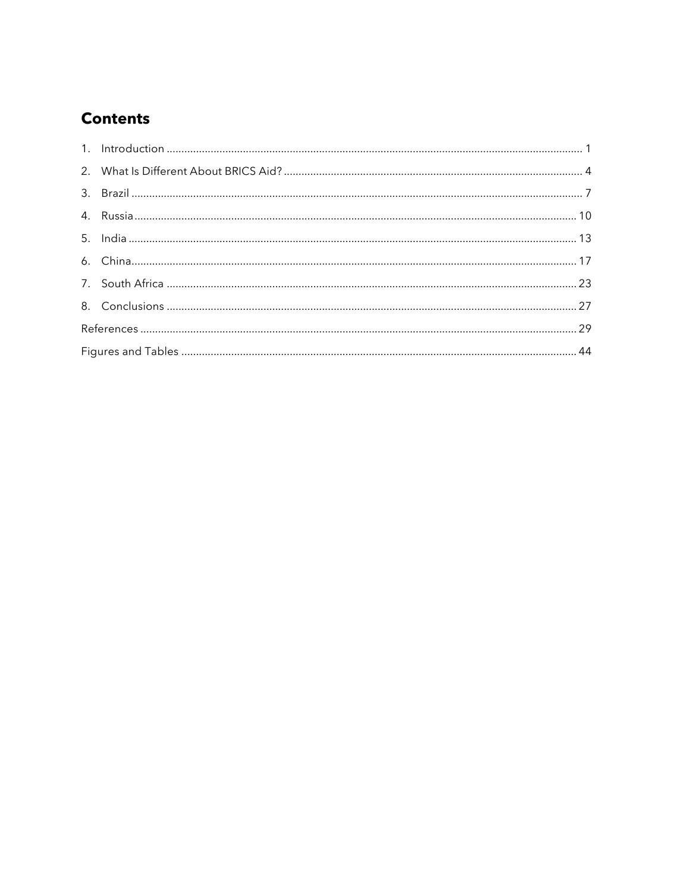## Contents

1. Introduction ..... 1
2. What Is Different About BRICS Aid? ..... 4
3. Brazil ..... 7
4. Russia ..... 10
5. India ..... 13
6. China ..... 17
7. South Africa ..... 23
8. Conclusions ..... 27

References ..... 29

Figures and Tables ..... 44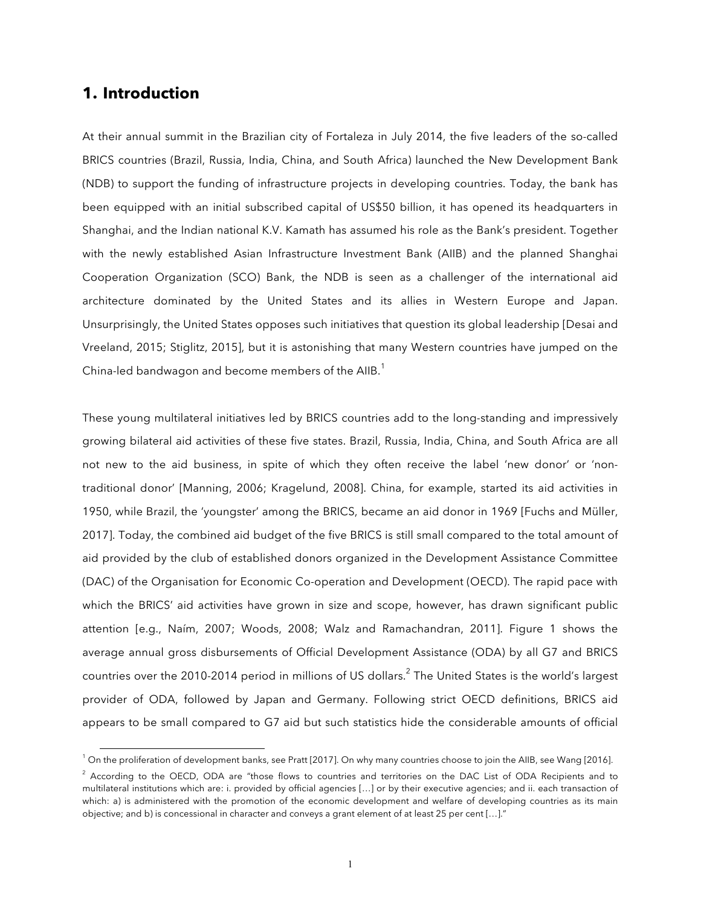## 1. Introduction

At their annual summit in the Brazilian city of Fortaleza in July 2014, the five leaders of the so-called BRICS countries (Brazil, Russia, India, China, and South Africa) launched the New Development Bank (NDB) to support the funding of infrastructure projects in developing countries. Today, the bank has been equipped with an initial subscribed capital of US$50 billion, it has opened its headquarters in Shanghai, and the Indian national K.V. Kamath has assumed his role as the Bank's president. Together with the newly established Asian Infrastructure Investment Bank (AIIB) and the planned Shanghai Cooperation Organization (SCO) Bank, the NDB is seen as a challenger of the international aid architecture dominated by the United States and its allies in Western Europe and Japan. Unsurprisingly, the United States opposes such initiatives that question its global leadership [Desai and Vreeland, 2015; Stiglitz, 2015], but it is astonishing that many Western countries have jumped on the China-led bandwagon and become members of the AIIB.[1]

These young multilateral initiatives led by BRICS countries add to the long-standing and impressively growing bilateral aid activities of these five states. Brazil, Russia, India, China, and South Africa are all not new to the aid business, in spite of which they often receive the label 'new donor' or 'non-traditional donor' [Manning, 2006; Kragelund, 2008]. China, for example, started its aid activities in 1950, while Brazil, the 'youngster' among the BRICS, became an aid donor in 1969 [Fuchs and Müller, 2017]. Today, the combined aid budget of the five BRICS is still small compared to the total amount of aid provided by the club of established donors organized in the Development Assistance Committee (DAC) of the Organisation for Economic Co-operation and Development (OECD). The rapid pace with which the BRICS' aid activities have grown in size and scope, however, has drawn significant public attention [e.g., Naím, 2007; Woods, 2008; Walz and Ramachandran, 2011]. Figure 1 shows the average annual gross disbursements of Official Development Assistance (ODA) by all G7 and BRICS countries over the 2010-2014 period in millions of US dollars.[2] The United States is the world's largest provider of ODA, followed by Japan and Germany. Following strict OECD definitions, BRICS aid appears to be small compared to G7 aid but such statistics hide the considerable amounts of official

[1] On the proliferation of development banks, see Pratt [2017]. On why many countries choose to join the AIIB, see Wang [2016].

[2] According to the OECD, ODA are "those flows to countries and territories on the DAC List of ODA Recipients and to multilateral institutions which are: i. provided by official agencies […] or by their executive agencies; and ii. each transaction of which: a) is administered with the promotion of the economic development and welfare of developing countries as its main objective; and b) is concessional in character and conveys a grant element of at least 25 per cent […]."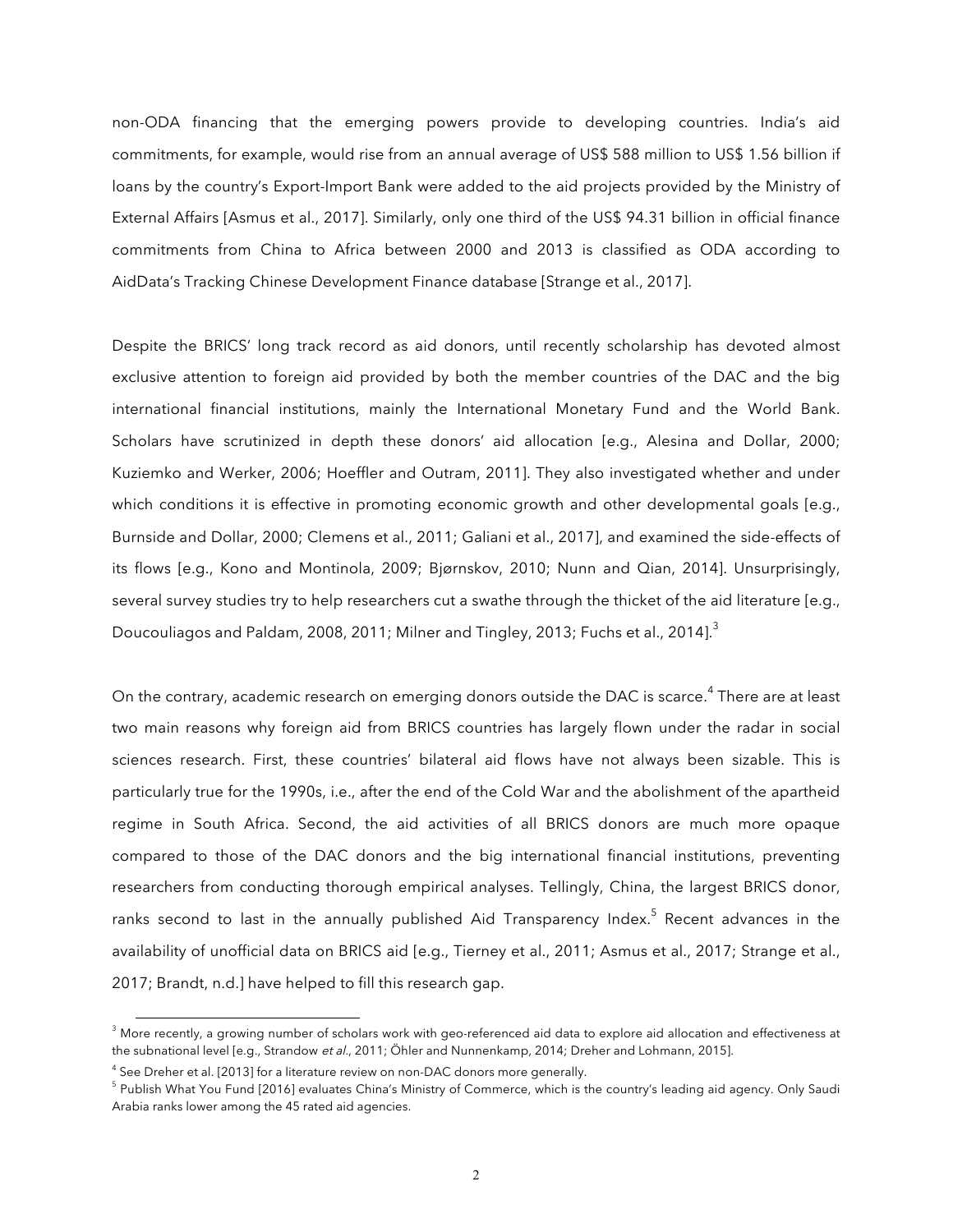non-ODA financing that the emerging powers provide to developing countries. India's aid commitments, for example, would rise from an annual average of US$ 588 million to US$ 1.56 billion if loans by the country's Export-Import Bank were added to the aid projects provided by the Ministry of External Affairs [Asmus et al., 2017]. Similarly, only one third of the US$ 94.31 billion in official finance commitments from China to Africa between 2000 and 2013 is classified as ODA according to AidData's Tracking Chinese Development Finance database [Strange et al., 2017].

Despite the BRICS' long track record as aid donors, until recently scholarship has devoted almost exclusive attention to foreign aid provided by both the member countries of the DAC and the big international financial institutions, mainly the International Monetary Fund and the World Bank. Scholars have scrutinized in depth these donors' aid allocation [e.g., Alesina and Dollar, 2000; Kuziemko and Werker, 2006; Hoeffler and Outram, 2011]. They also investigated whether and under which conditions it is effective in promoting economic growth and other developmental goals [e.g., Burnside and Dollar, 2000; Clemens et al., 2011; Galiani et al., 2017], and examined the side-effects of its flows [e.g., Kono and Montinola, 2009; Bjørnskov, 2010; Nunn and Qian, 2014]. Unsurprisingly, several survey studies try to help researchers cut a swathe through the thicket of the aid literature [e.g., Doucouliagos and Paldam, 2008, 2011; Milner and Tingley, 2013; Fuchs et al., 2014].[3]

On the contrary, academic research on emerging donors outside the DAC is scarce.[4] There are at least two main reasons why foreign aid from BRICS countries has largely flown under the radar in social sciences research. First, these countries' bilateral aid flows have not always been sizable. This is particularly true for the 1990s, i.e., after the end of the Cold War and the abolishment of the apartheid regime in South Africa. Second, the aid activities of all BRICS donors are much more opaque compared to those of the DAC donors and the big international financial institutions, preventing researchers from conducting thorough empirical analyses. Tellingly, China, the largest BRICS donor, ranks second to last in the annually published Aid Transparency Index.[5] Recent advances in the availability of unofficial data on BRICS aid [e.g., Tierney et al., 2011; Asmus et al., 2017; Strange et al., 2017; Brandt, n.d.] have helped to fill this research gap.

---

[3] More recently, a growing number of scholars work with geo-referenced aid data to explore aid allocation and effectiveness at the subnational level [e.g., Strandow *et al.*, 2011; Öhler and Nunnenkamp, 2014; Dreher and Lohmann, 2015].

[4] See Dreher et al. [2013] for a literature review on non-DAC donors more generally.

[5] Publish What You Fund [2016] evaluates China's Ministry of Commerce, which is the country's leading aid agency. Only Saudi Arabia ranks lower among the 45 rated aid agencies.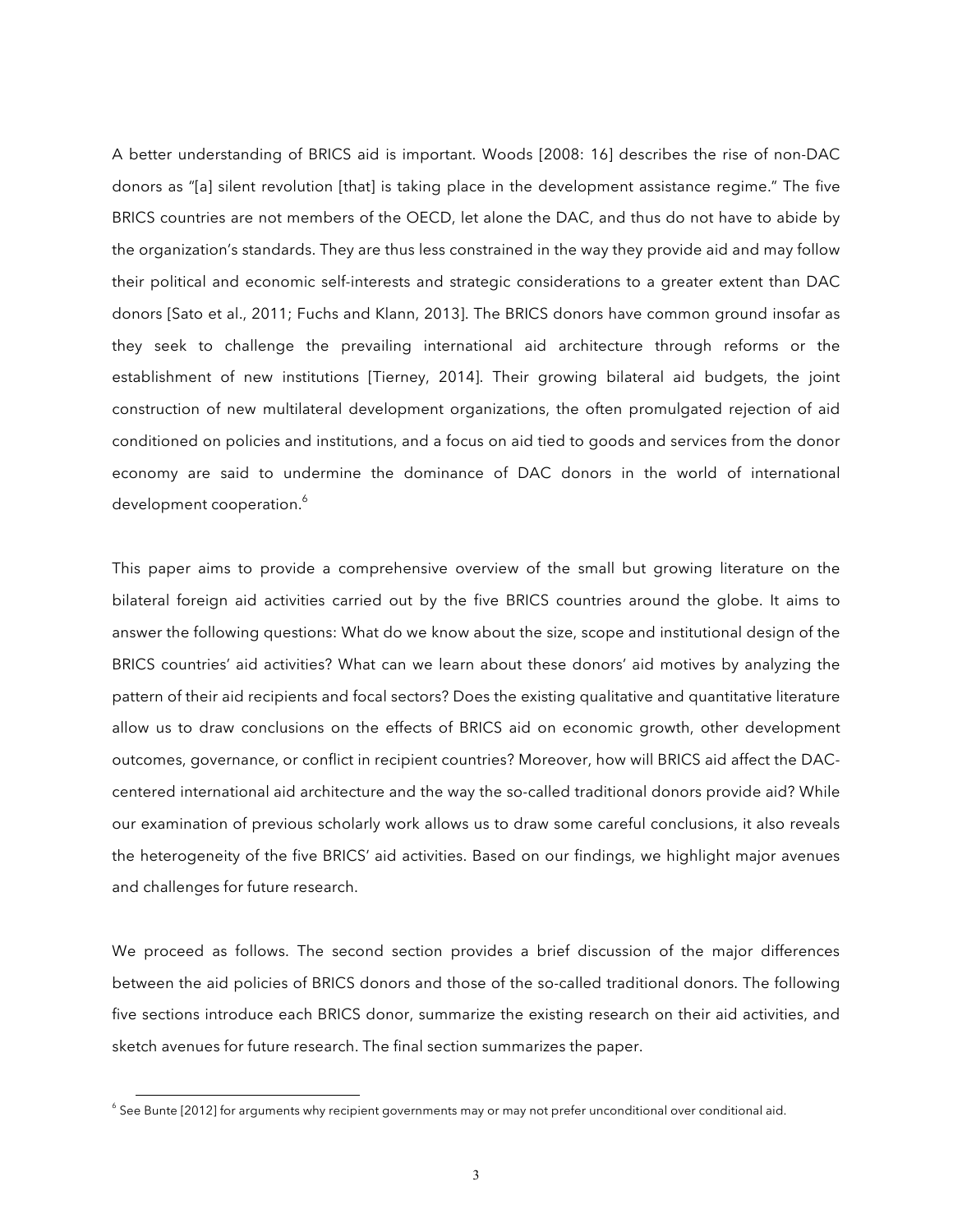A better understanding of BRICS aid is important. Woods [2008: 16] describes the rise of non-DAC donors as "[a] silent revolution [that] is taking place in the development assistance regime." The five BRICS countries are not members of the OECD, let alone the DAC, and thus do not have to abide by the organization's standards. They are thus less constrained in the way they provide aid and may follow their political and economic self-interests and strategic considerations to a greater extent than DAC donors [Sato et al., 2011; Fuchs and Klann, 2013]. The BRICS donors have common ground insofar as they seek to challenge the prevailing international aid architecture through reforms or the establishment of new institutions [Tierney, 2014]. Their growing bilateral aid budgets, the joint construction of new multilateral development organizations, the often promulgated rejection of aid conditioned on policies and institutions, and a focus on aid tied to goods and services from the donor economy are said to undermine the dominance of DAC donors in the world of international development cooperation.[6]

This paper aims to provide a comprehensive overview of the small but growing literature on the bilateral foreign aid activities carried out by the five BRICS countries around the globe. It aims to answer the following questions: What do we know about the size, scope and institutional design of the BRICS countries' aid activities? What can we learn about these donors' aid motives by analyzing the pattern of their aid recipients and focal sectors? Does the existing qualitative and quantitative literature allow us to draw conclusions on the effects of BRICS aid on economic growth, other development outcomes, governance, or conflict in recipient countries? Moreover, how will BRICS aid affect the DAC-centered international aid architecture and the way the so-called traditional donors provide aid? While our examination of previous scholarly work allows us to draw some careful conclusions, it also reveals the heterogeneity of the five BRICS' aid activities. Based on our findings, we highlight major avenues and challenges for future research.

We proceed as follows. The second section provides a brief discussion of the major differences between the aid policies of BRICS donors and those of the so-called traditional donors. The following five sections introduce each BRICS donor, summarize the existing research on their aid activities, and sketch avenues for future research. The final section summarizes the paper.

---

[6] See Bunte [2012] for arguments why recipient governments may or may not prefer unconditional over conditional aid.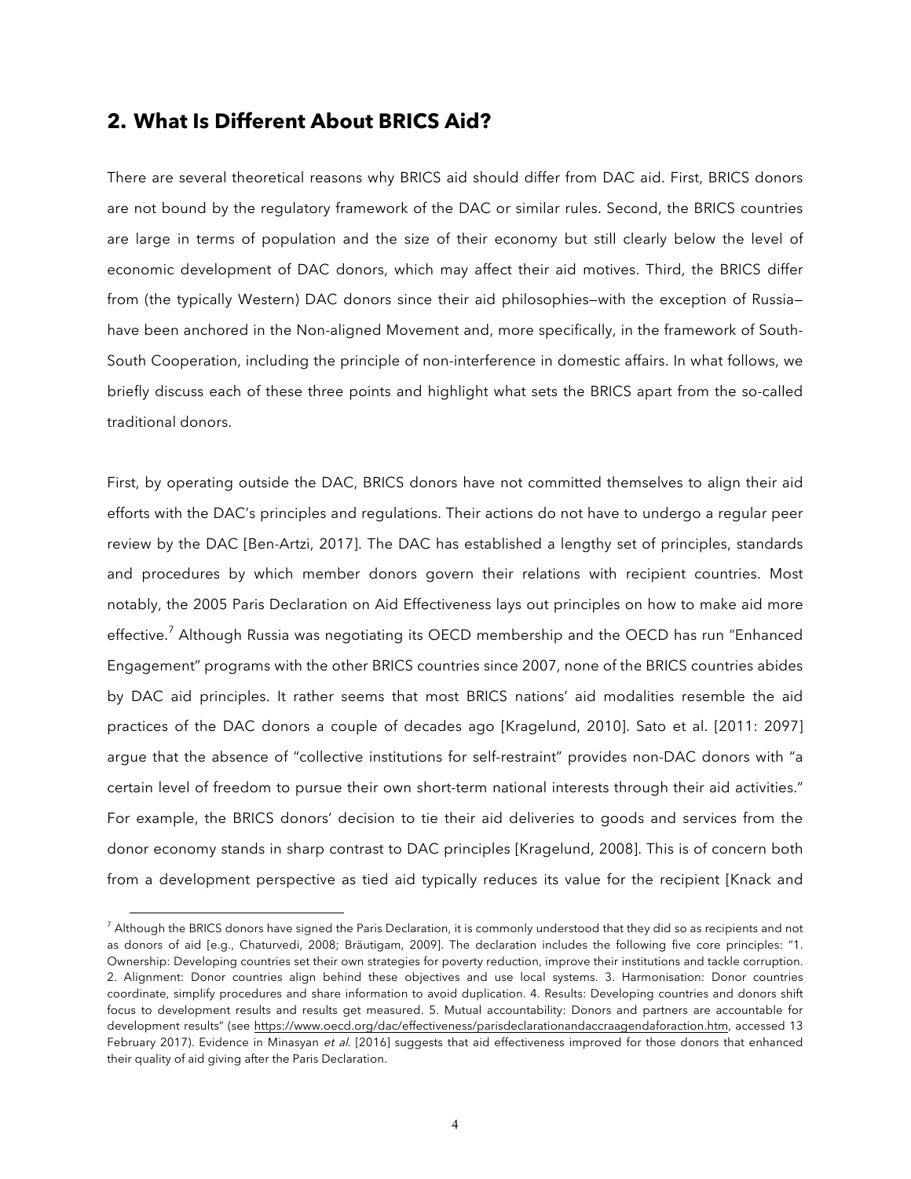## 2. What Is Different About BRICS Aid?

There are several theoretical reasons why BRICS aid should differ from DAC aid. First, BRICS donors are not bound by the regulatory framework of the DAC or similar rules. Second, the BRICS countries are large in terms of population and the size of their economy but still clearly below the level of economic development of DAC donors, which may affect their aid motives. Third, the BRICS differ from (the typically Western) DAC donors since their aid philosophies—with the exception of Russia—have been anchored in the Non-aligned Movement and, more specifically, in the framework of South-South Cooperation, including the principle of non-interference in domestic affairs. In what follows, we briefly discuss each of these three points and highlight what sets the BRICS apart from the so-called traditional donors.

First, by operating outside the DAC, BRICS donors have not committed themselves to align their aid efforts with the DAC's principles and regulations. Their actions do not have to undergo a regular peer review by the DAC [Ben-Artzi, 2017]. The DAC has established a lengthy set of principles, standards and procedures by which member donors govern their relations with recipient countries. Most notably, the 2005 Paris Declaration on Aid Effectiveness lays out principles on how to make aid more effective.[7] Although Russia was negotiating its OECD membership and the OECD has run "Enhanced Engagement" programs with the other BRICS countries since 2007, none of the BRICS countries abides by DAC aid principles. It rather seems that most BRICS nations' aid modalities resemble the aid practices of the DAC donors a couple of decades ago [Kragelund, 2010]. Sato et al. [2011: 2097] argue that the absence of "collective institutions for self-restraint" provides non-DAC donors with "a certain level of freedom to pursue their own short-term national interests through their aid activities." For example, the BRICS donors' decision to tie their aid deliveries to goods and services from the donor economy stands in sharp contrast to DAC principles [Kragelund, 2008]. This is of concern both from a development perspective as tied aid typically reduces its value for the recipient [Knack and

[7] Although the BRICS donors have signed the Paris Declaration, it is commonly understood that they did so as recipients and not as donors of aid [e.g., Chaturvedi, 2008; Bräutigam, 2009]. The declaration includes the following five core principles: "1. Ownership: Developing countries set their own strategies for poverty reduction, improve their institutions and tackle corruption. 2. Alignment: Donor countries align behind these objectives and use local systems. 3. Harmonisation: Donor countries coordinate, simplify procedures and share information to avoid duplication. 4. Results: Developing countries and donors shift focus to development results and results get measured. 5. Mutual accountability: Donors and partners are accountable for development results" (see https://www.oecd.org/dac/effectiveness/parisdeclarationandaccraagendaforaction.htm, accessed 13 February 2017). Evidence in Minasyan *et al.* [2016] suggests that aid effectiveness improved for those donors that enhanced their quality of aid giving after the Paris Declaration.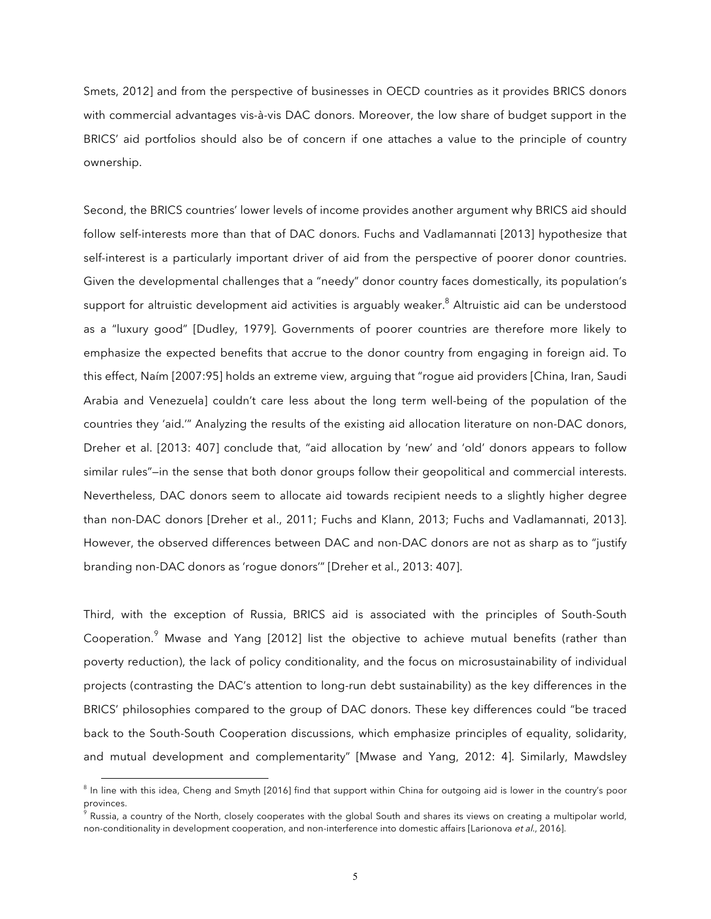Smets, 2012] and from the perspective of businesses in OECD countries as it provides BRICS donors with commercial advantages vis-à-vis DAC donors. Moreover, the low share of budget support in the BRICS' aid portfolios should also be of concern if one attaches a value to the principle of country ownership.

Second, the BRICS countries' lower levels of income provides another argument why BRICS aid should follow self-interests more than that of DAC donors. Fuchs and Vadlamannati [2013] hypothesize that self-interest is a particularly important driver of aid from the perspective of poorer donor countries. Given the developmental challenges that a "needy" donor country faces domestically, its population's support for altruistic development aid activities is arguably weaker.[8] Altruistic aid can be understood as a "luxury good" [Dudley, 1979]. Governments of poorer countries are therefore more likely to emphasize the expected benefits that accrue to the donor country from engaging in foreign aid. To this effect, Naím [2007:95] holds an extreme view, arguing that "rogue aid providers [China, Iran, Saudi Arabia and Venezuela] couldn't care less about the long term well-being of the population of the countries they 'aid.'" Analyzing the results of the existing aid allocation literature on non-DAC donors, Dreher et al. [2013: 407] conclude that, "aid allocation by 'new' and 'old' donors appears to follow similar rules"—in the sense that both donor groups follow their geopolitical and commercial interests. Nevertheless, DAC donors seem to allocate aid towards recipient needs to a slightly higher degree than non-DAC donors [Dreher et al., 2011; Fuchs and Klann, 2013; Fuchs and Vadlamannati, 2013]. However, the observed differences between DAC and non-DAC donors are not as sharp as to "justify branding non-DAC donors as 'rogue donors'" [Dreher et al., 2013: 407].

Third, with the exception of Russia, BRICS aid is associated with the principles of South-South Cooperation.[9] Mwase and Yang [2012] list the objective to achieve mutual benefits (rather than poverty reduction), the lack of policy conditionality, and the focus on microsustainability of individual projects (contrasting the DAC's attention to long-run debt sustainability) as the key differences in the BRICS' philosophies compared to the group of DAC donors. These key differences could "be traced back to the South-South Cooperation discussions, which emphasize principles of equality, solidarity, and mutual development and complementarity" [Mwase and Yang, 2012: 4]. Similarly, Mawdsley

---

[8] In line with this idea, Cheng and Smyth [2016] find that support within China for outgoing aid is lower in the country's poor provinces.

[9] Russia, a country of the North, closely cooperates with the global South and shares its views on creating a multipolar world, non-conditionality in development cooperation, and non-interference into domestic affairs [Larionova *et al.*, 2016].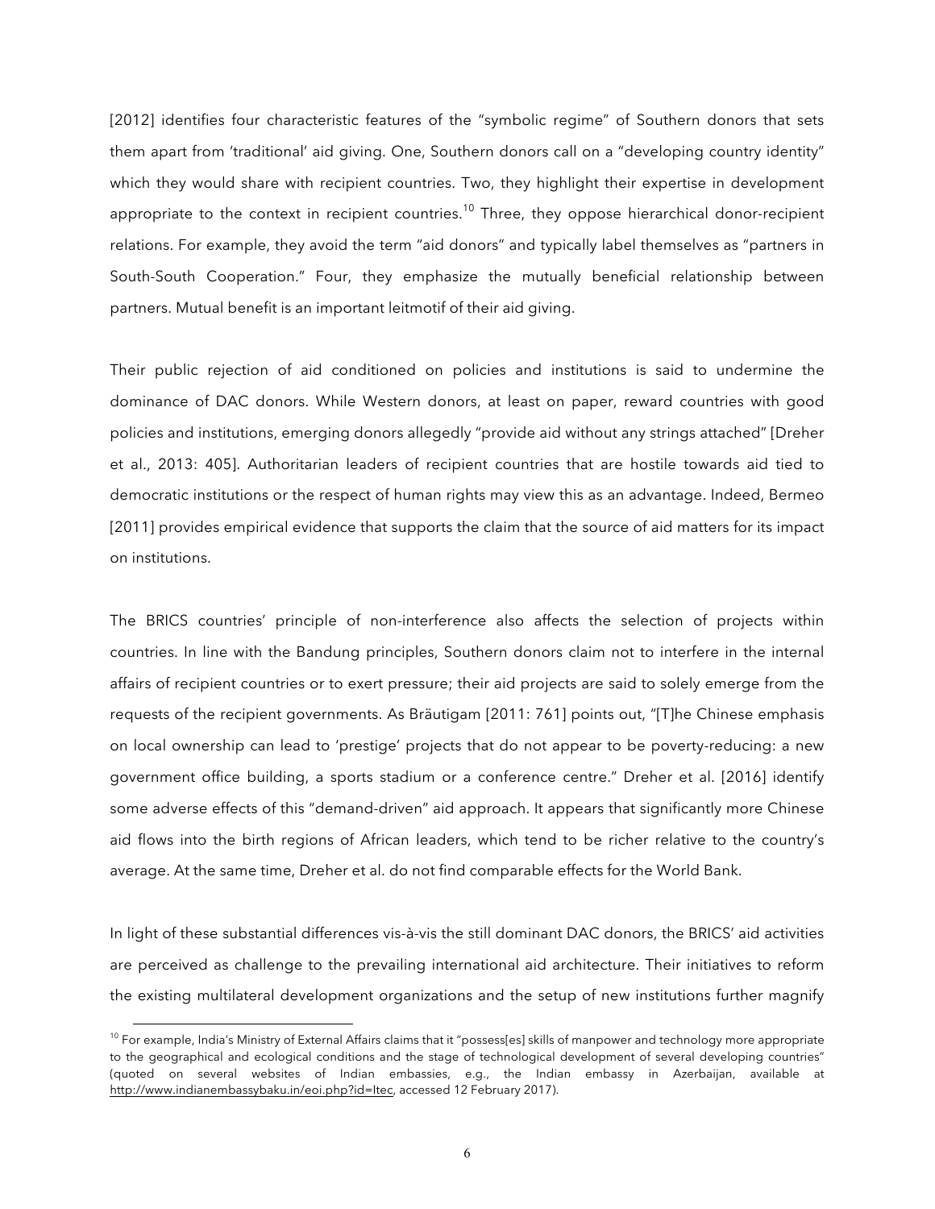[2012] identifies four characteristic features of the "symbolic regime" of Southern donors that sets them apart from 'traditional' aid giving. One, Southern donors call on a "developing country identity" which they would share with recipient countries. Two, they highlight their expertise in development appropriate to the context in recipient countries.[10] Three, they oppose hierarchical donor-recipient relations. For example, they avoid the term "aid donors" and typically label themselves as "partners in South-South Cooperation." Four, they emphasize the mutually beneficial relationship between partners. Mutual benefit is an important leitmotif of their aid giving.

Their public rejection of aid conditioned on policies and institutions is said to undermine the dominance of DAC donors. While Western donors, at least on paper, reward countries with good policies and institutions, emerging donors allegedly "provide aid without any strings attached" [Dreher et al., 2013: 405]. Authoritarian leaders of recipient countries that are hostile towards aid tied to democratic institutions or the respect of human rights may view this as an advantage. Indeed, Bermeo [2011] provides empirical evidence that supports the claim that the source of aid matters for its impact on institutions.

The BRICS countries' principle of non-interference also affects the selection of projects within countries. In line with the Bandung principles, Southern donors claim not to interfere in the internal affairs of recipient countries or to exert pressure; their aid projects are said to solely emerge from the requests of the recipient governments. As Bräutigam [2011: 761] points out, "[T]he Chinese emphasis on local ownership can lead to 'prestige' projects that do not appear to be poverty-reducing: a new government office building, a sports stadium or a conference centre." Dreher et al. [2016] identify some adverse effects of this "demand-driven" aid approach. It appears that significantly more Chinese aid flows into the birth regions of African leaders, which tend to be richer relative to the country's average. At the same time, Dreher et al. do not find comparable effects for the World Bank.

In light of these substantial differences vis-à-vis the still dominant DAC donors, the BRICS' aid activities are perceived as challenge to the prevailing international aid architecture. Their initiatives to reform the existing multilateral development organizations and the setup of new institutions further magnify

[10] For example, India's Ministry of External Affairs claims that it "possess[es] skills of manpower and technology more appropriate to the geographical and ecological conditions and the stage of technological development of several developing countries" (quoted on several websites of Indian embassies, e.g., the Indian embassy in Azerbaijan, available at http://www.indianembassybaku.in/eoi.php?id=Itec, accessed 12 February 2017).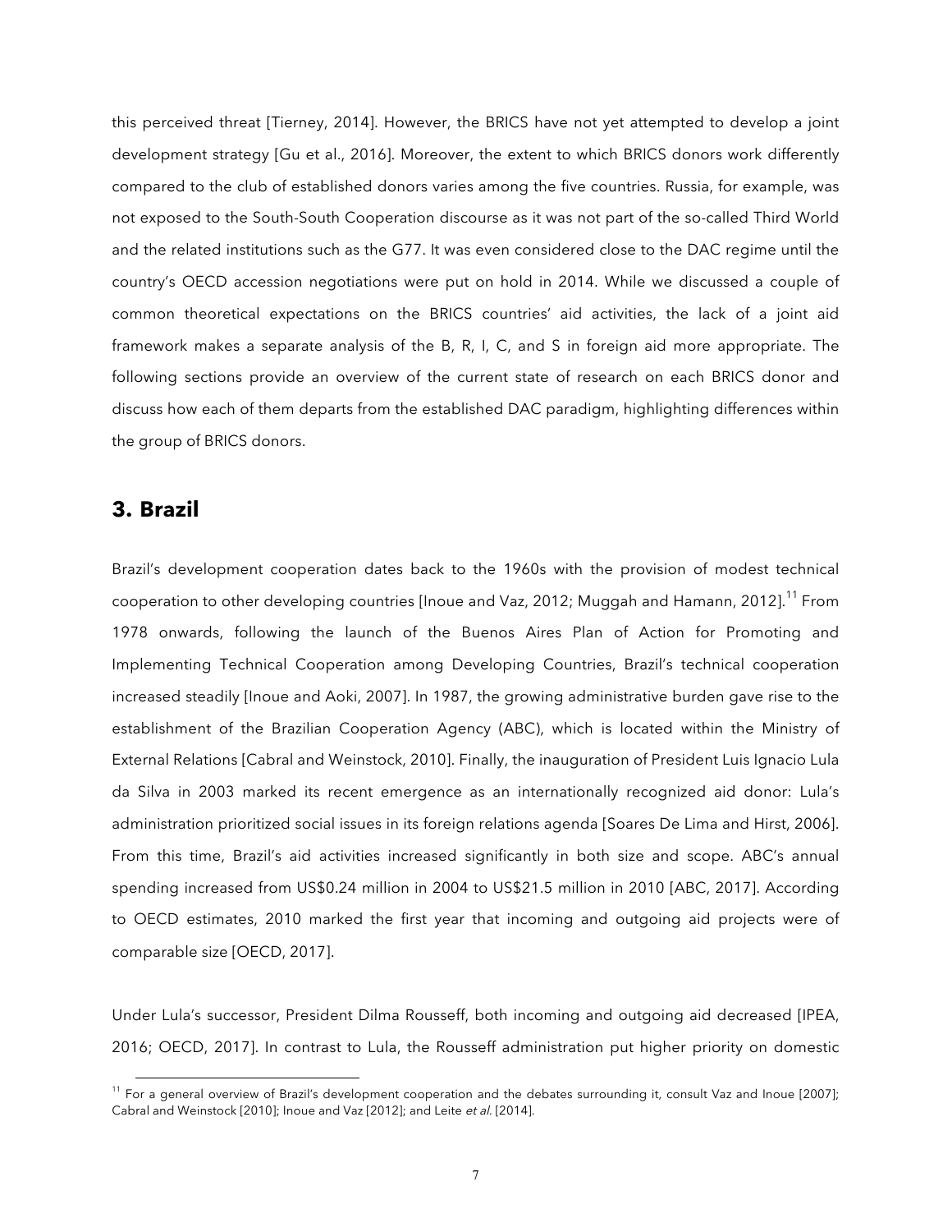this perceived threat [Tierney, 2014]. However, the BRICS have not yet attempted to develop a joint development strategy [Gu et al., 2016]. Moreover, the extent to which BRICS donors work differently compared to the club of established donors varies among the five countries. Russia, for example, was not exposed to the South-South Cooperation discourse as it was not part of the so-called Third World and the related institutions such as the G77. It was even considered close to the DAC regime until the country's OECD accession negotiations were put on hold in 2014. While we discussed a couple of common theoretical expectations on the BRICS countries' aid activities, the lack of a joint aid framework makes a separate analysis of the B, R, I, C, and S in foreign aid more appropriate. The following sections provide an overview of the current state of research on each BRICS donor and discuss how each of them departs from the established DAC paradigm, highlighting differences within the group of BRICS donors.

## 3. Brazil

Brazil's development cooperation dates back to the 1960s with the provision of modest technical cooperation to other developing countries [Inoue and Vaz, 2012; Muggah and Hamann, 2012].[11] From 1978 onwards, following the launch of the Buenos Aires Plan of Action for Promoting and Implementing Technical Cooperation among Developing Countries, Brazil's technical cooperation increased steadily [Inoue and Aoki, 2007]. In 1987, the growing administrative burden gave rise to the establishment of the Brazilian Cooperation Agency (ABC), which is located within the Ministry of External Relations [Cabral and Weinstock, 2010]. Finally, the inauguration of President Luis Ignacio Lula da Silva in 2003 marked its recent emergence as an internationally recognized aid donor: Lula's administration prioritized social issues in its foreign relations agenda [Soares De Lima and Hirst, 2006]. From this time, Brazil's aid activities increased significantly in both size and scope. ABC's annual spending increased from US$0.24 million in 2004 to US$21.5 million in 2010 [ABC, 2017]. According to OECD estimates, 2010 marked the first year that incoming and outgoing aid projects were of comparable size [OECD, 2017].

Under Lula's successor, President Dilma Rousseff, both incoming and outgoing aid decreased [IPEA, 2016; OECD, 2017]. In contrast to Lula, the Rousseff administration put higher priority on domestic

[11] For a general overview of Brazil's development cooperation and the debates surrounding it, consult Vaz and Inoue [2007]; Cabral and Weinstock [2010]; Inoue and Vaz [2012]; and Leite *et al.* [2014].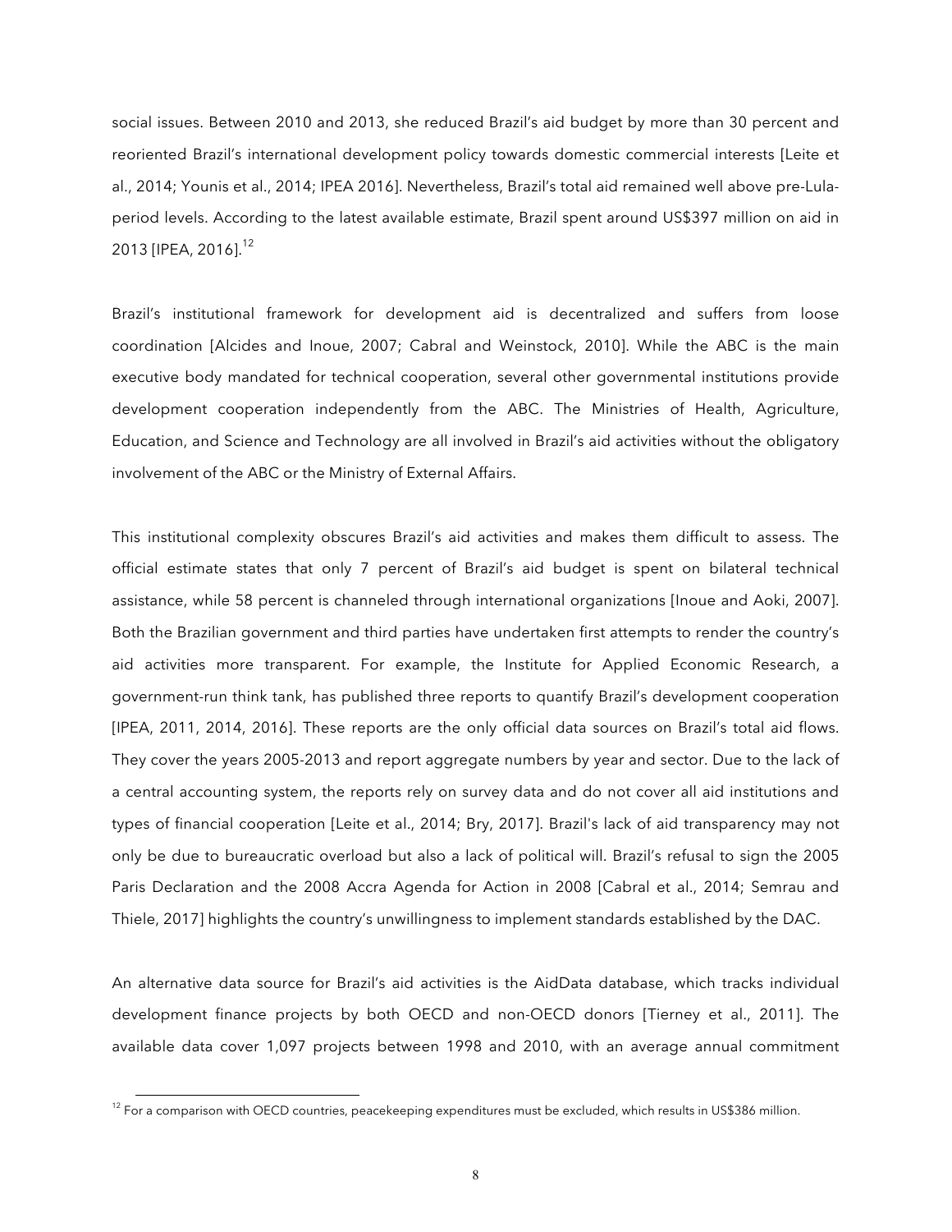social issues. Between 2010 and 2013, she reduced Brazil's aid budget by more than 30 percent and reoriented Brazil's international development policy towards domestic commercial interests [Leite et al., 2014; Younis et al., 2014; IPEA 2016]. Nevertheless, Brazil's total aid remained well above pre-Lula-period levels. According to the latest available estimate, Brazil spent around US$397 million on aid in 2013 [IPEA, 2016].[12]

Brazil's institutional framework for development aid is decentralized and suffers from loose coordination [Alcides and Inoue, 2007; Cabral and Weinstock, 2010]. While the ABC is the main executive body mandated for technical cooperation, several other governmental institutions provide development cooperation independently from the ABC. The Ministries of Health, Agriculture, Education, and Science and Technology are all involved in Brazil's aid activities without the obligatory involvement of the ABC or the Ministry of External Affairs.

This institutional complexity obscures Brazil's aid activities and makes them difficult to assess. The official estimate states that only 7 percent of Brazil's aid budget is spent on bilateral technical assistance, while 58 percent is channeled through international organizations [Inoue and Aoki, 2007]. Both the Brazilian government and third parties have undertaken first attempts to render the country's aid activities more transparent. For example, the Institute for Applied Economic Research, a government-run think tank, has published three reports to quantify Brazil's development cooperation [IPEA, 2011, 2014, 2016]. These reports are the only official data sources on Brazil's total aid flows. They cover the years 2005-2013 and report aggregate numbers by year and sector. Due to the lack of a central accounting system, the reports rely on survey data and do not cover all aid institutions and types of financial cooperation [Leite et al., 2014; Bry, 2017]. Brazil's lack of aid transparency may not only be due to bureaucratic overload but also a lack of political will. Brazil's refusal to sign the 2005 Paris Declaration and the 2008 Accra Agenda for Action in 2008 [Cabral et al., 2014; Semrau and Thiele, 2017] highlights the country's unwillingness to implement standards established by the DAC.

An alternative data source for Brazil's aid activities is the AidData database, which tracks individual development finance projects by both OECD and non-OECD donors [Tierney et al., 2011]. The available data cover 1,097 projects between 1998 and 2010, with an average annual commitment

[12] For a comparison with OECD countries, peacekeeping expenditures must be excluded, which results in US$386 million.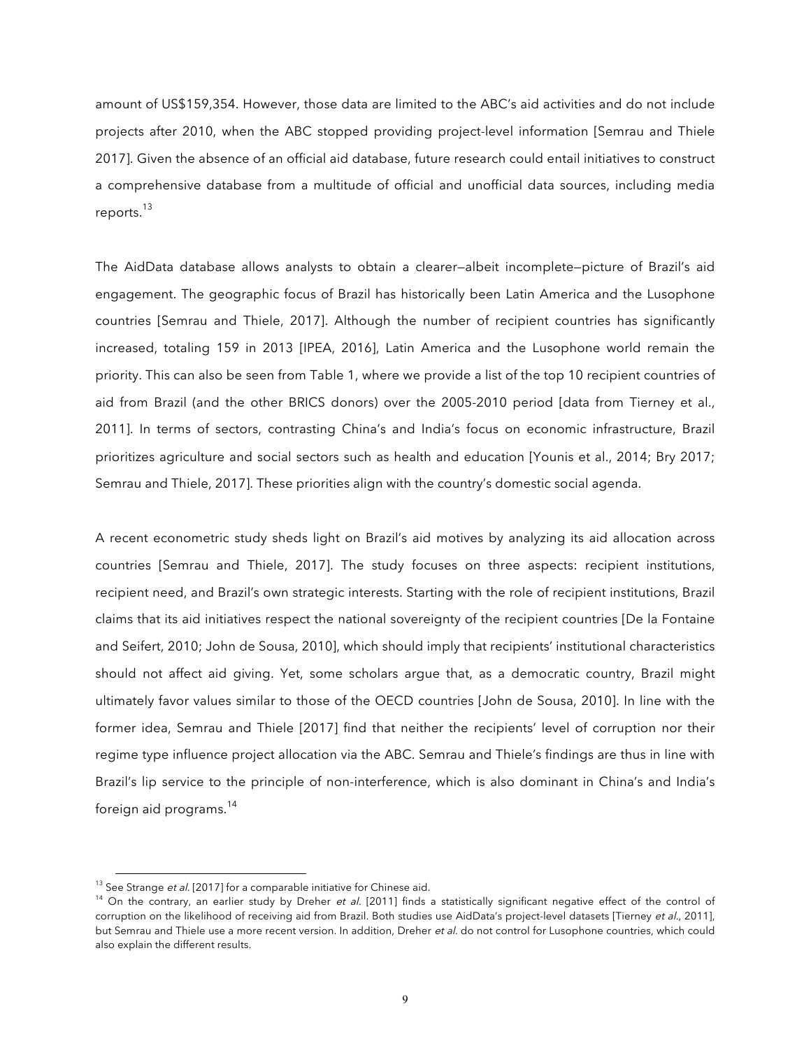amount of US$159,354. However, those data are limited to the ABC's aid activities and do not include projects after 2010, when the ABC stopped providing project-level information [Semrau and Thiele 2017]. Given the absence of an official aid database, future research could entail initiatives to construct a comprehensive database from a multitude of official and unofficial data sources, including media reports.[13]

The AidData database allows analysts to obtain a clearer—albeit incomplete—picture of Brazil's aid engagement. The geographic focus of Brazil has historically been Latin America and the Lusophone countries [Semrau and Thiele, 2017]. Although the number of recipient countries has significantly increased, totaling 159 in 2013 [IPEA, 2016], Latin America and the Lusophone world remain the priority. This can also be seen from Table 1, where we provide a list of the top 10 recipient countries of aid from Brazil (and the other BRICS donors) over the 2005-2010 period [data from Tierney et al., 2011]. In terms of sectors, contrasting China's and India's focus on economic infrastructure, Brazil prioritizes agriculture and social sectors such as health and education [Younis et al., 2014; Bry 2017; Semrau and Thiele, 2017]. These priorities align with the country's domestic social agenda.

A recent econometric study sheds light on Brazil's aid motives by analyzing its aid allocation across countries [Semrau and Thiele, 2017]. The study focuses on three aspects: recipient institutions, recipient need, and Brazil's own strategic interests. Starting with the role of recipient institutions, Brazil claims that its aid initiatives respect the national sovereignty of the recipient countries [De la Fontaine and Seifert, 2010; John de Sousa, 2010], which should imply that recipients' institutional characteristics should not affect aid giving. Yet, some scholars argue that, as a democratic country, Brazil might ultimately favor values similar to those of the OECD countries [John de Sousa, 2010]. In line with the former idea, Semrau and Thiele [2017] find that neither the recipients' level of corruption nor their regime type influence project allocation via the ABC. Semrau and Thiele's findings are thus in line with Brazil's lip service to the principle of non-interference, which is also dominant in China's and India's foreign aid programs.[14]

---

[13] See Strange *et al.* [2017] for a comparable initiative for Chinese aid.

[14] On the contrary, an earlier study by Dreher *et al.* [2011] finds a statistically significant negative effect of the control of corruption on the likelihood of receiving aid from Brazil. Both studies use AidData's project-level datasets [Tierney *et al.*, 2011], but Semrau and Thiele use a more recent version. In addition, Dreher *et al.* do not control for Lusophone countries, which could also explain the different results.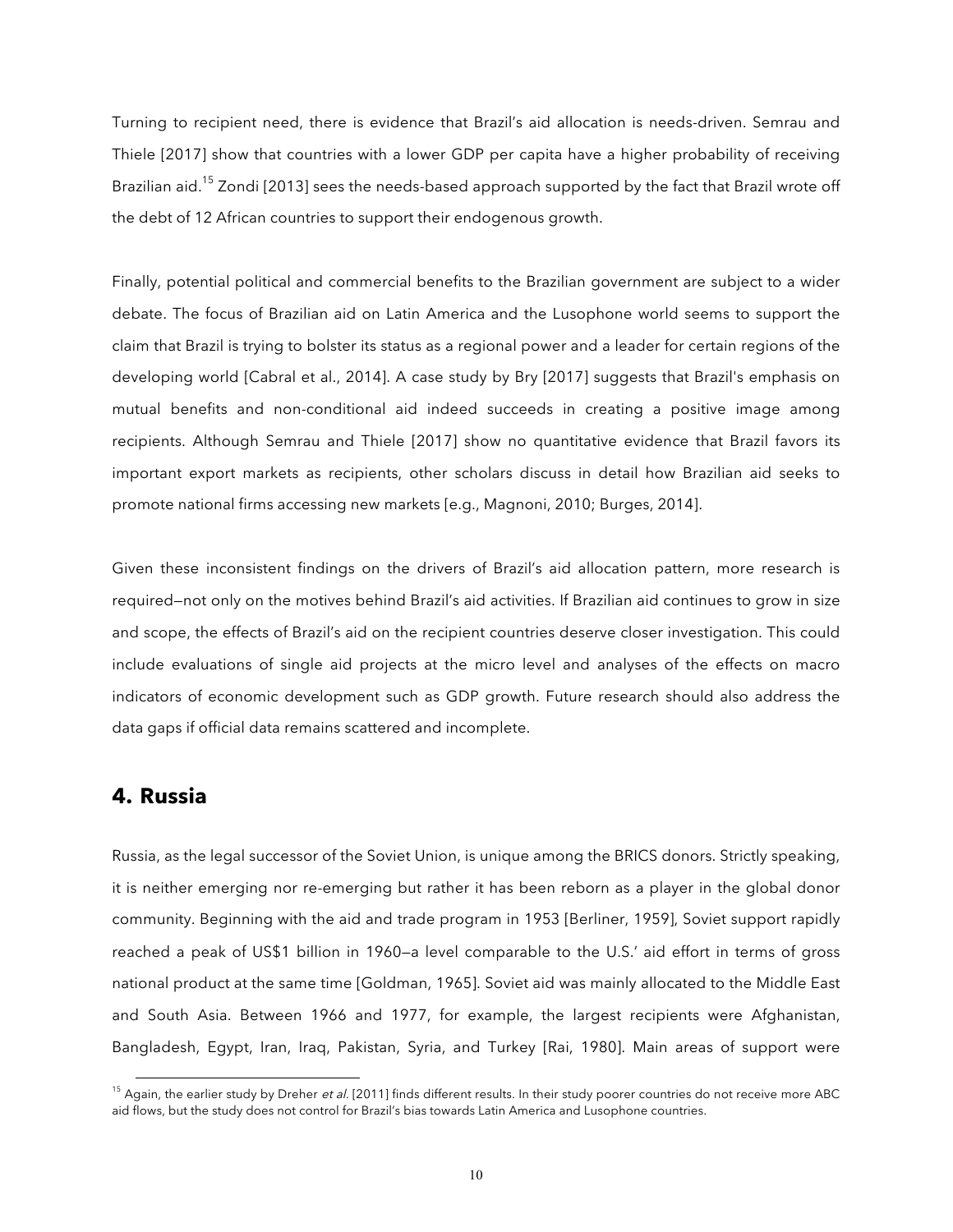Turning to recipient need, there is evidence that Brazil's aid allocation is needs-driven. Semrau and Thiele [2017] show that countries with a lower GDP per capita have a higher probability of receiving Brazilian aid.[15] Zondi [2013] sees the needs-based approach supported by the fact that Brazil wrote off the debt of 12 African countries to support their endogenous growth.

Finally, potential political and commercial benefits to the Brazilian government are subject to a wider debate. The focus of Brazilian aid on Latin America and the Lusophone world seems to support the claim that Brazil is trying to bolster its status as a regional power and a leader for certain regions of the developing world [Cabral et al., 2014]. A case study by Bry [2017] suggests that Brazil's emphasis on mutual benefits and non-conditional aid indeed succeeds in creating a positive image among recipients. Although Semrau and Thiele [2017] show no quantitative evidence that Brazil favors its important export markets as recipients, other scholars discuss in detail how Brazilian aid seeks to promote national firms accessing new markets [e.g., Magnoni, 2010; Burges, 2014].

Given these inconsistent findings on the drivers of Brazil's aid allocation pattern, more research is required—not only on the motives behind Brazil's aid activities. If Brazilian aid continues to grow in size and scope, the effects of Brazil's aid on the recipient countries deserve closer investigation. This could include evaluations of single aid projects at the micro level and analyses of the effects on macro indicators of economic development such as GDP growth. Future research should also address the data gaps if official data remains scattered and incomplete.

## 4. Russia

Russia, as the legal successor of the Soviet Union, is unique among the BRICS donors. Strictly speaking, it is neither emerging nor re-emerging but rather it has been reborn as a player in the global donor community. Beginning with the aid and trade program in 1953 [Berliner, 1959], Soviet support rapidly reached a peak of US$1 billion in 1960—a level comparable to the U.S.' aid effort in terms of gross national product at the same time [Goldman, 1965]. Soviet aid was mainly allocated to the Middle East and South Asia. Between 1966 and 1977, for example, the largest recipients were Afghanistan, Bangladesh, Egypt, Iran, Iraq, Pakistan, Syria, and Turkey [Rai, 1980]. Main areas of support were

[15] Again, the earlier study by Dreher *et al.* [2011] finds different results. In their study poorer countries do not receive more ABC aid flows, but the study does not control for Brazil's bias towards Latin America and Lusophone countries.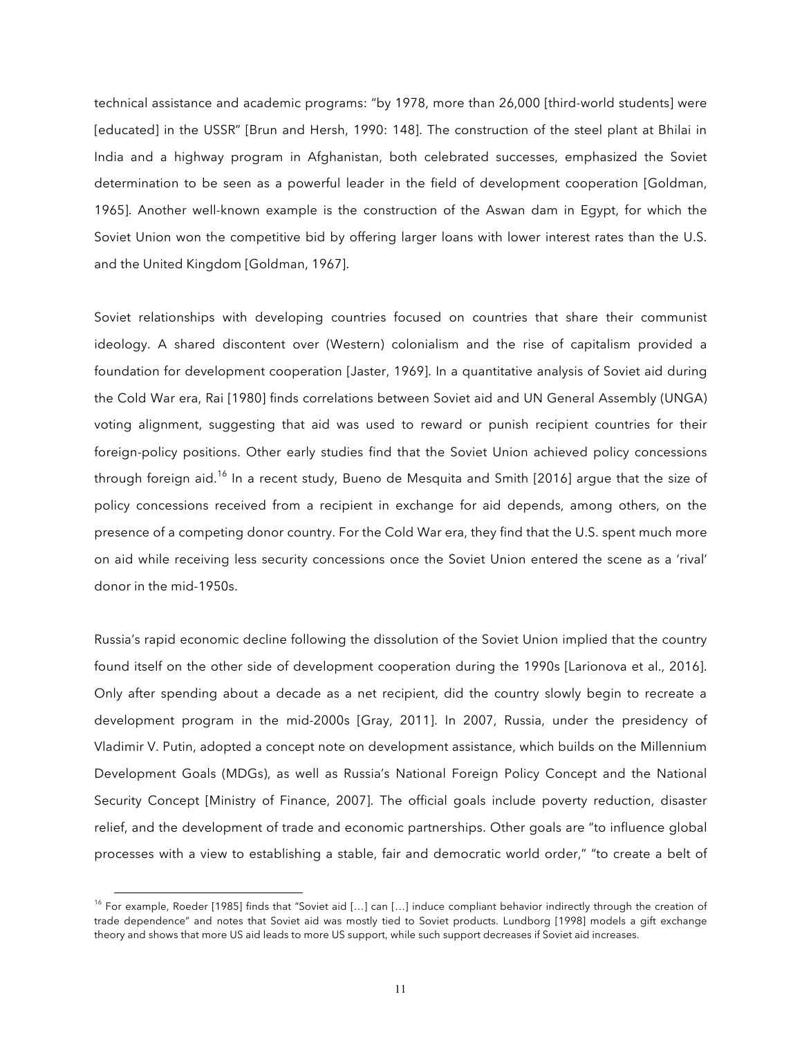technical assistance and academic programs: "by 1978, more than 26,000 [third-world students] were [educated] in the USSR" [Brun and Hersh, 1990: 148]. The construction of the steel plant at Bhilai in India and a highway program in Afghanistan, both celebrated successes, emphasized the Soviet determination to be seen as a powerful leader in the field of development cooperation [Goldman, 1965]. Another well-known example is the construction of the Aswan dam in Egypt, for which the Soviet Union won the competitive bid by offering larger loans with lower interest rates than the U.S. and the United Kingdom [Goldman, 1967].

Soviet relationships with developing countries focused on countries that share their communist ideology. A shared discontent over (Western) colonialism and the rise of capitalism provided a foundation for development cooperation [Jaster, 1969]. In a quantitative analysis of Soviet aid during the Cold War era, Rai [1980] finds correlations between Soviet aid and UN General Assembly (UNGA) voting alignment, suggesting that aid was used to reward or punish recipient countries for their foreign-policy positions. Other early studies find that the Soviet Union achieved policy concessions through foreign aid.[16] In a recent study, Bueno de Mesquita and Smith [2016] argue that the size of policy concessions received from a recipient in exchange for aid depends, among others, on the presence of a competing donor country. For the Cold War era, they find that the U.S. spent much more on aid while receiving less security concessions once the Soviet Union entered the scene as a 'rival' donor in the mid-1950s.

Russia's rapid economic decline following the dissolution of the Soviet Union implied that the country found itself on the other side of development cooperation during the 1990s [Larionova et al., 2016]. Only after spending about a decade as a net recipient, did the country slowly begin to recreate a development program in the mid-2000s [Gray, 2011]. In 2007, Russia, under the presidency of Vladimir V. Putin, adopted a concept note on development assistance, which builds on the Millennium Development Goals (MDGs), as well as Russia's National Foreign Policy Concept and the National Security Concept [Ministry of Finance, 2007]. The official goals include poverty reduction, disaster relief, and the development of trade and economic partnerships. Other goals are "to influence global processes with a view to establishing a stable, fair and democratic world order," "to create a belt of

[16] For example, Roeder [1985] finds that "Soviet aid […] can […] induce compliant behavior indirectly through the creation of trade dependence" and notes that Soviet aid was mostly tied to Soviet products. Lundborg [1998] models a gift exchange theory and shows that more US aid leads to more US support, while such support decreases if Soviet aid increases.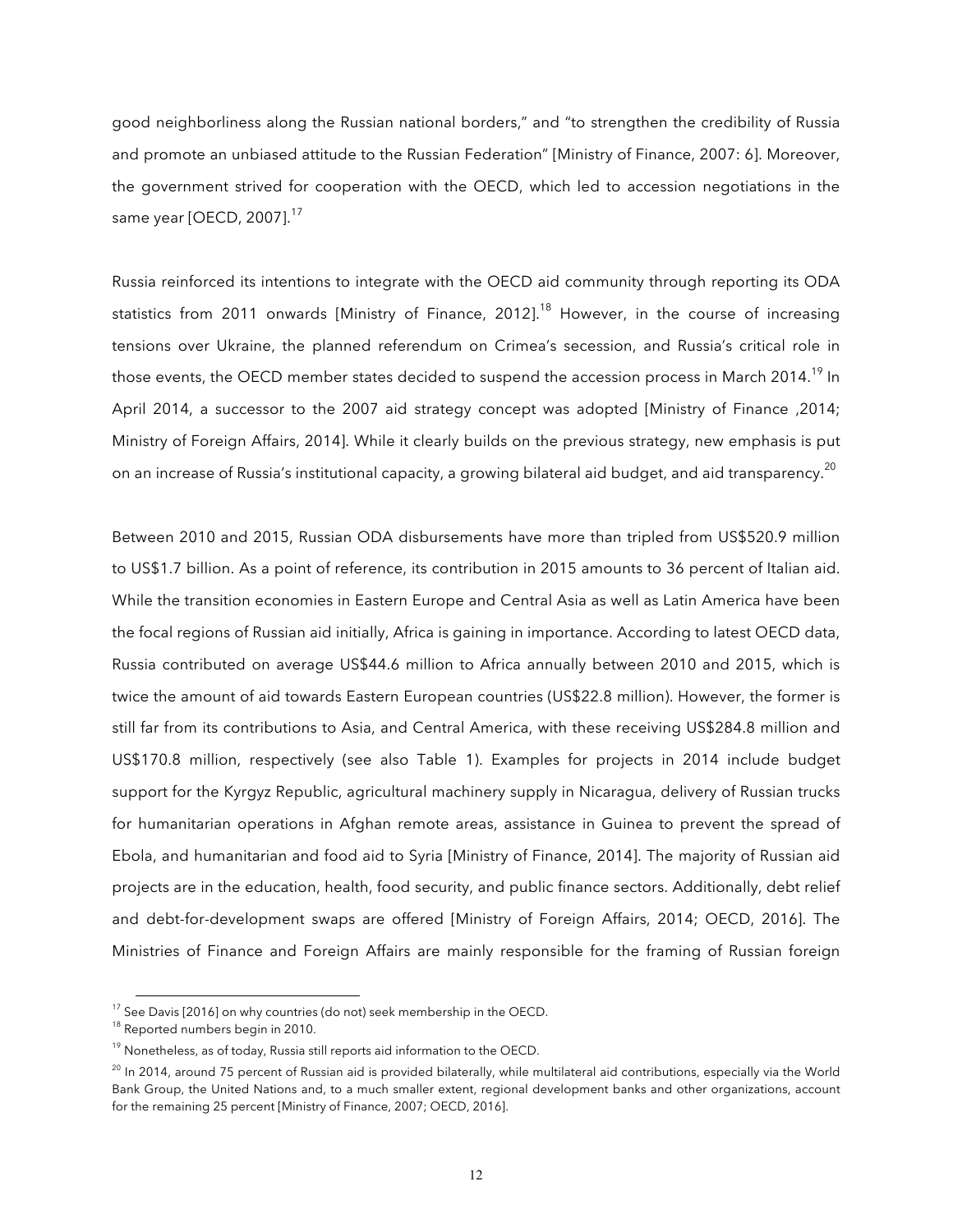good neighborliness along the Russian national borders," and "to strengthen the credibility of Russia and promote an unbiased attitude to the Russian Federation" [Ministry of Finance, 2007: 6]. Moreover, the government strived for cooperation with the OECD, which led to accession negotiations in the same year [OECD, 2007].[17]

Russia reinforced its intentions to integrate with the OECD aid community through reporting its ODA statistics from 2011 onwards [Ministry of Finance, 2012].[18] However, in the course of increasing tensions over Ukraine, the planned referendum on Crimea's secession, and Russia's critical role in those events, the OECD member states decided to suspend the accession process in March 2014.[19] In April 2014, a successor to the 2007 aid strategy concept was adopted [Ministry of Finance ,2014; Ministry of Foreign Affairs, 2014]. While it clearly builds on the previous strategy, new emphasis is put on an increase of Russia's institutional capacity, a growing bilateral aid budget, and aid transparency.[20]

Between 2010 and 2015, Russian ODA disbursements have more than tripled from US$520.9 million to US$1.7 billion. As a point of reference, its contribution in 2015 amounts to 36 percent of Italian aid. While the transition economies in Eastern Europe and Central Asia as well as Latin America have been the focal regions of Russian aid initially, Africa is gaining in importance. According to latest OECD data, Russia contributed on average US$44.6 million to Africa annually between 2010 and 2015, which is twice the amount of aid towards Eastern European countries (US$22.8 million). However, the former is still far from its contributions to Asia, and Central America, with these receiving US$284.8 million and US$170.8 million, respectively (see also Table 1). Examples for projects in 2014 include budget support for the Kyrgyz Republic, agricultural machinery supply in Nicaragua, delivery of Russian trucks for humanitarian operations in Afghan remote areas, assistance in Guinea to prevent the spread of Ebola, and humanitarian and food aid to Syria [Ministry of Finance, 2014]. The majority of Russian aid projects are in the education, health, food security, and public finance sectors. Additionally, debt relief and debt-for-development swaps are offered [Ministry of Foreign Affairs, 2014; OECD, 2016]. The Ministries of Finance and Foreign Affairs are mainly responsible for the framing of Russian foreign

[17] See Davis [2016] on why countries (do not) seek membership in the OECD.

[18] Reported numbers begin in 2010.

[19] Nonetheless, as of today, Russia still reports aid information to the OECD.

[20] In 2014, around 75 percent of Russian aid is provided bilaterally, while multilateral aid contributions, especially via the World Bank Group, the United Nations and, to a much smaller extent, regional development banks and other organizations, account for the remaining 25 percent [Ministry of Finance, 2007; OECD, 2016].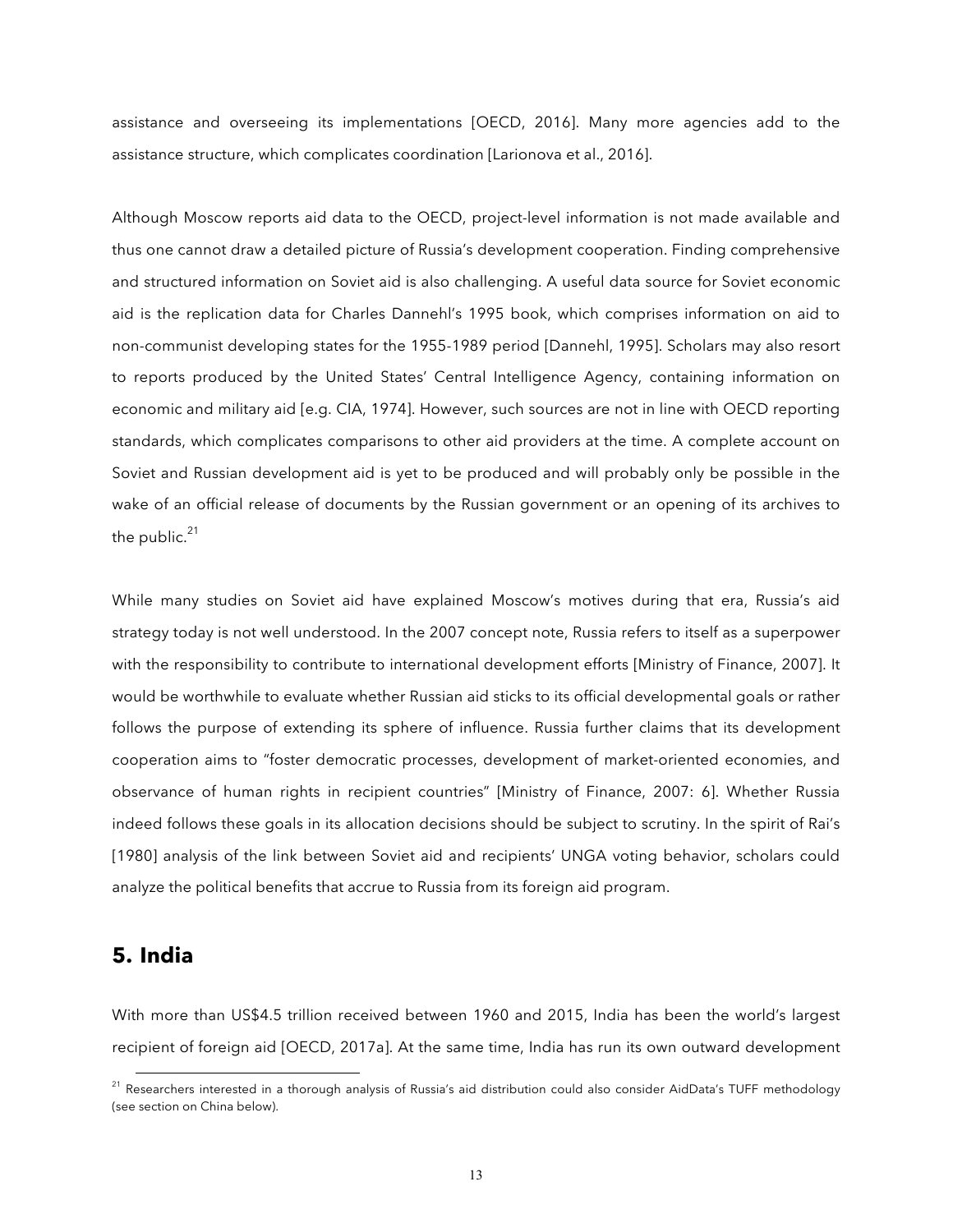assistance and overseeing its implementations [OECD, 2016]. Many more agencies add to the assistance structure, which complicates coordination [Larionova et al., 2016].

Although Moscow reports aid data to the OECD, project-level information is not made available and thus one cannot draw a detailed picture of Russia's development cooperation. Finding comprehensive and structured information on Soviet aid is also challenging. A useful data source for Soviet economic aid is the replication data for Charles Dannehl's 1995 book, which comprises information on aid to non-communist developing states for the 1955-1989 period [Dannehl, 1995]. Scholars may also resort to reports produced by the United States' Central Intelligence Agency, containing information on economic and military aid [e.g. CIA, 1974]. However, such sources are not in line with OECD reporting standards, which complicates comparisons to other aid providers at the time. A complete account on Soviet and Russian development aid is yet to be produced and will probably only be possible in the wake of an official release of documents by the Russian government or an opening of its archives to the public.[21]

While many studies on Soviet aid have explained Moscow's motives during that era, Russia's aid strategy today is not well understood. In the 2007 concept note, Russia refers to itself as a superpower with the responsibility to contribute to international development efforts [Ministry of Finance, 2007]. It would be worthwhile to evaluate whether Russian aid sticks to its official developmental goals or rather follows the purpose of extending its sphere of influence. Russia further claims that its development cooperation aims to "foster democratic processes, development of market-oriented economies, and observance of human rights in recipient countries" [Ministry of Finance, 2007: 6]. Whether Russia indeed follows these goals in its allocation decisions should be subject to scrutiny. In the spirit of Rai's [1980] analysis of the link between Soviet aid and recipients' UNGA voting behavior, scholars could analyze the political benefits that accrue to Russia from its foreign aid program.

## 5. India

With more than US$4.5 trillion received between 1960 and 2015, India has been the world's largest recipient of foreign aid [OECD, 2017a]. At the same time, India has run its own outward development

[21] Researchers interested in a thorough analysis of Russia's aid distribution could also consider AidData's TUFF methodology (see section on China below).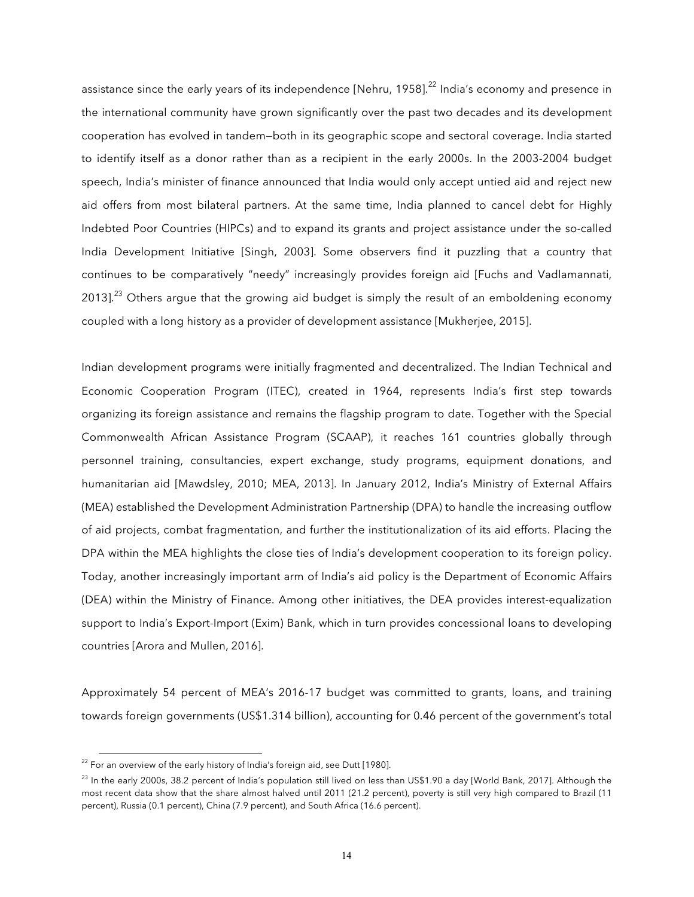assistance since the early years of its independence [Nehru, 1958].[22] India's economy and presence in the international community have grown significantly over the past two decades and its development cooperation has evolved in tandem—both in its geographic scope and sectoral coverage. India started to identify itself as a donor rather than as a recipient in the early 2000s. In the 2003-2004 budget speech, India's minister of finance announced that India would only accept untied aid and reject new aid offers from most bilateral partners. At the same time, India planned to cancel debt for Highly Indebted Poor Countries (HIPCs) and to expand its grants and project assistance under the so-called India Development Initiative [Singh, 2003]. Some observers find it puzzling that a country that continues to be comparatively "needy" increasingly provides foreign aid [Fuchs and Vadlamannati, 2013].[23] Others argue that the growing aid budget is simply the result of an emboldening economy coupled with a long history as a provider of development assistance [Mukherjee, 2015].

Indian development programs were initially fragmented and decentralized. The Indian Technical and Economic Cooperation Program (ITEC), created in 1964, represents India's first step towards organizing its foreign assistance and remains the flagship program to date. Together with the Special Commonwealth African Assistance Program (SCAAP), it reaches 161 countries globally through personnel training, consultancies, expert exchange, study programs, equipment donations, and humanitarian aid [Mawdsley, 2010; MEA, 2013]. In January 2012, India's Ministry of External Affairs (MEA) established the Development Administration Partnership (DPA) to handle the increasing outflow of aid projects, combat fragmentation, and further the institutionalization of its aid efforts. Placing the DPA within the MEA highlights the close ties of India's development cooperation to its foreign policy. Today, another increasingly important arm of India's aid policy is the Department of Economic Affairs (DEA) within the Ministry of Finance. Among other initiatives, the DEA provides interest-equalization support to India's Export-Import (Exim) Bank, which in turn provides concessional loans to developing countries [Arora and Mullen, 2016].

Approximately 54 percent of MEA's 2016-17 budget was committed to grants, loans, and training towards foreign governments (US$1.314 billion), accounting for 0.46 percent of the government's total

---

[22] For an overview of the early history of India's foreign aid, see Dutt [1980].

[23] In the early 2000s, 38.2 percent of India's population still lived on less than US$1.90 a day [World Bank, 2017]. Although the most recent data show that the share almost halved until 2011 (21.2 percent), poverty is still very high compared to Brazil (11 percent), Russia (0.1 percent), China (7.9 percent), and South Africa (16.6 percent).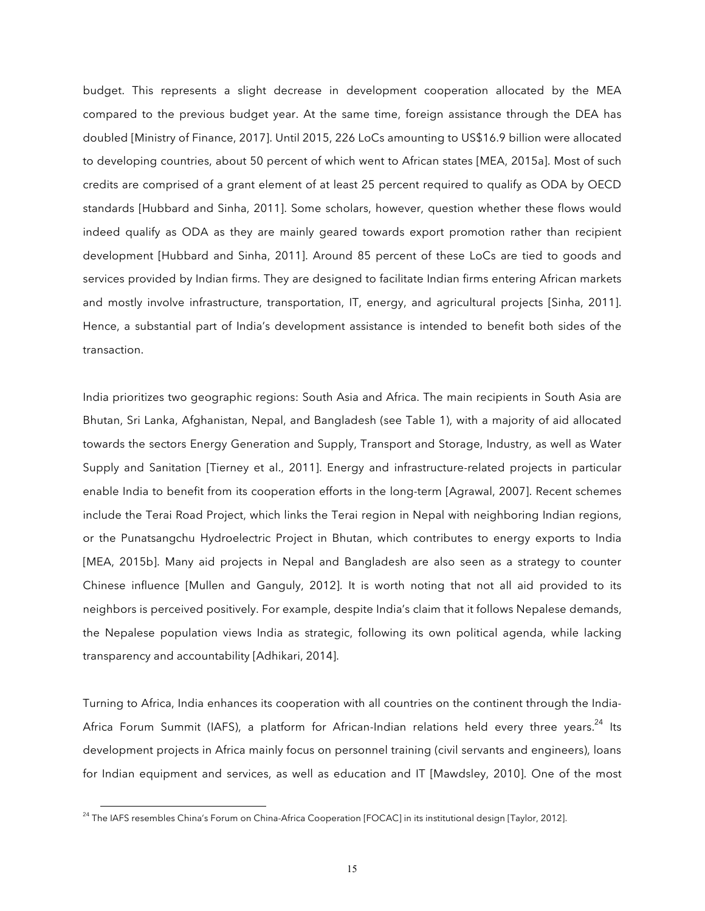budget. This represents a slight decrease in development cooperation allocated by the MEA compared to the previous budget year. At the same time, foreign assistance through the DEA has doubled [Ministry of Finance, 2017]. Until 2015, 226 LoCs amounting to US$16.9 billion were allocated to developing countries, about 50 percent of which went to African states [MEA, 2015a]. Most of such credits are comprised of a grant element of at least 25 percent required to qualify as ODA by OECD standards [Hubbard and Sinha, 2011]. Some scholars, however, question whether these flows would indeed qualify as ODA as they are mainly geared towards export promotion rather than recipient development [Hubbard and Sinha, 2011]. Around 85 percent of these LoCs are tied to goods and services provided by Indian firms. They are designed to facilitate Indian firms entering African markets and mostly involve infrastructure, transportation, IT, energy, and agricultural projects [Sinha, 2011]. Hence, a substantial part of India's development assistance is intended to benefit both sides of the transaction.

India prioritizes two geographic regions: South Asia and Africa. The main recipients in South Asia are Bhutan, Sri Lanka, Afghanistan, Nepal, and Bangladesh (see Table 1), with a majority of aid allocated towards the sectors Energy Generation and Supply, Transport and Storage, Industry, as well as Water Supply and Sanitation [Tierney et al., 2011]. Energy and infrastructure-related projects in particular enable India to benefit from its cooperation efforts in the long-term [Agrawal, 2007]. Recent schemes include the Terai Road Project, which links the Terai region in Nepal with neighboring Indian regions, or the Punatsangchu Hydroelectric Project in Bhutan, which contributes to energy exports to India [MEA, 2015b]. Many aid projects in Nepal and Bangladesh are also seen as a strategy to counter Chinese influence [Mullen and Ganguly, 2012]. It is worth noting that not all aid provided to its neighbors is perceived positively. For example, despite India's claim that it follows Nepalese demands, the Nepalese population views India as strategic, following its own political agenda, while lacking transparency and accountability [Adhikari, 2014].

Turning to Africa, India enhances its cooperation with all countries on the continent through the India-Africa Forum Summit (IAFS), a platform for African-Indian relations held every three years.[24] Its development projects in Africa mainly focus on personnel training (civil servants and engineers), loans for Indian equipment and services, as well as education and IT [Mawdsley, 2010]. One of the most

[24] The IAFS resembles China's Forum on China-Africa Cooperation [FOCAC] in its institutional design [Taylor, 2012].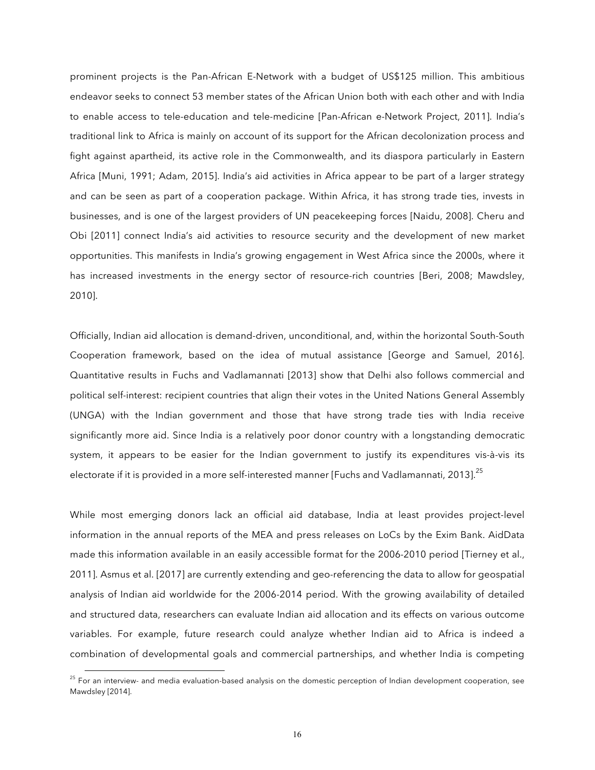prominent projects is the Pan-African E-Network with a budget of US$125 million. This ambitious endeavor seeks to connect 53 member states of the African Union both with each other and with India to enable access to tele-education and tele-medicine [Pan-African e-Network Project, 2011]. India's traditional link to Africa is mainly on account of its support for the African decolonization process and fight against apartheid, its active role in the Commonwealth, and its diaspora particularly in Eastern Africa [Muni, 1991; Adam, 2015]. India's aid activities in Africa appear to be part of a larger strategy and can be seen as part of a cooperation package. Within Africa, it has strong trade ties, invests in businesses, and is one of the largest providers of UN peacekeeping forces [Naidu, 2008]. Cheru and Obi [2011] connect India's aid activities to resource security and the development of new market opportunities. This manifests in India's growing engagement in West Africa since the 2000s, where it has increased investments in the energy sector of resource-rich countries [Beri, 2008; Mawdsley, 2010].

Officially, Indian aid allocation is demand-driven, unconditional, and, within the horizontal South-South Cooperation framework, based on the idea of mutual assistance [George and Samuel, 2016]. Quantitative results in Fuchs and Vadlamannati [2013] show that Delhi also follows commercial and political self-interest: recipient countries that align their votes in the United Nations General Assembly (UNGA) with the Indian government and those that have strong trade ties with India receive significantly more aid. Since India is a relatively poor donor country with a longstanding democratic system, it appears to be easier for the Indian government to justify its expenditures vis-à-vis its electorate if it is provided in a more self-interested manner [Fuchs and Vadlamannati, 2013].[25]

While most emerging donors lack an official aid database, India at least provides project-level information in the annual reports of the MEA and press releases on LoCs by the Exim Bank. AidData made this information available in an easily accessible format for the 2006-2010 period [Tierney et al., 2011]. Asmus et al. [2017] are currently extending and geo-referencing the data to allow for geospatial analysis of Indian aid worldwide for the 2006-2014 period. With the growing availability of detailed and structured data, researchers can evaluate Indian aid allocation and its effects on various outcome variables. For example, future research could analyze whether Indian aid to Africa is indeed a combination of developmental goals and commercial partnerships, and whether India is competing

[25] For an interview- and media evaluation-based analysis on the domestic perception of Indian development cooperation, see Mawdsley [2014].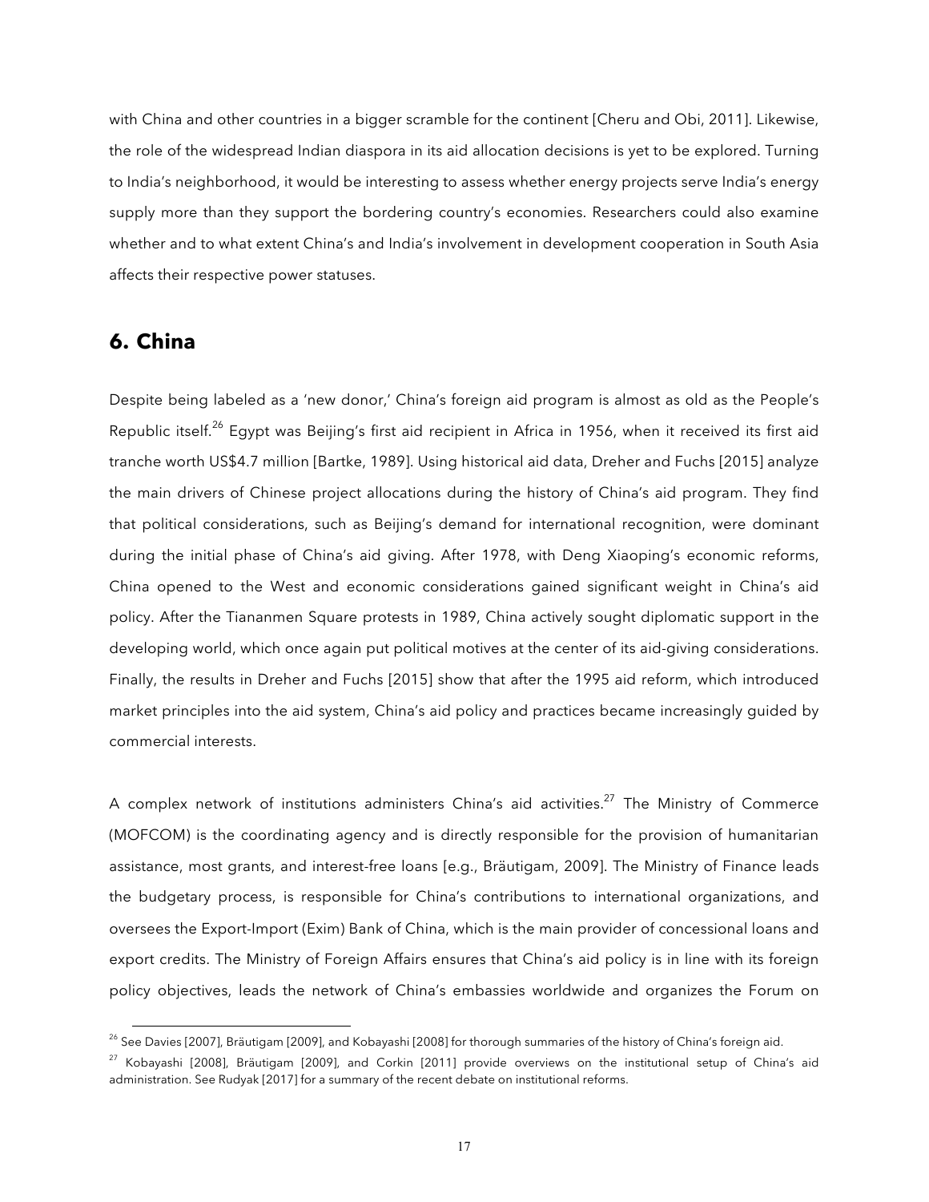with China and other countries in a bigger scramble for the continent [Cheru and Obi, 2011]. Likewise, the role of the widespread Indian diaspora in its aid allocation decisions is yet to be explored. Turning to India's neighborhood, it would be interesting to assess whether energy projects serve India's energy supply more than they support the bordering country's economies. Researchers could also examine whether and to what extent China's and India's involvement in development cooperation in South Asia affects their respective power statuses.

## 6. China

Despite being labeled as a 'new donor,' China's foreign aid program is almost as old as the People's Republic itself.[26] Egypt was Beijing's first aid recipient in Africa in 1956, when it received its first aid tranche worth US$4.7 million [Bartke, 1989]. Using historical aid data, Dreher and Fuchs [2015] analyze the main drivers of Chinese project allocations during the history of China's aid program. They find that political considerations, such as Beijing's demand for international recognition, were dominant during the initial phase of China's aid giving. After 1978, with Deng Xiaoping's economic reforms, China opened to the West and economic considerations gained significant weight in China's aid policy. After the Tiananmen Square protests in 1989, China actively sought diplomatic support in the developing world, which once again put political motives at the center of its aid-giving considerations. Finally, the results in Dreher and Fuchs [2015] show that after the 1995 aid reform, which introduced market principles into the aid system, China's aid policy and practices became increasingly guided by commercial interests.

A complex network of institutions administers China's aid activities.[27] The Ministry of Commerce (MOFCOM) is the coordinating agency and is directly responsible for the provision of humanitarian assistance, most grants, and interest-free loans [e.g., Bräutigam, 2009]. The Ministry of Finance leads the budgetary process, is responsible for China's contributions to international organizations, and oversees the Export-Import (Exim) Bank of China, which is the main provider of concessional loans and export credits. The Ministry of Foreign Affairs ensures that China's aid policy is in line with its foreign policy objectives, leads the network of China's embassies worldwide and organizes the Forum on

---

[26] See Davies [2007], Bräutigam [2009], and Kobayashi [2008] for thorough summaries of the history of China's foreign aid.

[27] Kobayashi [2008], Bräutigam [2009], and Corkin [2011] provide overviews on the institutional setup of China's aid administration. See Rudyak [2017] for a summary of the recent debate on institutional reforms.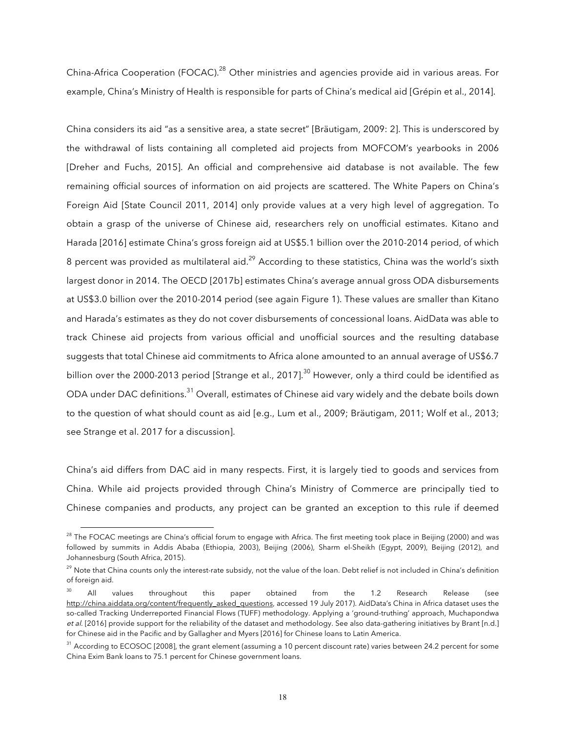China-Africa Cooperation (FOCAC).[28] Other ministries and agencies provide aid in various areas. For example, China's Ministry of Health is responsible for parts of China's medical aid [Grépin et al., 2014].

China considers its aid "as a sensitive area, a state secret" [Bräutigam, 2009: 2]. This is underscored by the withdrawal of lists containing all completed aid projects from MOFCOM's yearbooks in 2006 [Dreher and Fuchs, 2015]. An official and comprehensive aid database is not available. The few remaining official sources of information on aid projects are scattered. The White Papers on China's Foreign Aid [State Council 2011, 2014] only provide values at a very high level of aggregation. To obtain a grasp of the universe of Chinese aid, researchers rely on unofficial estimates. Kitano and Harada [2016] estimate China's gross foreign aid at US$5.1 billion over the 2010-2014 period, of which 8 percent was provided as multilateral aid.[29] According to these statistics, China was the world's sixth largest donor in 2014. The OECD [2017b] estimates China's average annual gross ODA disbursements at US$3.0 billion over the 2010-2014 period (see again Figure 1). These values are smaller than Kitano and Harada's estimates as they do not cover disbursements of concessional loans. AidData was able to track Chinese aid projects from various official and unofficial sources and the resulting database suggests that total Chinese aid commitments to Africa alone amounted to an annual average of US$6.7 billion over the 2000-2013 period [Strange et al., 2017].[30] However, only a third could be identified as ODA under DAC definitions.[31] Overall, estimates of Chinese aid vary widely and the debate boils down to the question of what should count as aid [e.g., Lum et al., 2009; Bräutigam, 2011; Wolf et al., 2013; see Strange et al. 2017 for a discussion].

China's aid differs from DAC aid in many respects. First, it is largely tied to goods and services from China. While aid projects provided through China's Ministry of Commerce are principally tied to Chinese companies and products, any project can be granted an exception to this rule if deemed

---

[28] The FOCAC meetings are China's official forum to engage with Africa. The first meeting took place in Beijing (2000) and was followed by summits in Addis Ababa (Ethiopia, 2003), Beijing (2006), Sharm el-Sheikh (Egypt, 2009), Beijing (2012), and Johannesburg (South Africa, 2015).

[29] Note that China counts only the interest-rate subsidy, not the value of the loan. Debt relief is not included in China's definition of foreign aid.

[30] All values throughout this paper obtained from the 1.2 Research Release (see http://china.aiddata.org/content/frequently_asked_questions, accessed 19 July 2017). AidData's China in Africa dataset uses the so-called Tracking Underreported Financial Flows (TUFF) methodology. Applying a 'ground-truthing' approach, Muchapondwa *et al.* [2016] provide support for the reliability of the dataset and methodology. See also data-gathering initiatives by Brant [n.d.] for Chinese aid in the Pacific and by Gallagher and Myers [2016] for Chinese loans to Latin America.

[31] According to ECOSOC [2008], the grant element (assuming a 10 percent discount rate) varies between 24.2 percent for some China Exim Bank loans to 75.1 percent for Chinese government loans.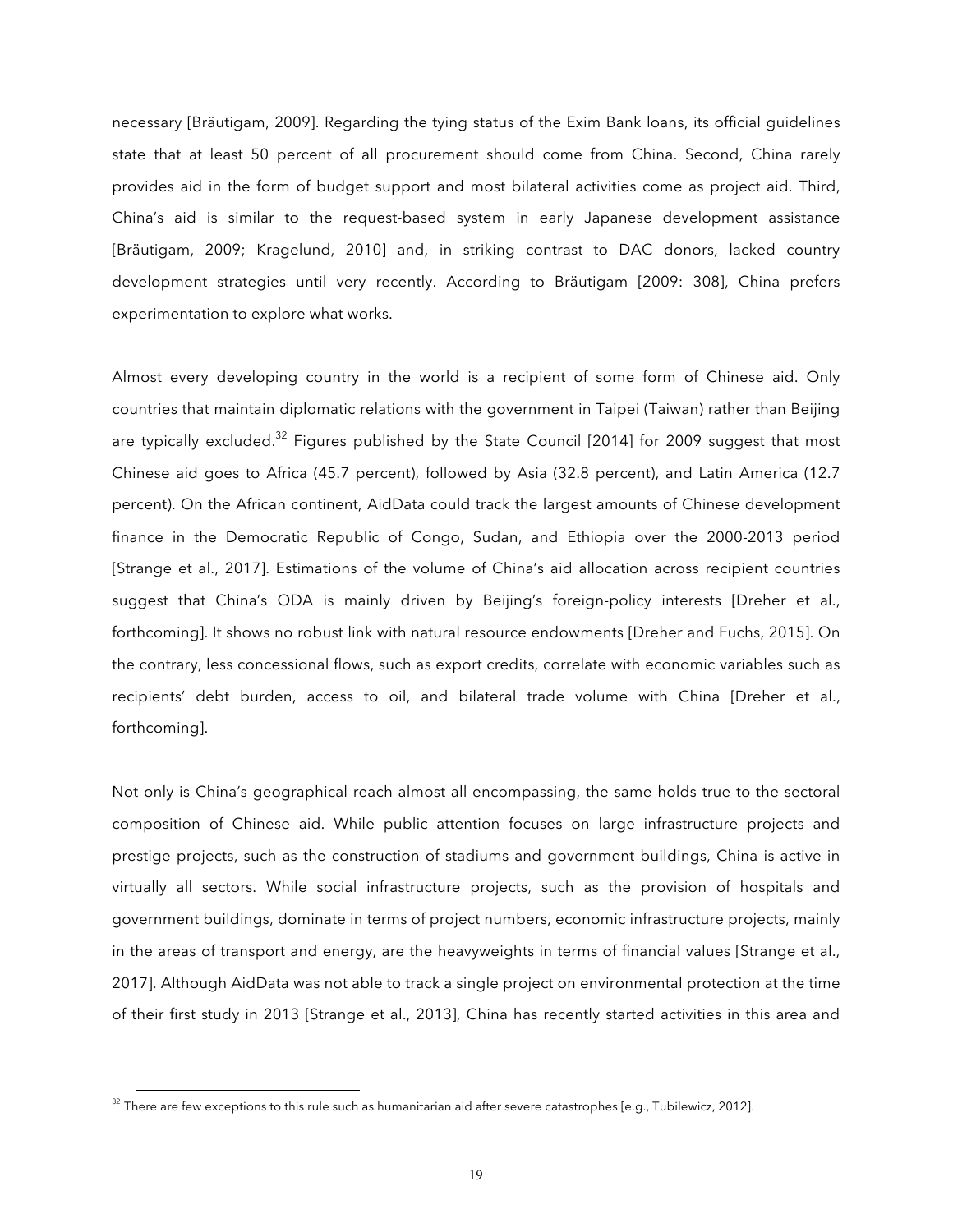necessary [Bräutigam, 2009]. Regarding the tying status of the Exim Bank loans, its official guidelines state that at least 50 percent of all procurement should come from China. Second, China rarely provides aid in the form of budget support and most bilateral activities come as project aid. Third, China's aid is similar to the request-based system in early Japanese development assistance [Bräutigam, 2009; Kragelund, 2010] and, in striking contrast to DAC donors, lacked country development strategies until very recently. According to Bräutigam [2009: 308], China prefers experimentation to explore what works.

Almost every developing country in the world is a recipient of some form of Chinese aid. Only countries that maintain diplomatic relations with the government in Taipei (Taiwan) rather than Beijing are typically excluded.[32] Figures published by the State Council [2014] for 2009 suggest that most Chinese aid goes to Africa (45.7 percent), followed by Asia (32.8 percent), and Latin America (12.7 percent). On the African continent, AidData could track the largest amounts of Chinese development finance in the Democratic Republic of Congo, Sudan, and Ethiopia over the 2000-2013 period [Strange et al., 2017]. Estimations of the volume of China's aid allocation across recipient countries suggest that China's ODA is mainly driven by Beijing's foreign-policy interests [Dreher et al., forthcoming]. It shows no robust link with natural resource endowments [Dreher and Fuchs, 2015]. On the contrary, less concessional flows, such as export credits, correlate with economic variables such as recipients' debt burden, access to oil, and bilateral trade volume with China [Dreher et al., forthcoming].

Not only is China's geographical reach almost all encompassing, the same holds true to the sectoral composition of Chinese aid. While public attention focuses on large infrastructure projects and prestige projects, such as the construction of stadiums and government buildings, China is active in virtually all sectors. While social infrastructure projects, such as the provision of hospitals and government buildings, dominate in terms of project numbers, economic infrastructure projects, mainly in the areas of transport and energy, are the heavyweights in terms of financial values [Strange et al., 2017]. Although AidData was not able to track a single project on environmental protection at the time of their first study in 2013 [Strange et al., 2013], China has recently started activities in this area and

[32] There are few exceptions to this rule such as humanitarian aid after severe catastrophes [e.g., Tubilewicz, 2012].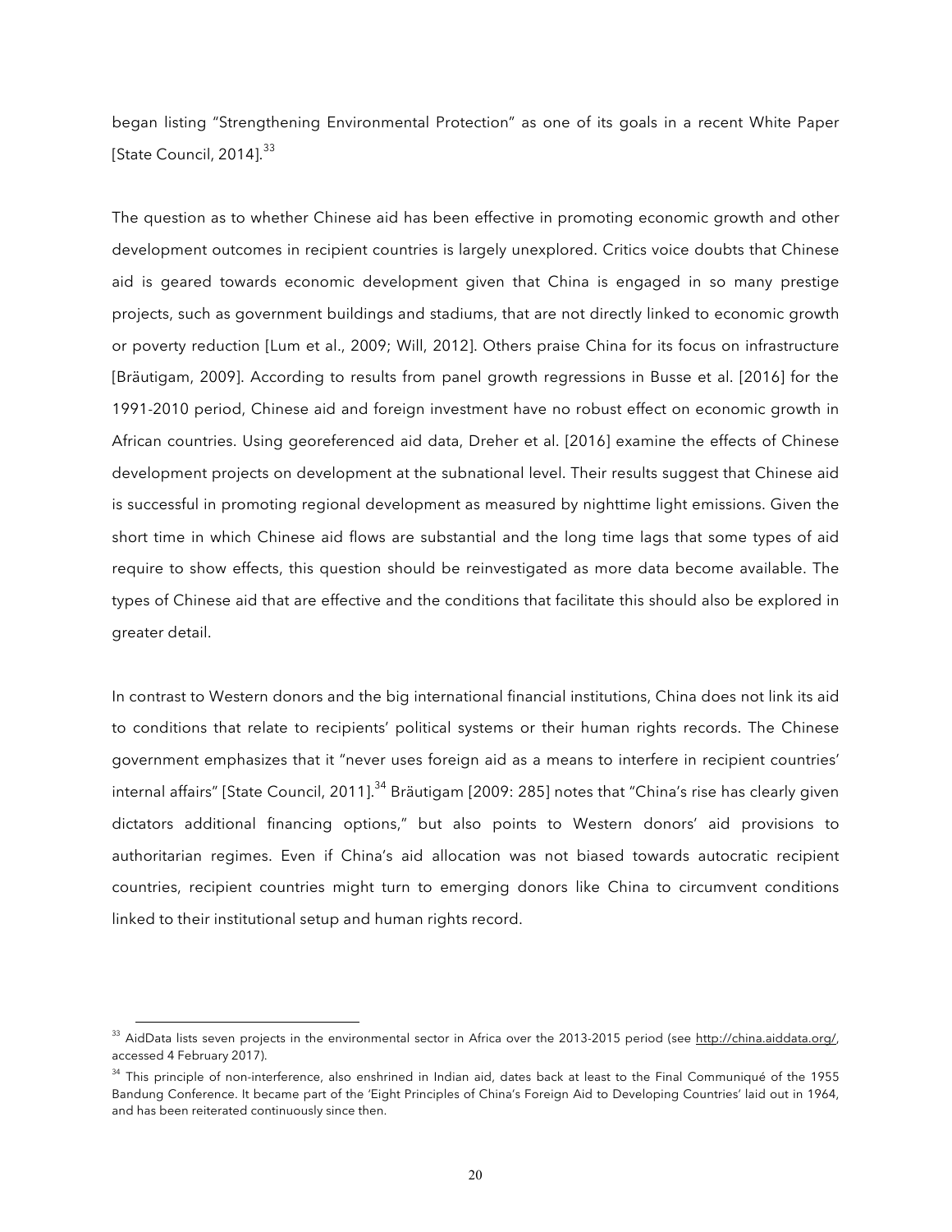began listing "Strengthening Environmental Protection" as one of its goals in a recent White Paper [State Council, 2014].[33]

The question as to whether Chinese aid has been effective in promoting economic growth and other development outcomes in recipient countries is largely unexplored. Critics voice doubts that Chinese aid is geared towards economic development given that China is engaged in so many prestige projects, such as government buildings and stadiums, that are not directly linked to economic growth or poverty reduction [Lum et al., 2009; Will, 2012]. Others praise China for its focus on infrastructure [Bräutigam, 2009]. According to results from panel growth regressions in Busse et al. [2016] for the 1991-2010 period, Chinese aid and foreign investment have no robust effect on economic growth in African countries. Using georeferenced aid data, Dreher et al. [2016] examine the effects of Chinese development projects on development at the subnational level. Their results suggest that Chinese aid is successful in promoting regional development as measured by nighttime light emissions. Given the short time in which Chinese aid flows are substantial and the long time lags that some types of aid require to show effects, this question should be reinvestigated as more data become available. The types of Chinese aid that are effective and the conditions that facilitate this should also be explored in greater detail.

In contrast to Western donors and the big international financial institutions, China does not link its aid to conditions that relate to recipients' political systems or their human rights records. The Chinese government emphasizes that it "never uses foreign aid as a means to interfere in recipient countries' internal affairs" [State Council, 2011].[34] Bräutigam [2009: 285] notes that "China's rise has clearly given dictators additional financing options," but also points to Western donors' aid provisions to authoritarian regimes. Even if China's aid allocation was not biased towards autocratic recipient countries, recipient countries might turn to emerging donors like China to circumvent conditions linked to their institutional setup and human rights record.

---

[33] AidData lists seven projects in the environmental sector in Africa over the 2013-2015 period (see http://china.aiddata.org/, accessed 4 February 2017).

[34] This principle of non-interference, also enshrined in Indian aid, dates back at least to the Final Communiqué of the 1955 Bandung Conference. It became part of the 'Eight Principles of China's Foreign Aid to Developing Countries' laid out in 1964, and has been reiterated continuously since then.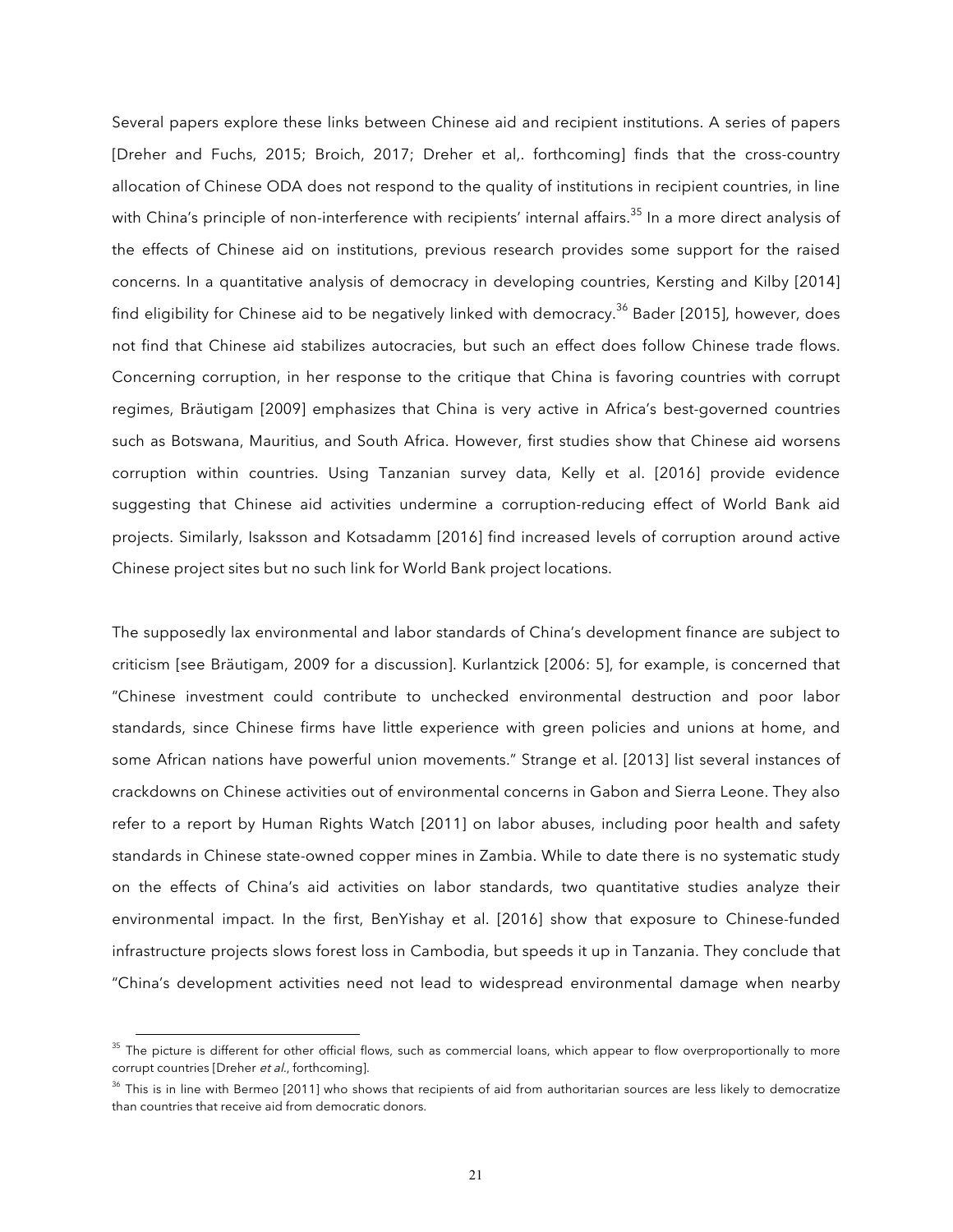Several papers explore these links between Chinese aid and recipient institutions. A series of papers [Dreher and Fuchs, 2015; Broich, 2017; Dreher et al,. forthcoming] finds that the cross-country allocation of Chinese ODA does not respond to the quality of institutions in recipient countries, in line with China's principle of non-interference with recipients' internal affairs.[35] In a more direct analysis of the effects of Chinese aid on institutions, previous research provides some support for the raised concerns. In a quantitative analysis of democracy in developing countries, Kersting and Kilby [2014] find eligibility for Chinese aid to be negatively linked with democracy.[36] Bader [2015], however, does not find that Chinese aid stabilizes autocracies, but such an effect does follow Chinese trade flows. Concerning corruption, in her response to the critique that China is favoring countries with corrupt regimes, Bräutigam [2009] emphasizes that China is very active in Africa's best-governed countries such as Botswana, Mauritius, and South Africa. However, first studies show that Chinese aid worsens corruption within countries. Using Tanzanian survey data, Kelly et al. [2016] provide evidence suggesting that Chinese aid activities undermine a corruption-reducing effect of World Bank aid projects. Similarly, Isaksson and Kotsadamm [2016] find increased levels of corruption around active Chinese project sites but no such link for World Bank project locations.

The supposedly lax environmental and labor standards of China's development finance are subject to criticism [see Bräutigam, 2009 for a discussion]. Kurlantzick [2006: 5], for example, is concerned that "Chinese investment could contribute to unchecked environmental destruction and poor labor standards, since Chinese firms have little experience with green policies and unions at home, and some African nations have powerful union movements." Strange et al. [2013] list several instances of crackdowns on Chinese activities out of environmental concerns in Gabon and Sierra Leone. They also refer to a report by Human Rights Watch [2011] on labor abuses, including poor health and safety standards in Chinese state-owned copper mines in Zambia. While to date there is no systematic study on the effects of China's aid activities on labor standards, two quantitative studies analyze their environmental impact. In the first, BenYishay et al. [2016] show that exposure to Chinese-funded infrastructure projects slows forest loss in Cambodia, but speeds it up in Tanzania. They conclude that "China's development activities need not lead to widespread environmental damage when nearby

[35] The picture is different for other official flows, such as commercial loans, which appear to flow overproportionally to more corrupt countries [Dreher *et al.*, forthcoming].

[36] This is in line with Bermeo [2011] who shows that recipients of aid from authoritarian sources are less likely to democratize than countries that receive aid from democratic donors.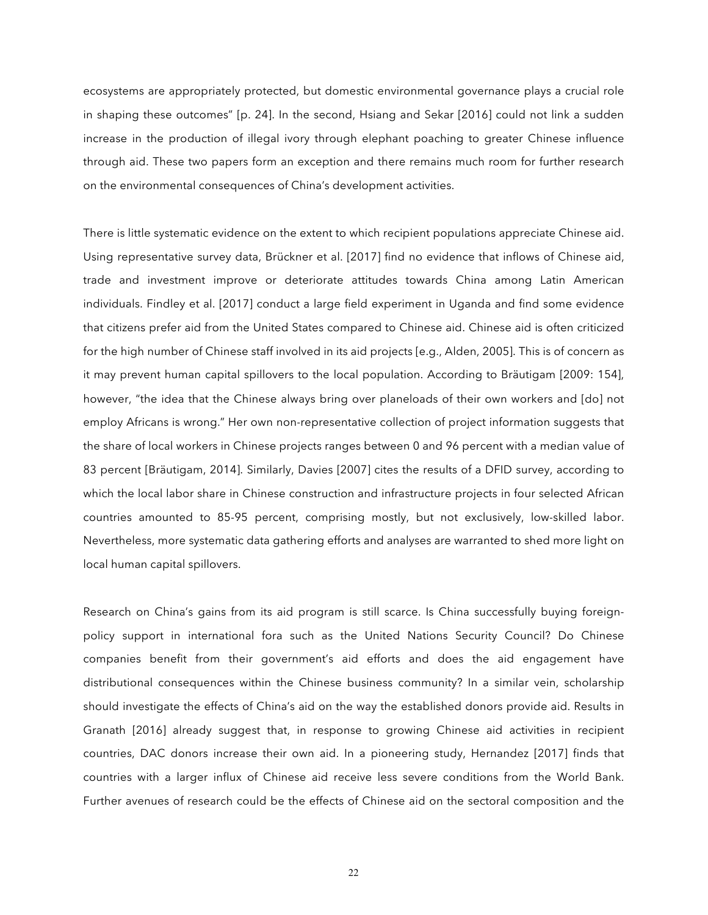ecosystems are appropriately protected, but domestic environmental governance plays a crucial role in shaping these outcomes" [p. 24]. In the second, Hsiang and Sekar [2016] could not link a sudden increase in the production of illegal ivory through elephant poaching to greater Chinese influence through aid. These two papers form an exception and there remains much room for further research on the environmental consequences of China's development activities.

There is little systematic evidence on the extent to which recipient populations appreciate Chinese aid. Using representative survey data, Brückner et al. [2017] find no evidence that inflows of Chinese aid, trade and investment improve or deteriorate attitudes towards China among Latin American individuals. Findley et al. [2017] conduct a large field experiment in Uganda and find some evidence that citizens prefer aid from the United States compared to Chinese aid. Chinese aid is often criticized for the high number of Chinese staff involved in its aid projects [e.g., Alden, 2005]. This is of concern as it may prevent human capital spillovers to the local population. According to Bräutigam [2009: 154], however, "the idea that the Chinese always bring over planeloads of their own workers and [do] not employ Africans is wrong." Her own non-representative collection of project information suggests that the share of local workers in Chinese projects ranges between 0 and 96 percent with a median value of 83 percent [Bräutigam, 2014]. Similarly, Davies [2007] cites the results of a DFID survey, according to which the local labor share in Chinese construction and infrastructure projects in four selected African countries amounted to 85-95 percent, comprising mostly, but not exclusively, low-skilled labor. Nevertheless, more systematic data gathering efforts and analyses are warranted to shed more light on local human capital spillovers.

Research on China's gains from its aid program is still scarce. Is China successfully buying foreign-policy support in international fora such as the United Nations Security Council? Do Chinese companies benefit from their government's aid efforts and does the aid engagement have distributional consequences within the Chinese business community? In a similar vein, scholarship should investigate the effects of China's aid on the way the established donors provide aid. Results in Granath [2016] already suggest that, in response to growing Chinese aid activities in recipient countries, DAC donors increase their own aid. In a pioneering study, Hernandez [2017] finds that countries with a larger influx of Chinese aid receive less severe conditions from the World Bank. Further avenues of research could be the effects of Chinese aid on the sectoral composition and the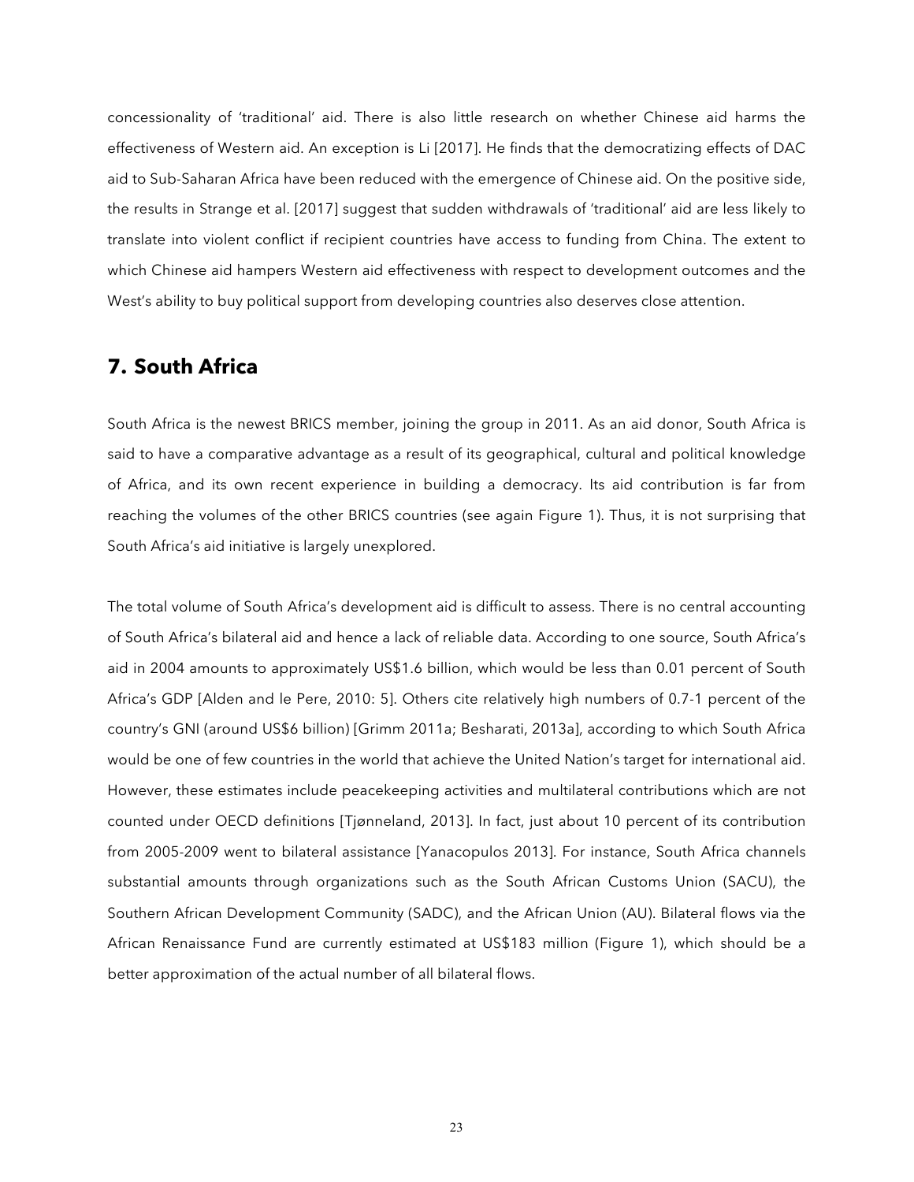concessionality of 'traditional' aid. There is also little research on whether Chinese aid harms the effectiveness of Western aid. An exception is Li [2017]. He finds that the democratizing effects of DAC aid to Sub-Saharan Africa have been reduced with the emergence of Chinese aid. On the positive side, the results in Strange et al. [2017] suggest that sudden withdrawals of 'traditional' aid are less likely to translate into violent conflict if recipient countries have access to funding from China. The extent to which Chinese aid hampers Western aid effectiveness with respect to development outcomes and the West's ability to buy political support from developing countries also deserves close attention.

## 7. South Africa

South Africa is the newest BRICS member, joining the group in 2011. As an aid donor, South Africa is said to have a comparative advantage as a result of its geographical, cultural and political knowledge of Africa, and its own recent experience in building a democracy. Its aid contribution is far from reaching the volumes of the other BRICS countries (see again Figure 1). Thus, it is not surprising that South Africa's aid initiative is largely unexplored.

The total volume of South Africa's development aid is difficult to assess. There is no central accounting of South Africa's bilateral aid and hence a lack of reliable data. According to one source, South Africa's aid in 2004 amounts to approximately US$1.6 billion, which would be less than 0.01 percent of South Africa's GDP [Alden and le Pere, 2010: 5]. Others cite relatively high numbers of 0.7-1 percent of the country's GNI (around US$6 billion) [Grimm 2011a; Besharati, 2013a], according to which South Africa would be one of few countries in the world that achieve the United Nation's target for international aid. However, these estimates include peacekeeping activities and multilateral contributions which are not counted under OECD definitions [Tjønneland, 2013]. In fact, just about 10 percent of its contribution from 2005-2009 went to bilateral assistance [Yanacopulos 2013]. For instance, South Africa channels substantial amounts through organizations such as the South African Customs Union (SACU), the Southern African Development Community (SADC), and the African Union (AU). Bilateral flows via the African Renaissance Fund are currently estimated at US$183 million (Figure 1), which should be a better approximation of the actual number of all bilateral flows.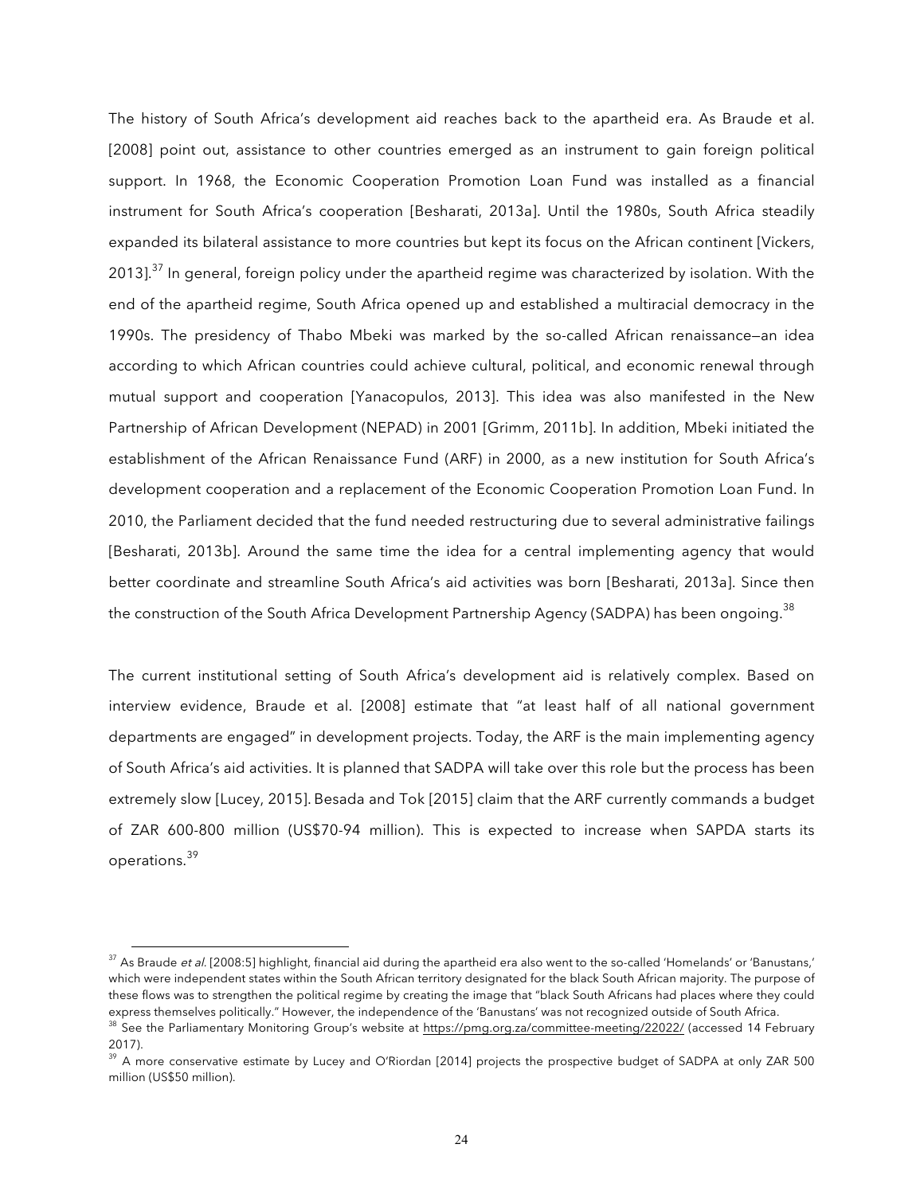The history of South Africa's development aid reaches back to the apartheid era. As Braude et al. [2008] point out, assistance to other countries emerged as an instrument to gain foreign political support. In 1968, the Economic Cooperation Promotion Loan Fund was installed as a financial instrument for South Africa's cooperation [Besharati, 2013a]. Until the 1980s, South Africa steadily expanded its bilateral assistance to more countries but kept its focus on the African continent [Vickers, 2013].[37] In general, foreign policy under the apartheid regime was characterized by isolation. With the end of the apartheid regime, South Africa opened up and established a multiracial democracy in the 1990s. The presidency of Thabo Mbeki was marked by the so-called African renaissance—an idea according to which African countries could achieve cultural, political, and economic renewal through mutual support and cooperation [Yanacopulos, 2013]. This idea was also manifested in the New Partnership of African Development (NEPAD) in 2001 [Grimm, 2011b]. In addition, Mbeki initiated the establishment of the African Renaissance Fund (ARF) in 2000, as a new institution for South Africa's development cooperation and a replacement of the Economic Cooperation Promotion Loan Fund. In 2010, the Parliament decided that the fund needed restructuring due to several administrative failings [Besharati, 2013b]. Around the same time the idea for a central implementing agency that would better coordinate and streamline South Africa's aid activities was born [Besharati, 2013a]. Since then the construction of the South Africa Development Partnership Agency (SADPA) has been ongoing.[38]

The current institutional setting of South Africa's development aid is relatively complex. Based on interview evidence, Braude et al. [2008] estimate that "at least half of all national government departments are engaged" in development projects. Today, the ARF is the main implementing agency of South Africa's aid activities. It is planned that SADPA will take over this role but the process has been extremely slow [Lucey, 2015]. Besada and Tok [2015] claim that the ARF currently commands a budget of ZAR 600-800 million (US$70-94 million). This is expected to increase when SAPDA starts its operations.[39]

---

[37] As Braude *et al.* [2008:5] highlight, financial aid during the apartheid era also went to the so-called 'Homelands' or 'Banustans,' which were independent states within the South African territory designated for the black South African majority. The purpose of these flows was to strengthen the political regime by creating the image that "black South Africans had places where they could express themselves politically." However, the independence of the 'Banustans' was not recognized outside of South Africa.

[38] See the Parliamentary Monitoring Group's website at https://pmg.org.za/committee-meeting/22022/ (accessed 14 February 2017).

[39] A more conservative estimate by Lucey and O'Riordan [2014] projects the prospective budget of SADPA at only ZAR 500 million (US$50 million).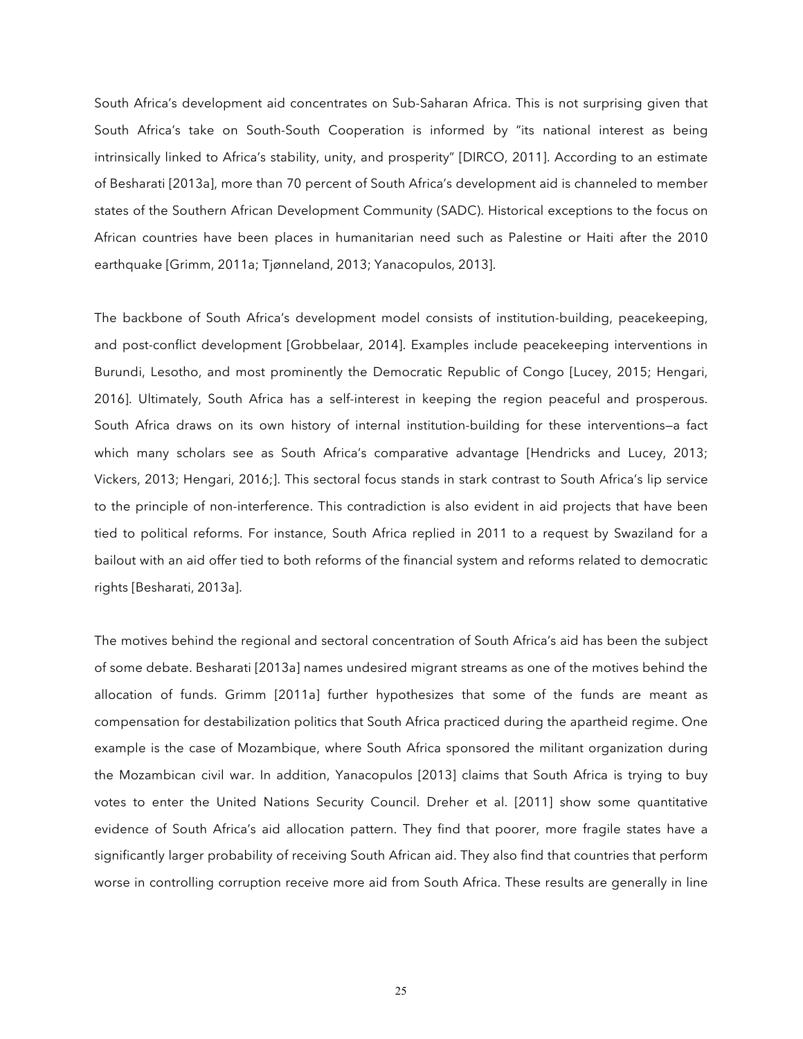South Africa's development aid concentrates on Sub-Saharan Africa. This is not surprising given that South Africa's take on South-South Cooperation is informed by "its national interest as being intrinsically linked to Africa's stability, unity, and prosperity" [DIRCO, 2011]. According to an estimate of Besharati [2013a], more than 70 percent of South Africa's development aid is channeled to member states of the Southern African Development Community (SADC). Historical exceptions to the focus on African countries have been places in humanitarian need such as Palestine or Haiti after the 2010 earthquake [Grimm, 2011a; Tjønneland, 2013; Yanacopulos, 2013].

The backbone of South Africa's development model consists of institution-building, peacekeeping, and post-conflict development [Grobbelaar, 2014]. Examples include peacekeeping interventions in Burundi, Lesotho, and most prominently the Democratic Republic of Congo [Lucey, 2015; Hengari, 2016]. Ultimately, South Africa has a self-interest in keeping the region peaceful and prosperous. South Africa draws on its own history of internal institution-building for these interventions—a fact which many scholars see as South Africa's comparative advantage [Hendricks and Lucey, 2013; Vickers, 2013; Hengari, 2016;]. This sectoral focus stands in stark contrast to South Africa's lip service to the principle of non-interference. This contradiction is also evident in aid projects that have been tied to political reforms. For instance, South Africa replied in 2011 to a request by Swaziland for a bailout with an aid offer tied to both reforms of the financial system and reforms related to democratic rights [Besharati, 2013a].

The motives behind the regional and sectoral concentration of South Africa's aid has been the subject of some debate. Besharati [2013a] names undesired migrant streams as one of the motives behind the allocation of funds. Grimm [2011a] further hypothesizes that some of the funds are meant as compensation for destabilization politics that South Africa practiced during the apartheid regime. One example is the case of Mozambique, where South Africa sponsored the militant organization during the Mozambican civil war. In addition, Yanacopulos [2013] claims that South Africa is trying to buy votes to enter the United Nations Security Council. Dreher et al. [2011] show some quantitative evidence of South Africa's aid allocation pattern. They find that poorer, more fragile states have a significantly larger probability of receiving South African aid. They also find that countries that perform worse in controlling corruption receive more aid from South Africa. These results are generally in line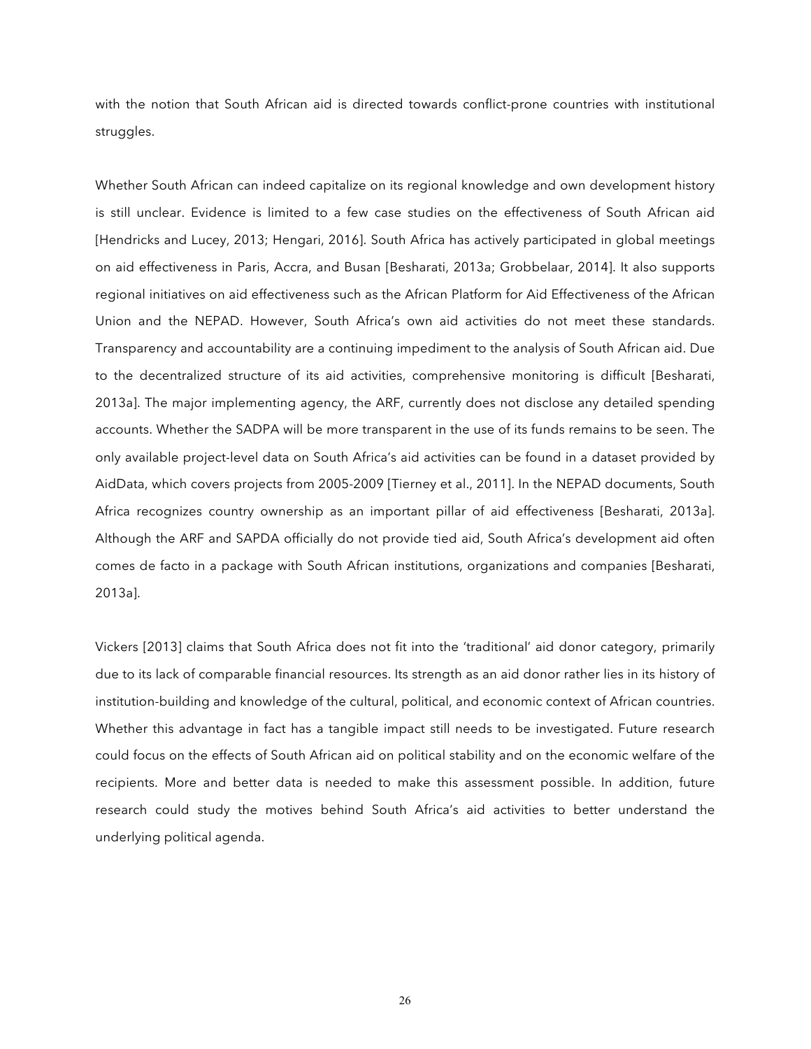with the notion that South African aid is directed towards conflict-prone countries with institutional struggles.

Whether South African can indeed capitalize on its regional knowledge and own development history is still unclear. Evidence is limited to a few case studies on the effectiveness of South African aid [Hendricks and Lucey, 2013; Hengari, 2016]. South Africa has actively participated in global meetings on aid effectiveness in Paris, Accra, and Busan [Besharati, 2013a; Grobbelaar, 2014]. It also supports regional initiatives on aid effectiveness such as the African Platform for Aid Effectiveness of the African Union and the NEPAD. However, South Africa's own aid activities do not meet these standards. Transparency and accountability are a continuing impediment to the analysis of South African aid. Due to the decentralized structure of its aid activities, comprehensive monitoring is difficult [Besharati, 2013a]. The major implementing agency, the ARF, currently does not disclose any detailed spending accounts. Whether the SADPA will be more transparent in the use of its funds remains to be seen. The only available project-level data on South Africa's aid activities can be found in a dataset provided by AidData, which covers projects from 2005-2009 [Tierney et al., 2011]. In the NEPAD documents, South Africa recognizes country ownership as an important pillar of aid effectiveness [Besharati, 2013a]. Although the ARF and SAPDA officially do not provide tied aid, South Africa's development aid often comes de facto in a package with South African institutions, organizations and companies [Besharati, 2013a].

Vickers [2013] claims that South Africa does not fit into the 'traditional' aid donor category, primarily due to its lack of comparable financial resources. Its strength as an aid donor rather lies in its history of institution-building and knowledge of the cultural, political, and economic context of African countries. Whether this advantage in fact has a tangible impact still needs to be investigated. Future research could focus on the effects of South African aid on political stability and on the economic welfare of the recipients. More and better data is needed to make this assessment possible. In addition, future research could study the motives behind South Africa's aid activities to better understand the underlying political agenda.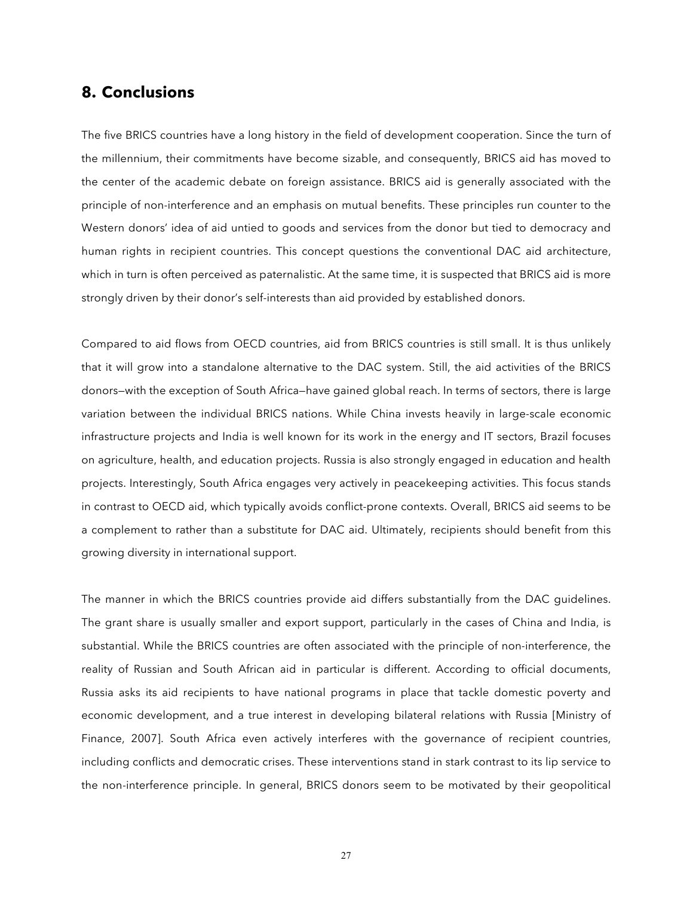## 8. Conclusions

The five BRICS countries have a long history in the field of development cooperation. Since the turn of the millennium, their commitments have become sizable, and consequently, BRICS aid has moved to the center of the academic debate on foreign assistance. BRICS aid is generally associated with the principle of non-interference and an emphasis on mutual benefits. These principles run counter to the Western donors' idea of aid untied to goods and services from the donor but tied to democracy and human rights in recipient countries. This concept questions the conventional DAC aid architecture, which in turn is often perceived as paternalistic. At the same time, it is suspected that BRICS aid is more strongly driven by their donor's self-interests than aid provided by established donors.

Compared to aid flows from OECD countries, aid from BRICS countries is still small. It is thus unlikely that it will grow into a standalone alternative to the DAC system. Still, the aid activities of the BRICS donors—with the exception of South Africa—have gained global reach. In terms of sectors, there is large variation between the individual BRICS nations. While China invests heavily in large-scale economic infrastructure projects and India is well known for its work in the energy and IT sectors, Brazil focuses on agriculture, health, and education projects. Russia is also strongly engaged in education and health projects. Interestingly, South Africa engages very actively in peacekeeping activities. This focus stands in contrast to OECD aid, which typically avoids conflict-prone contexts. Overall, BRICS aid seems to be a complement to rather than a substitute for DAC aid. Ultimately, recipients should benefit from this growing diversity in international support.

The manner in which the BRICS countries provide aid differs substantially from the DAC guidelines. The grant share is usually smaller and export support, particularly in the cases of China and India, is substantial. While the BRICS countries are often associated with the principle of non-interference, the reality of Russian and South African aid in particular is different. According to official documents, Russia asks its aid recipients to have national programs in place that tackle domestic poverty and economic development, and a true interest in developing bilateral relations with Russia [Ministry of Finance, 2007]. South Africa even actively interferes with the governance of recipient countries, including conflicts and democratic crises. These interventions stand in stark contrast to its lip service to the non-interference principle. In general, BRICS donors seem to be motivated by their geopolitical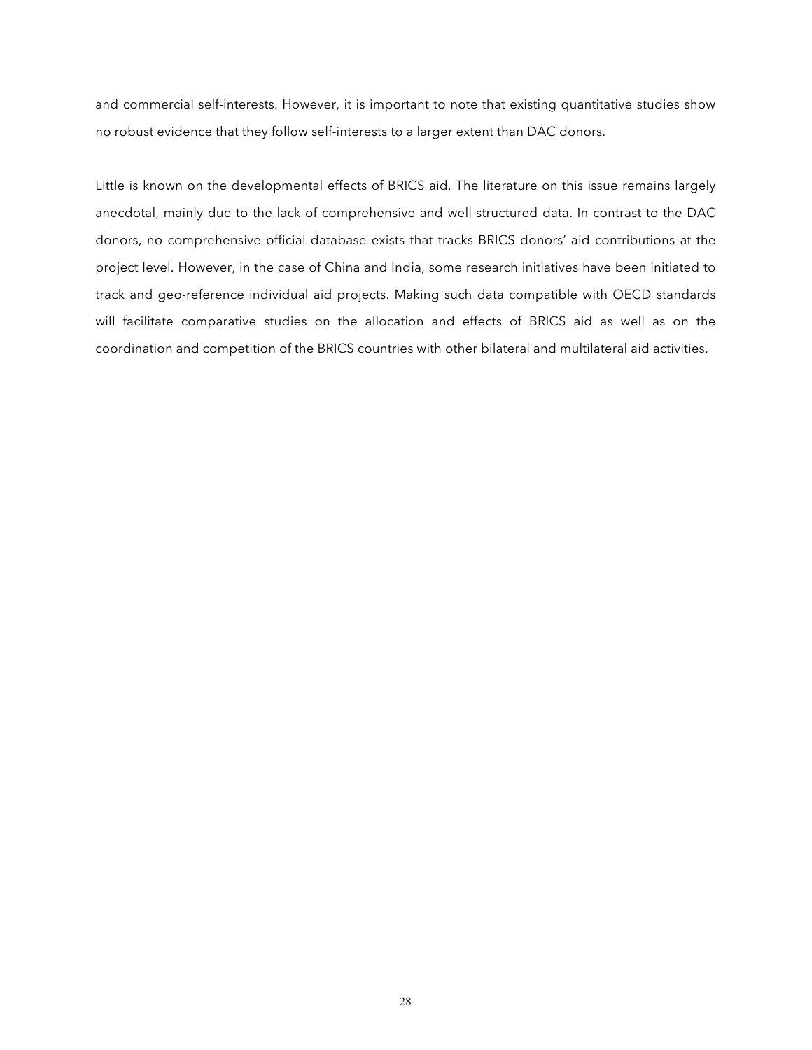and commercial self-interests. However, it is important to note that existing quantitative studies show no robust evidence that they follow self-interests to a larger extent than DAC donors.

Little is known on the developmental effects of BRICS aid. The literature on this issue remains largely anecdotal, mainly due to the lack of comprehensive and well-structured data. In contrast to the DAC donors, no comprehensive official database exists that tracks BRICS donors' aid contributions at the project level. However, in the case of China and India, some research initiatives have been initiated to track and geo-reference individual aid projects. Making such data compatible with OECD standards will facilitate comparative studies on the allocation and effects of BRICS aid as well as on the coordination and competition of the BRICS countries with other bilateral and multilateral aid activities.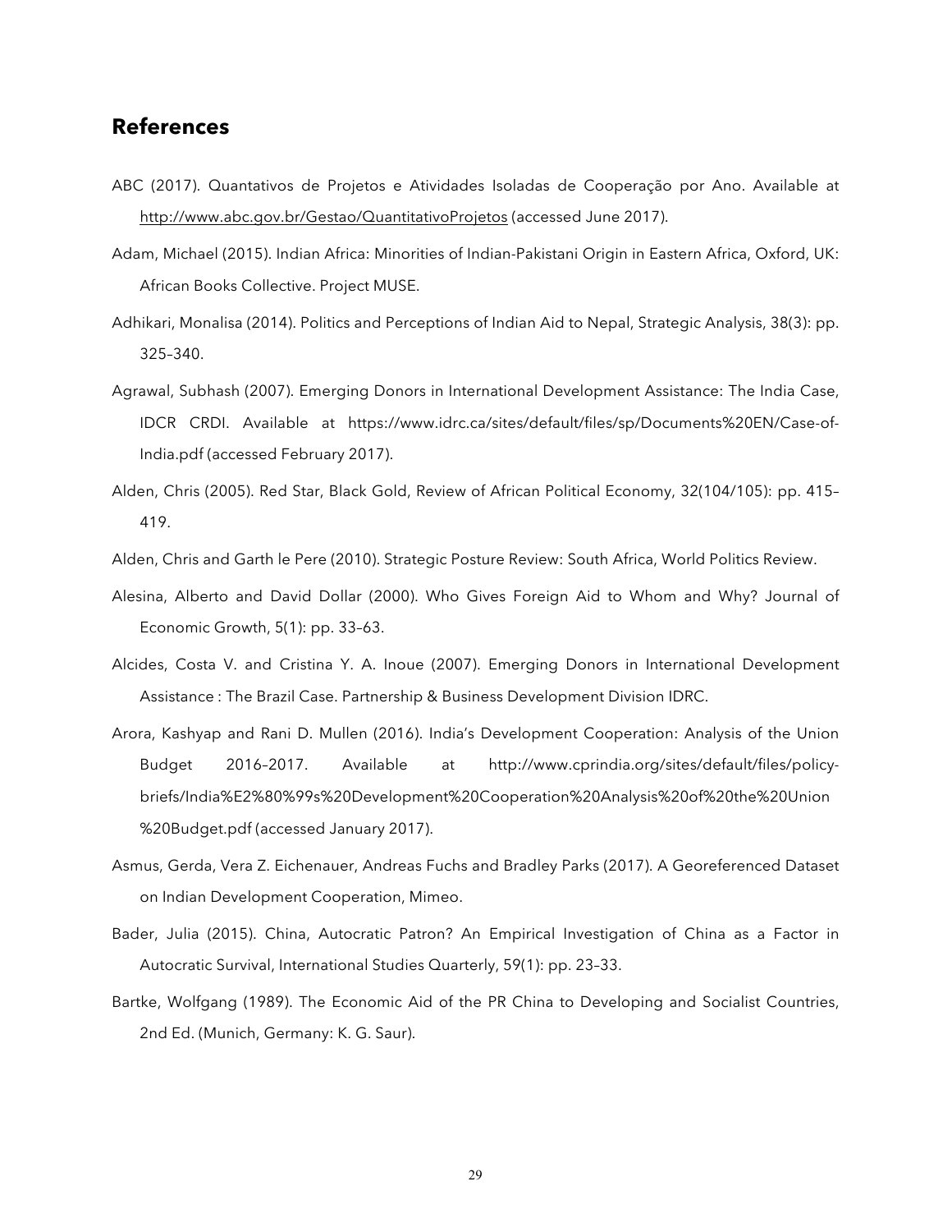## References

ABC (2017). Quantativos de Projetos e Atividades Isoladas de Cooperação por Ano. Available at http://www.abc.gov.br/Gestao/QuantitativoProjetos (accessed June 2017).

Adam, Michael (2015). Indian Africa: Minorities of Indian-Pakistani Origin in Eastern Africa, Oxford, UK: African Books Collective. Project MUSE.

Adhikari, Monalisa (2014). Politics and Perceptions of Indian Aid to Nepal, Strategic Analysis, 38(3): pp. 325–340.

Agrawal, Subhash (2007). Emerging Donors in International Development Assistance: The India Case, IDCR CRDI. Available at https://www.idrc.ca/sites/default/files/sp/Documents%20EN/Case-of-India.pdf (accessed February 2017).

Alden, Chris (2005). Red Star, Black Gold, Review of African Political Economy, 32(104/105): pp. 415–419.

Alden, Chris and Garth le Pere (2010). Strategic Posture Review: South Africa, World Politics Review.

Alesina, Alberto and David Dollar (2000). Who Gives Foreign Aid to Whom and Why? Journal of Economic Growth, 5(1): pp. 33–63.

Alcides, Costa V. and Cristina Y. A. Inoue (2007). Emerging Donors in International Development Assistance : The Brazil Case. Partnership & Business Development Division IDRC.

Arora, Kashyap and Rani D. Mullen (2016). India's Development Cooperation: Analysis of the Union Budget 2016–2017. Available at http://www.cprindia.org/sites/default/files/policy-briefs/India%E2%80%99s%20Development%20Cooperation%20Analysis%20of%20the%20Union%20Budget.pdf (accessed January 2017).

Asmus, Gerda, Vera Z. Eichenauer, Andreas Fuchs and Bradley Parks (2017). A Georeferenced Dataset on Indian Development Cooperation, Mimeo.

Bader, Julia (2015). China, Autocratic Patron? An Empirical Investigation of China as a Factor in Autocratic Survival, International Studies Quarterly, 59(1): pp. 23–33.

Bartke, Wolfgang (1989). The Economic Aid of the PR China to Developing and Socialist Countries, 2nd Ed. (Munich, Germany: K. G. Saur).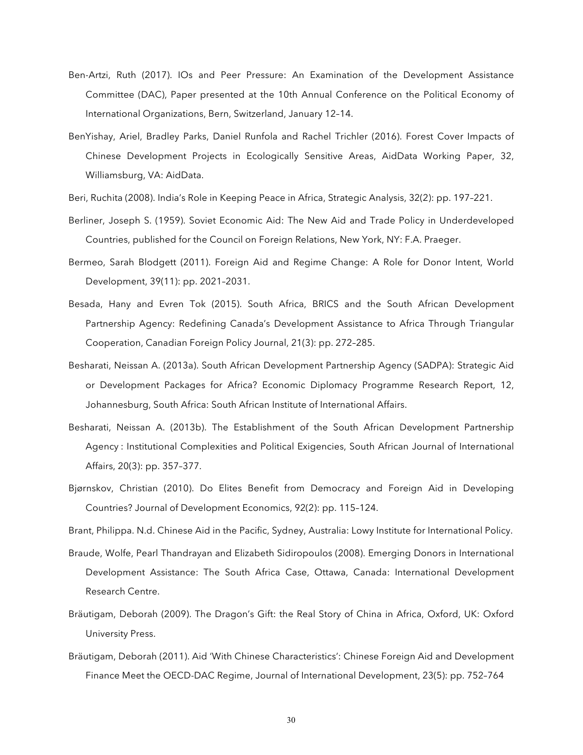Ben-Artzi, Ruth (2017). IOs and Peer Pressure: An Examination of the Development Assistance Committee (DAC), Paper presented at the 10th Annual Conference on the Political Economy of International Organizations, Bern, Switzerland, January 12–14.

BenYishay, Ariel, Bradley Parks, Daniel Runfola and Rachel Trichler (2016). Forest Cover Impacts of Chinese Development Projects in Ecologically Sensitive Areas, AidData Working Paper, 32, Williamsburg, VA: AidData.

Beri, Ruchita (2008). India's Role in Keeping Peace in Africa, Strategic Analysis, 32(2): pp. 197–221.

Berliner, Joseph S. (1959). Soviet Economic Aid: The New Aid and Trade Policy in Underdeveloped Countries, published for the Council on Foreign Relations, New York, NY: F.A. Praeger.

Bermeo, Sarah Blodgett (2011). Foreign Aid and Regime Change: A Role for Donor Intent, World Development, 39(11): pp. 2021–2031.

Besada, Hany and Evren Tok (2015). South Africa, BRICS and the South African Development Partnership Agency: Redefining Canada's Development Assistance to Africa Through Triangular Cooperation, Canadian Foreign Policy Journal, 21(3): pp. 272–285.

Besharati, Neissan A. (2013a). South African Development Partnership Agency (SADPA): Strategic Aid or Development Packages for Africa? Economic Diplomacy Programme Research Report, 12, Johannesburg, South Africa: South African Institute of International Affairs.

Besharati, Neissan A. (2013b). The Establishment of the South African Development Partnership Agency : Institutional Complexities and Political Exigencies, South African Journal of International Affairs, 20(3): pp. 357–377.

Bjørnskov, Christian (2010). Do Elites Benefit from Democracy and Foreign Aid in Developing Countries? Journal of Development Economics, 92(2): pp. 115–124.

Brant, Philippa. N.d. Chinese Aid in the Pacific, Sydney, Australia: Lowy Institute for International Policy.

Braude, Wolfe, Pearl Thandrayan and Elizabeth Sidiropoulos (2008). Emerging Donors in International Development Assistance: The South Africa Case, Ottawa, Canada: International Development Research Centre.

Bräutigam, Deborah (2009). The Dragon's Gift: the Real Story of China in Africa, Oxford, UK: Oxford University Press.

Bräutigam, Deborah (2011). Aid 'With Chinese Characteristics': Chinese Foreign Aid and Development Finance Meet the OECD-DAC Regime, Journal of International Development, 23(5): pp. 752–764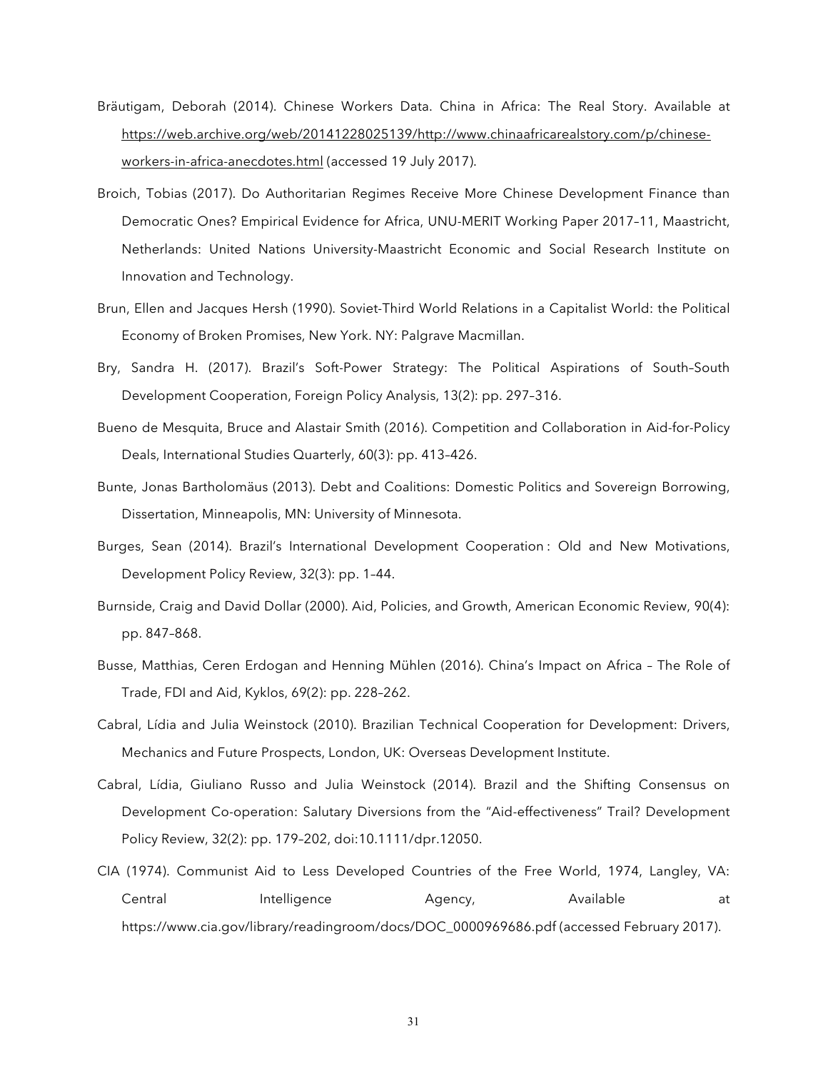Bräutigam, Deborah (2014). Chinese Workers Data. China in Africa: The Real Story. Available at https://web.archive.org/web/20141228025139/http://www.chinaafricarealstory.com/p/chinese-workers-in-africa-anecdotes.html (accessed 19 July 2017).

Broich, Tobias (2017). Do Authoritarian Regimes Receive More Chinese Development Finance than Democratic Ones? Empirical Evidence for Africa, UNU-MERIT Working Paper 2017–11, Maastricht, Netherlands: United Nations University-Maastricht Economic and Social Research Institute on Innovation and Technology.

Brun, Ellen and Jacques Hersh (1990). Soviet-Third World Relations in a Capitalist World: the Political Economy of Broken Promises, New York. NY: Palgrave Macmillan.

Bry, Sandra H. (2017). Brazil's Soft-Power Strategy: The Political Aspirations of South–South Development Cooperation, Foreign Policy Analysis, 13(2): pp. 297–316.

Bueno de Mesquita, Bruce and Alastair Smith (2016). Competition and Collaboration in Aid-for-Policy Deals, International Studies Quarterly, 60(3): pp. 413–426.

Bunte, Jonas Bartholomäus (2013). Debt and Coalitions: Domestic Politics and Sovereign Borrowing, Dissertation, Minneapolis, MN: University of Minnesota.

Burges, Sean (2014). Brazil's International Development Cooperation : Old and New Motivations, Development Policy Review, 32(3): pp. 1–44.

Burnside, Craig and David Dollar (2000). Aid, Policies, and Growth, American Economic Review, 90(4): pp. 847–868.

Busse, Matthias, Ceren Erdogan and Henning Mühlen (2016). China's Impact on Africa – The Role of Trade, FDI and Aid, Kyklos, 69(2): pp. 228–262.

Cabral, Lídia and Julia Weinstock (2010). Brazilian Technical Cooperation for Development: Drivers, Mechanics and Future Prospects, London, UK: Overseas Development Institute.

Cabral, Lídia, Giuliano Russo and Julia Weinstock (2014). Brazil and the Shifting Consensus on Development Co-operation: Salutary Diversions from the "Aid-effectiveness" Trail? Development Policy Review, 32(2): pp. 179–202, doi:10.1111/dpr.12050.

CIA (1974). Communist Aid to Less Developed Countries of the Free World, 1974, Langley, VA: Central Intelligence Agency, Available at https://www.cia.gov/library/readingroom/docs/DOC_0000969686.pdf (accessed February 2017).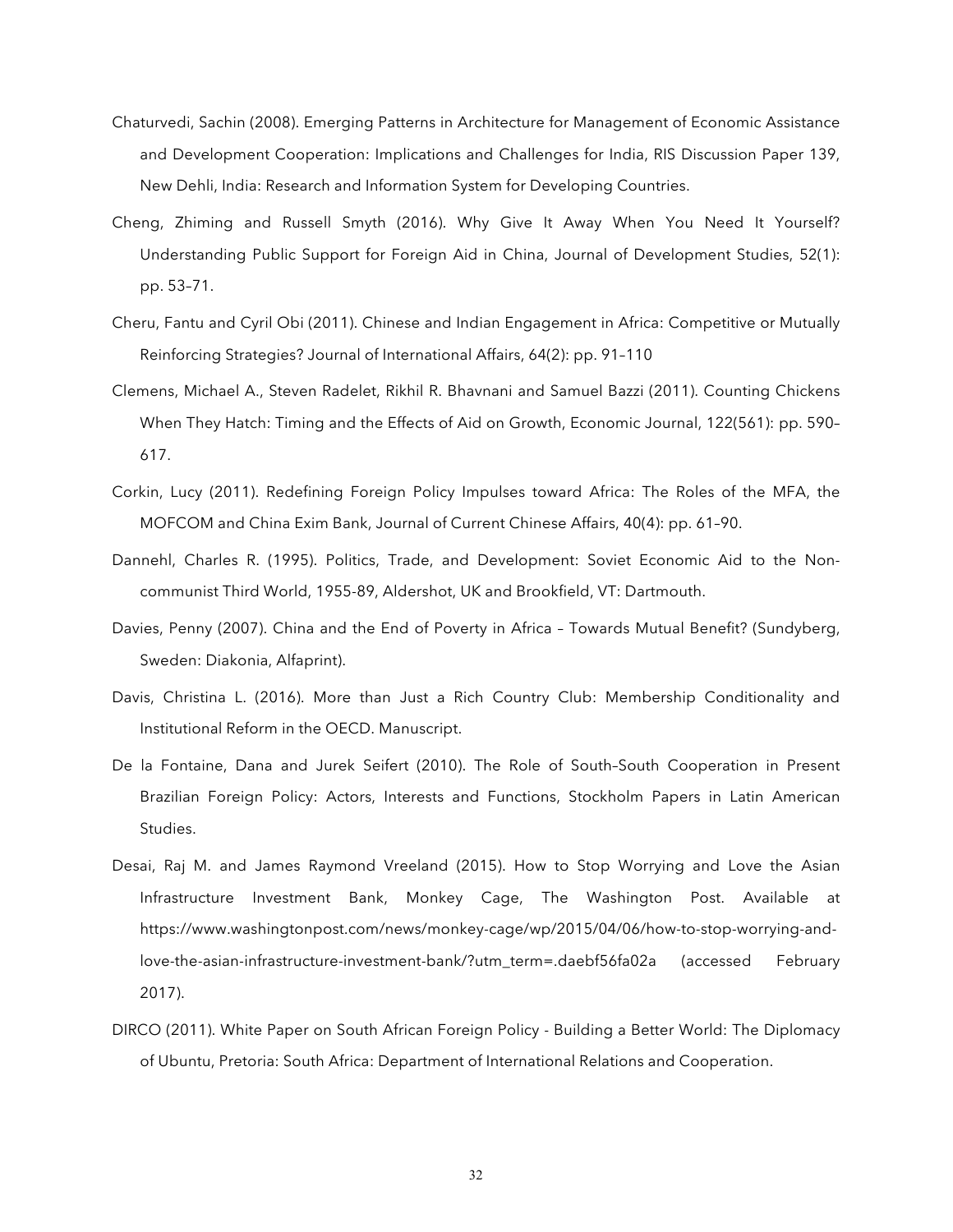Chaturvedi, Sachin (2008). Emerging Patterns in Architecture for Management of Economic Assistance and Development Cooperation: Implications and Challenges for India, RIS Discussion Paper 139, New Dehli, India: Research and Information System for Developing Countries.

Cheng, Zhiming and Russell Smyth (2016). Why Give It Away When You Need It Yourself? Understanding Public Support for Foreign Aid in China, Journal of Development Studies, 52(1): pp. 53–71.

Cheru, Fantu and Cyril Obi (2011). Chinese and Indian Engagement in Africa: Competitive or Mutually Reinforcing Strategies? Journal of International Affairs, 64(2): pp. 91–110

Clemens, Michael A., Steven Radelet, Rikhil R. Bhavnani and Samuel Bazzi (2011). Counting Chickens When They Hatch: Timing and the Effects of Aid on Growth, Economic Journal, 122(561): pp. 590–617.

Corkin, Lucy (2011). Redefining Foreign Policy Impulses toward Africa: The Roles of the MFA, the MOFCOM and China Exim Bank, Journal of Current Chinese Affairs, 40(4): pp. 61–90.

Dannehl, Charles R. (1995). Politics, Trade, and Development: Soviet Economic Aid to the Non-communist Third World, 1955-89, Aldershot, UK and Brookfield, VT: Dartmouth.

Davies, Penny (2007). China and the End of Poverty in Africa – Towards Mutual Benefit? (Sundyberg, Sweden: Diakonia, Alfaprint).

Davis, Christina L. (2016). More than Just a Rich Country Club: Membership Conditionality and Institutional Reform in the OECD. Manuscript.

De la Fontaine, Dana and Jurek Seifert (2010). The Role of South–South Cooperation in Present Brazilian Foreign Policy: Actors, Interests and Functions, Stockholm Papers in Latin American Studies.

Desai, Raj M. and James Raymond Vreeland (2015). How to Stop Worrying and Love the Asian Infrastructure Investment Bank, Monkey Cage, The Washington Post. Available at https://www.washingtonpost.com/news/monkey-cage/wp/2015/04/06/how-to-stop-worrying-and-love-the-asian-infrastructure-investment-bank/?utm_term=.daebf56fa02a (accessed February 2017).

DIRCO (2011). White Paper on South African Foreign Policy - Building a Better World: The Diplomacy of Ubuntu, Pretoria: South Africa: Department of International Relations and Cooperation.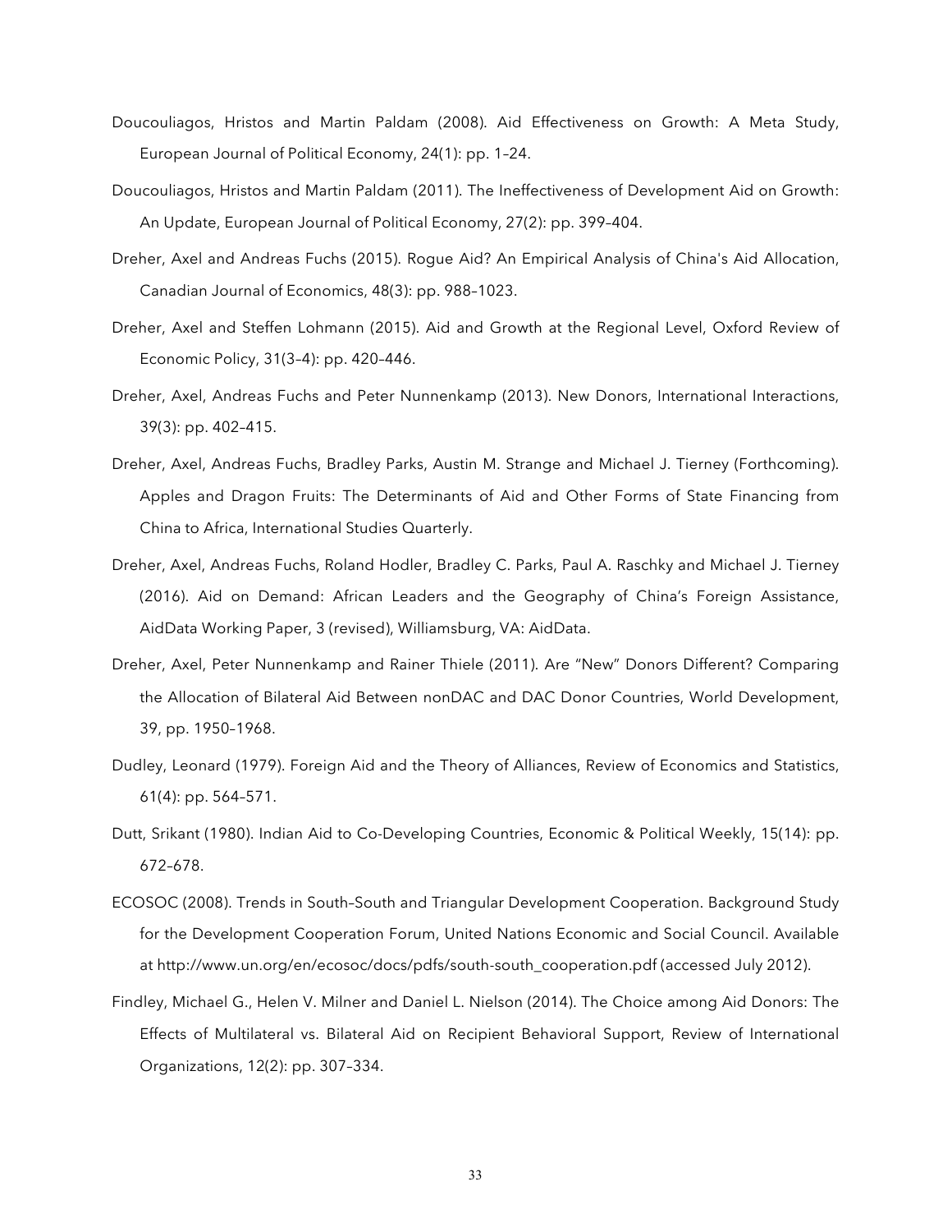Doucouliagos, Hristos and Martin Paldam (2008). Aid Effectiveness on Growth: A Meta Study, European Journal of Political Economy, 24(1): pp. 1–24.

Doucouliagos, Hristos and Martin Paldam (2011). The Ineffectiveness of Development Aid on Growth: An Update, European Journal of Political Economy, 27(2): pp. 399–404.

Dreher, Axel and Andreas Fuchs (2015). Rogue Aid? An Empirical Analysis of China's Aid Allocation, Canadian Journal of Economics, 48(3): pp. 988–1023.

Dreher, Axel and Steffen Lohmann (2015). Aid and Growth at the Regional Level, Oxford Review of Economic Policy, 31(3–4): pp. 420–446.

Dreher, Axel, Andreas Fuchs and Peter Nunnenkamp (2013). New Donors, International Interactions, 39(3): pp. 402–415.

Dreher, Axel, Andreas Fuchs, Bradley Parks, Austin M. Strange and Michael J. Tierney (Forthcoming). Apples and Dragon Fruits: The Determinants of Aid and Other Forms of State Financing from China to Africa, International Studies Quarterly.

Dreher, Axel, Andreas Fuchs, Roland Hodler, Bradley C. Parks, Paul A. Raschky and Michael J. Tierney (2016). Aid on Demand: African Leaders and the Geography of China's Foreign Assistance, AidData Working Paper, 3 (revised), Williamsburg, VA: AidData.

Dreher, Axel, Peter Nunnenkamp and Rainer Thiele (2011). Are "New" Donors Different? Comparing the Allocation of Bilateral Aid Between nonDAC and DAC Donor Countries, World Development, 39, pp. 1950–1968.

Dudley, Leonard (1979). Foreign Aid and the Theory of Alliances, Review of Economics and Statistics, 61(4): pp. 564–571.

Dutt, Srikant (1980). Indian Aid to Co-Developing Countries, Economic & Political Weekly, 15(14): pp. 672–678.

ECOSOC (2008). Trends in South–South and Triangular Development Cooperation. Background Study for the Development Cooperation Forum, United Nations Economic and Social Council. Available at http://www.un.org/en/ecosoc/docs/pdfs/south-south_cooperation.pdf (accessed July 2012).

Findley, Michael G., Helen V. Milner and Daniel L. Nielson (2014). The Choice among Aid Donors: The Effects of Multilateral vs. Bilateral Aid on Recipient Behavioral Support, Review of International Organizations, 12(2): pp. 307–334.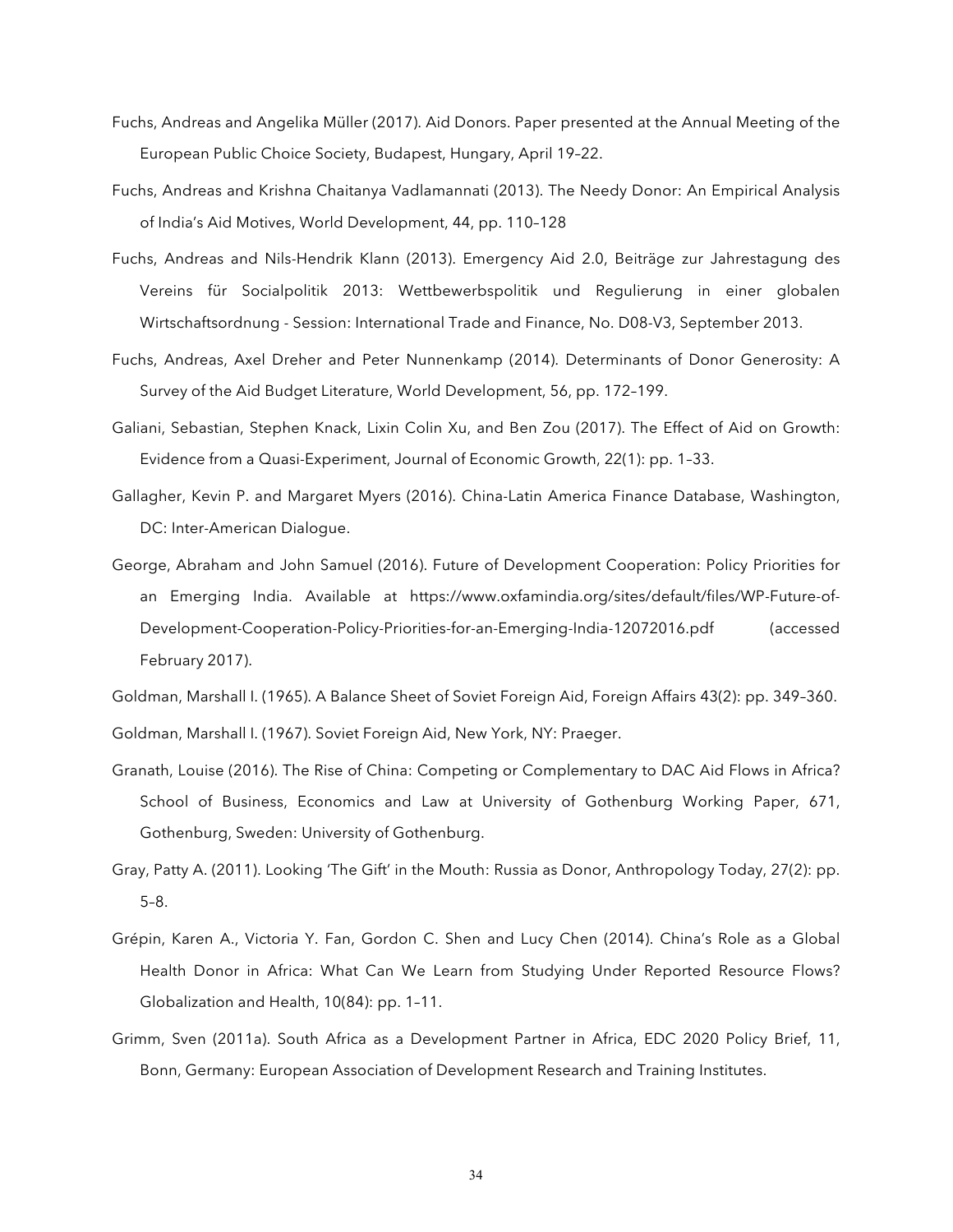Fuchs, Andreas and Angelika Müller (2017). Aid Donors. Paper presented at the Annual Meeting of the European Public Choice Society, Budapest, Hungary, April 19–22.

Fuchs, Andreas and Krishna Chaitanya Vadlamannati (2013). The Needy Donor: An Empirical Analysis of India's Aid Motives, World Development, 44, pp. 110–128

Fuchs, Andreas and Nils-Hendrik Klann (2013). Emergency Aid 2.0, Beiträge zur Jahrestagung des Vereins für Socialpolitik 2013: Wettbewerbspolitik und Regulierung in einer globalen Wirtschaftsordnung - Session: International Trade and Finance, No. D08-V3, September 2013.

Fuchs, Andreas, Axel Dreher and Peter Nunnenkamp (2014). Determinants of Donor Generosity: A Survey of the Aid Budget Literature, World Development, 56, pp. 172–199.

Galiani, Sebastian, Stephen Knack, Lixin Colin Xu, and Ben Zou (2017). The Effect of Aid on Growth: Evidence from a Quasi-Experiment, Journal of Economic Growth, 22(1): pp. 1–33.

Gallagher, Kevin P. and Margaret Myers (2016). China-Latin America Finance Database, Washington, DC: Inter-American Dialogue.

George, Abraham and John Samuel (2016). Future of Development Cooperation: Policy Priorities for an Emerging India. Available at https://www.oxfamindia.org/sites/default/files/WP-Future-of-Development-Cooperation-Policy-Priorities-for-an-Emerging-India-12072016.pdf (accessed February 2017).

Goldman, Marshall I. (1965). A Balance Sheet of Soviet Foreign Aid, Foreign Affairs 43(2): pp. 349–360.

Goldman, Marshall I. (1967). Soviet Foreign Aid, New York, NY: Praeger.

Granath, Louise (2016). The Rise of China: Competing or Complementary to DAC Aid Flows in Africa? School of Business, Economics and Law at University of Gothenburg Working Paper, 671, Gothenburg, Sweden: University of Gothenburg.

Gray, Patty A. (2011). Looking 'The Gift' in the Mouth: Russia as Donor, Anthropology Today, 27(2): pp. 5–8.

Grépin, Karen A., Victoria Y. Fan, Gordon C. Shen and Lucy Chen (2014). China's Role as a Global Health Donor in Africa: What Can We Learn from Studying Under Reported Resource Flows? Globalization and Health, 10(84): pp. 1–11.

Grimm, Sven (2011a). South Africa as a Development Partner in Africa, EDC 2020 Policy Brief, 11, Bonn, Germany: European Association of Development Research and Training Institutes.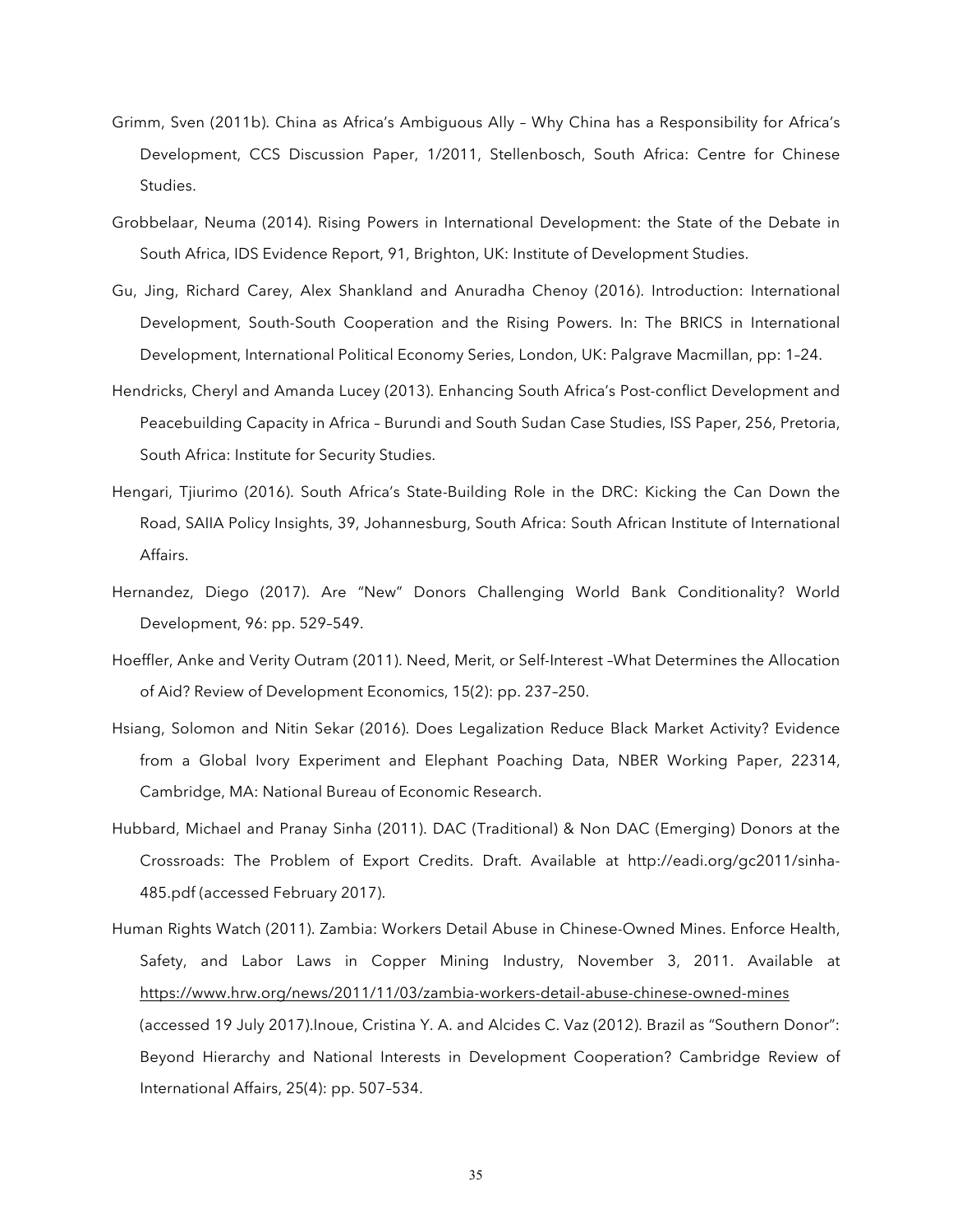Grimm, Sven (2011b). China as Africa's Ambiguous Ally – Why China has a Responsibility for Africa's Development, CCS Discussion Paper, 1/2011, Stellenbosch, South Africa: Centre for Chinese Studies.

Grobbelaar, Neuma (2014). Rising Powers in International Development: the State of the Debate in South Africa, IDS Evidence Report, 91, Brighton, UK: Institute of Development Studies.

Gu, Jing, Richard Carey, Alex Shankland and Anuradha Chenoy (2016). Introduction: International Development, South-South Cooperation and the Rising Powers. In: The BRICS in International Development, International Political Economy Series, London, UK: Palgrave Macmillan, pp: 1–24.

Hendricks, Cheryl and Amanda Lucey (2013). Enhancing South Africa's Post-conflict Development and Peacebuilding Capacity in Africa – Burundi and South Sudan Case Studies, ISS Paper, 256, Pretoria, South Africa: Institute for Security Studies.

Hengari, Tjiurimo (2016). South Africa's State-Building Role in the DRC: Kicking the Can Down the Road, SAIIA Policy Insights, 39, Johannesburg, South Africa: South African Institute of International Affairs.

Hernandez, Diego (2017). Are "New" Donors Challenging World Bank Conditionality? World Development, 96: pp. 529–549.

Hoeffler, Anke and Verity Outram (2011). Need, Merit, or Self-Interest –What Determines the Allocation of Aid? Review of Development Economics, 15(2): pp. 237–250.

Hsiang, Solomon and Nitin Sekar (2016). Does Legalization Reduce Black Market Activity? Evidence from a Global Ivory Experiment and Elephant Poaching Data, NBER Working Paper, 22314, Cambridge, MA: National Bureau of Economic Research.

Hubbard, Michael and Pranay Sinha (2011). DAC (Traditional) & Non DAC (Emerging) Donors at the Crossroads: The Problem of Export Credits. Draft. Available at http://eadi.org/gc2011/sinha-485.pdf (accessed February 2017).

Human Rights Watch (2011). Zambia: Workers Detail Abuse in Chinese-Owned Mines. Enforce Health, Safety, and Labor Laws in Copper Mining Industry, November 3, 2011. Available at https://www.hrw.org/news/2011/11/03/zambia-workers-detail-abuse-chinese-owned-mines (accessed 19 July 2017).Inoue, Cristina Y. A. and Alcides C. Vaz (2012). Brazil as "Southern Donor": Beyond Hierarchy and National Interests in Development Cooperation? Cambridge Review of International Affairs, 25(4): pp. 507–534.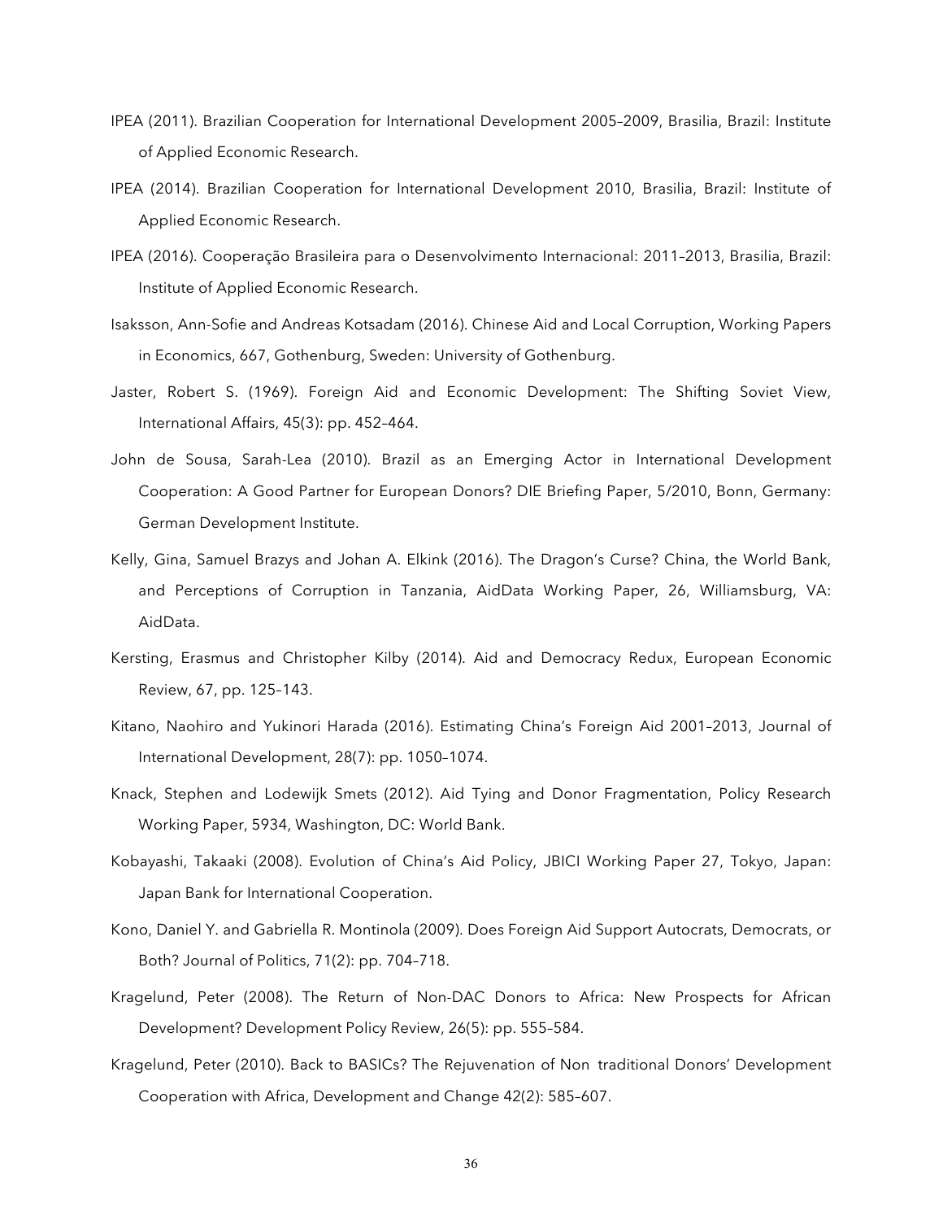IPEA (2011). Brazilian Cooperation for International Development 2005–2009, Brasilia, Brazil: Institute of Applied Economic Research.

IPEA (2014). Brazilian Cooperation for International Development 2010, Brasilia, Brazil: Institute of Applied Economic Research.

IPEA (2016). Cooperação Brasileira para o Desenvolvimento Internacional: 2011–2013, Brasilia, Brazil: Institute of Applied Economic Research.

Isaksson, Ann-Sofie and Andreas Kotsadam (2016). Chinese Aid and Local Corruption, Working Papers in Economics, 667, Gothenburg, Sweden: University of Gothenburg.

Jaster, Robert S. (1969). Foreign Aid and Economic Development: The Shifting Soviet View, International Affairs, 45(3): pp. 452–464.

John de Sousa, Sarah-Lea (2010). Brazil as an Emerging Actor in International Development Cooperation: A Good Partner for European Donors? DIE Briefing Paper, 5/2010, Bonn, Germany: German Development Institute.

Kelly, Gina, Samuel Brazys and Johan A. Elkink (2016). The Dragon's Curse? China, the World Bank, and Perceptions of Corruption in Tanzania, AidData Working Paper, 26, Williamsburg, VA: AidData.

Kersting, Erasmus and Christopher Kilby (2014). Aid and Democracy Redux, European Economic Review, 67, pp. 125–143.

Kitano, Naohiro and Yukinori Harada (2016). Estimating China's Foreign Aid 2001–2013, Journal of International Development, 28(7): pp. 1050–1074.

Knack, Stephen and Lodewijk Smets (2012). Aid Tying and Donor Fragmentation, Policy Research Working Paper, 5934, Washington, DC: World Bank.

Kobayashi, Takaaki (2008). Evolution of China's Aid Policy, JBICI Working Paper 27, Tokyo, Japan: Japan Bank for International Cooperation.

Kono, Daniel Y. and Gabriella R. Montinola (2009). Does Foreign Aid Support Autocrats, Democrats, or Both? Journal of Politics, 71(2): pp. 704–718.

Kragelund, Peter (2008). The Return of Non-DAC Donors to Africa: New Prospects for African Development? Development Policy Review, 26(5): pp. 555–584.

Kragelund, Peter (2010). Back to BASICs? The Rejuvenation of Non traditional Donors' Development Cooperation with Africa, Development and Change 42(2): 585–607.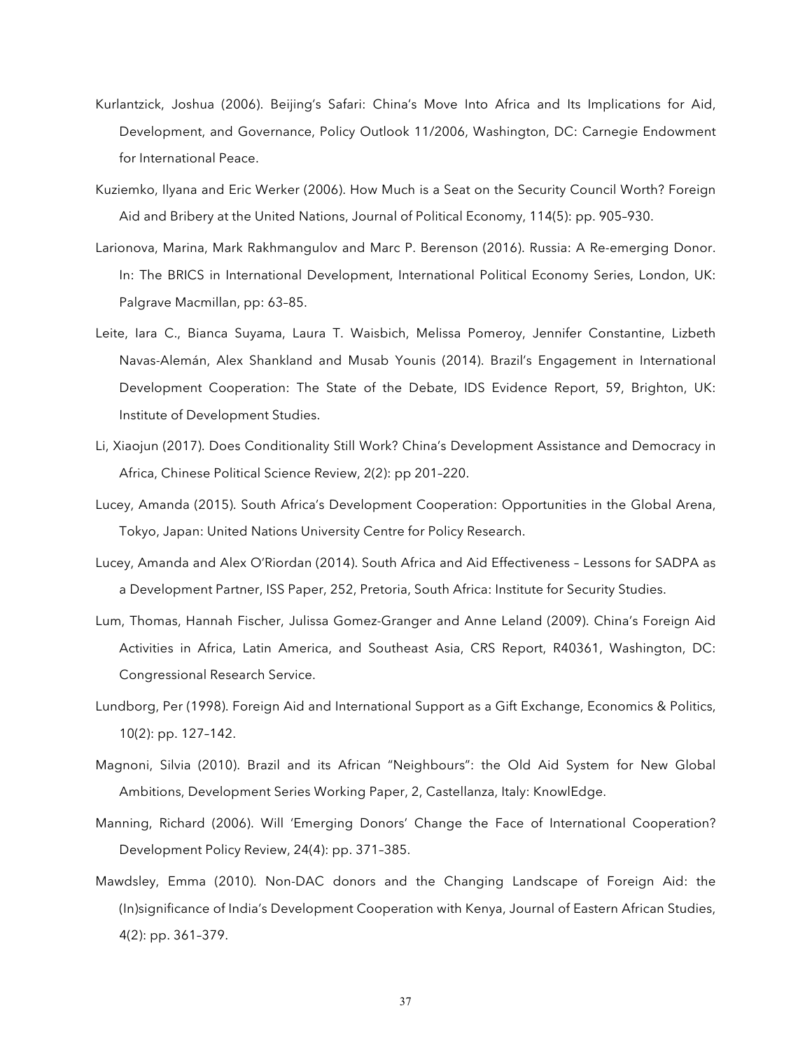Kurlantzick, Joshua (2006). Beijing's Safari: China's Move Into Africa and Its Implications for Aid, Development, and Governance, Policy Outlook 11/2006, Washington, DC: Carnegie Endowment for International Peace.

Kuziemko, Ilyana and Eric Werker (2006). How Much is a Seat on the Security Council Worth? Foreign Aid and Bribery at the United Nations, Journal of Political Economy, 114(5): pp. 905–930.

Larionova, Marina, Mark Rakhmangulov and Marc P. Berenson (2016). Russia: A Re-emerging Donor. In: The BRICS in International Development, International Political Economy Series, London, UK: Palgrave Macmillan, pp: 63–85.

Leite, Iara C., Bianca Suyama, Laura T. Waisbich, Melissa Pomeroy, Jennifer Constantine, Lizbeth Navas-Alemán, Alex Shankland and Musab Younis (2014). Brazil's Engagement in International Development Cooperation: The State of the Debate, IDS Evidence Report, 59, Brighton, UK: Institute of Development Studies.

Li, Xiaojun (2017). Does Conditionality Still Work? China's Development Assistance and Democracy in Africa, Chinese Political Science Review, 2(2): pp 201–220.

Lucey, Amanda (2015). South Africa's Development Cooperation: Opportunities in the Global Arena, Tokyo, Japan: United Nations University Centre for Policy Research.

Lucey, Amanda and Alex O'Riordan (2014). South Africa and Aid Effectiveness – Lessons for SADPA as a Development Partner, ISS Paper, 252, Pretoria, South Africa: Institute for Security Studies.

Lum, Thomas, Hannah Fischer, Julissa Gomez-Granger and Anne Leland (2009). China's Foreign Aid Activities in Africa, Latin America, and Southeast Asia, CRS Report, R40361, Washington, DC: Congressional Research Service.

Lundborg, Per (1998). Foreign Aid and International Support as a Gift Exchange, Economics & Politics, 10(2): pp. 127–142.

Magnoni, Silvia (2010). Brazil and its African "Neighbours": the Old Aid System for New Global Ambitions, Development Series Working Paper, 2, Castellanza, Italy: KnowlEdge.

Manning, Richard (2006). Will 'Emerging Donors' Change the Face of International Cooperation? Development Policy Review, 24(4): pp. 371–385.

Mawdsley, Emma (2010). Non-DAC donors and the Changing Landscape of Foreign Aid: the (In)significance of India's Development Cooperation with Kenya, Journal of Eastern African Studies, 4(2): pp. 361–379.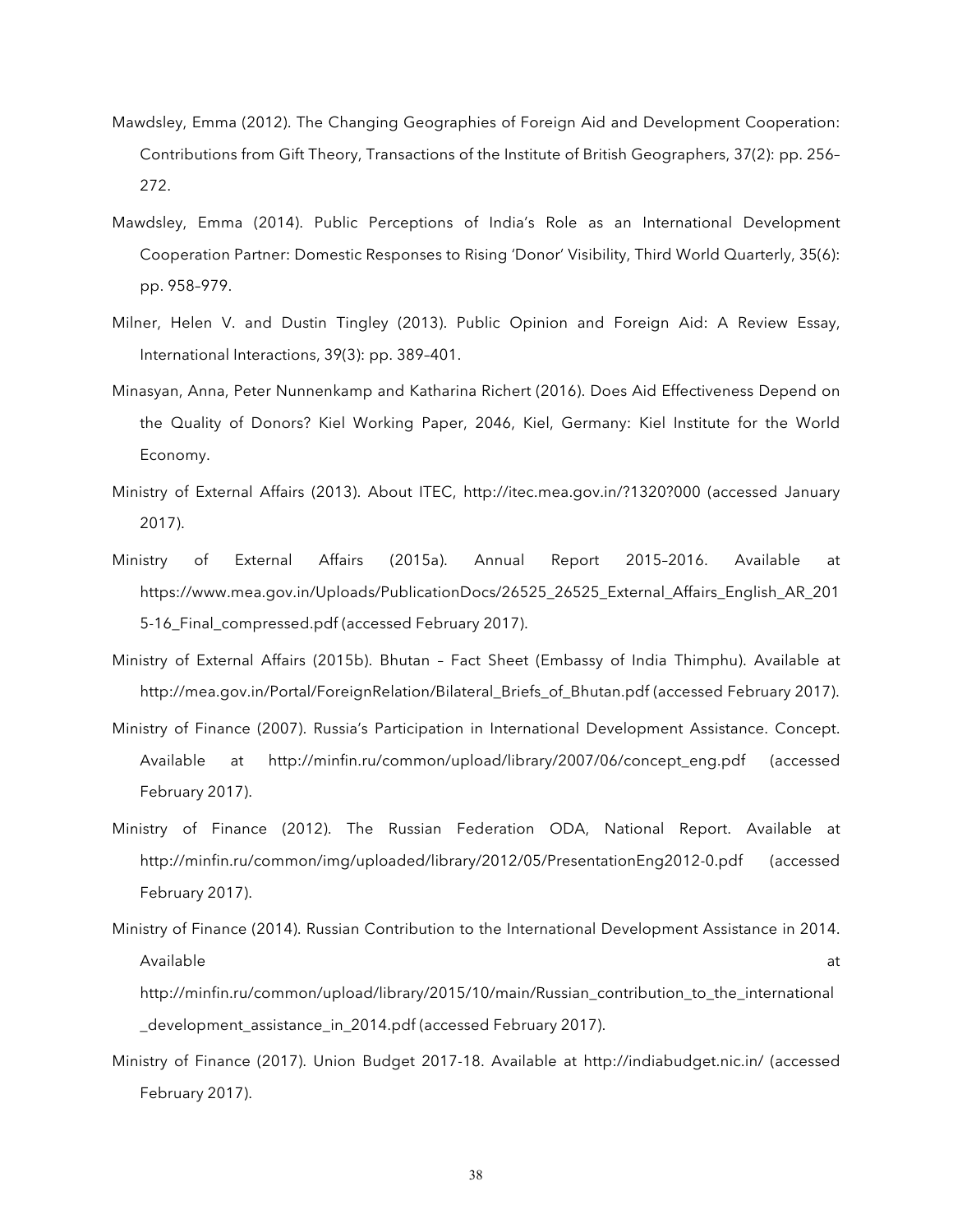Mawdsley, Emma (2012). The Changing Geographies of Foreign Aid and Development Cooperation: Contributions from Gift Theory, Transactions of the Institute of British Geographers, 37(2): pp. 256–272.

Mawdsley, Emma (2014). Public Perceptions of India's Role as an International Development Cooperation Partner: Domestic Responses to Rising 'Donor' Visibility, Third World Quarterly, 35(6): pp. 958–979.

Milner, Helen V. and Dustin Tingley (2013). Public Opinion and Foreign Aid: A Review Essay, International Interactions, 39(3): pp. 389–401.

Minasyan, Anna, Peter Nunnenkamp and Katharina Richert (2016). Does Aid Effectiveness Depend on the Quality of Donors? Kiel Working Paper, 2046, Kiel, Germany: Kiel Institute for the World Economy.

Ministry of External Affairs (2013). About ITEC, http://itec.mea.gov.in/?1320?000 (accessed January 2017).

Ministry of External Affairs (2015a). Annual Report 2015–2016. Available at https://www.mea.gov.in/Uploads/PublicationDocs/26525_26525_External_Affairs_English_AR_2015-16_Final_compressed.pdf (accessed February 2017).

Ministry of External Affairs (2015b). Bhutan – Fact Sheet (Embassy of India Thimphu). Available at http://mea.gov.in/Portal/ForeignRelation/Bilateral_Briefs_of_Bhutan.pdf (accessed February 2017).

Ministry of Finance (2007). Russia's Participation in International Development Assistance. Concept. Available at http://minfin.ru/common/upload/library/2007/06/concept_eng.pdf (accessed February 2017).

Ministry of Finance (2012). The Russian Federation ODA, National Report. Available at http://minfin.ru/common/img/uploaded/library/2012/05/PresentationEng2012-0.pdf (accessed February 2017).

Ministry of Finance (2014). Russian Contribution to the International Development Assistance in 2014. Available at http://minfin.ru/common/upload/library/2015/10/main/Russian_contribution_to_the_international_development_assistance_in_2014.pdf (accessed February 2017).

Ministry of Finance (2017). Union Budget 2017-18. Available at http://indiabudget.nic.in/ (accessed February 2017).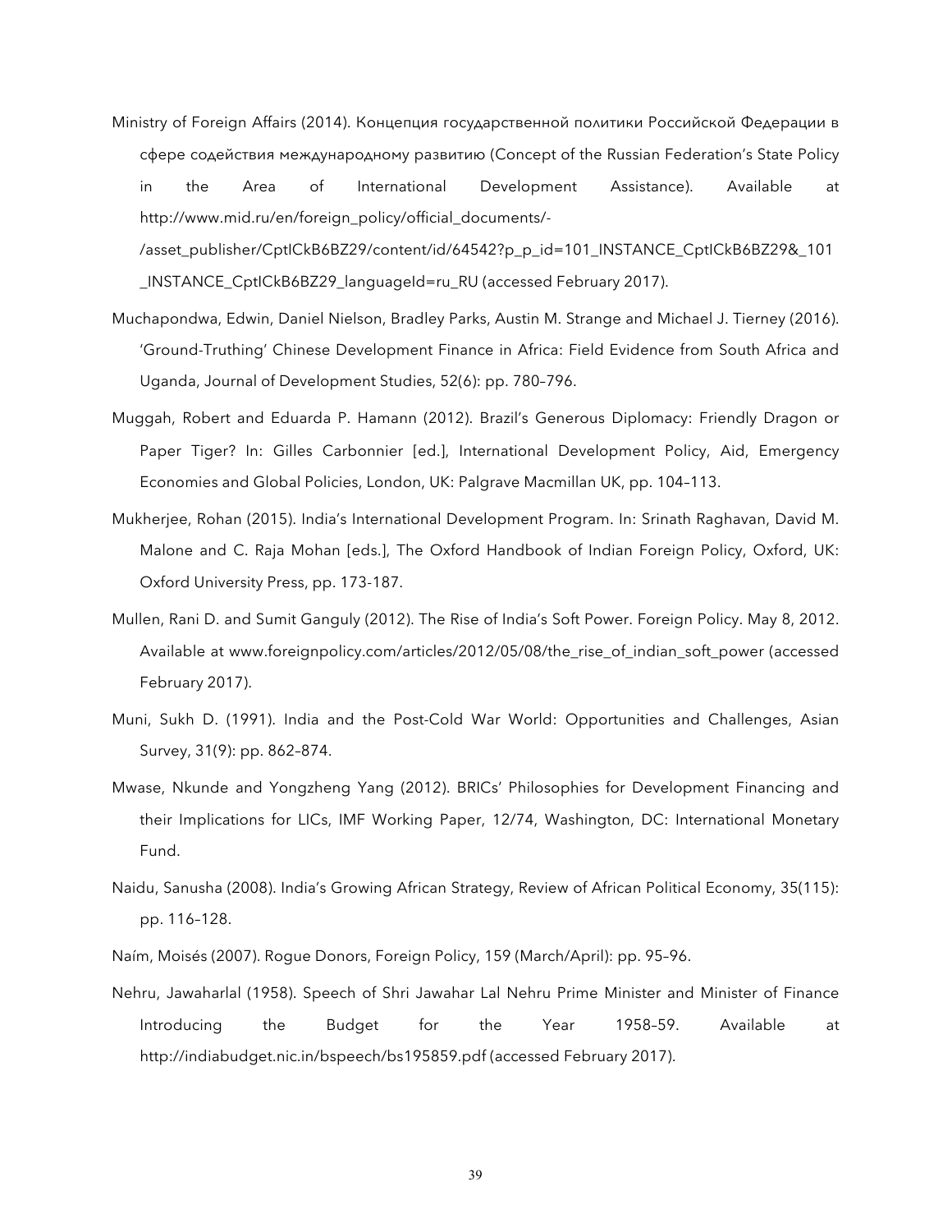Ministry of Foreign Affairs (2014). Концепция государственной политики Российской Федерации в сфере содействия международному развитию (Concept of the Russian Federation's State Policy in the Area of International Development Assistance). Available at http://www.mid.ru/en/foreign_policy/official_documents/-/asset_publisher/CptICkB6BZ29/content/id/64542?p_p_id=101_INSTANCE_CptICkB6BZ29&_101_INSTANCE_CptICkB6BZ29_languageId=ru_RU (accessed February 2017).

Muchapondwa, Edwin, Daniel Nielson, Bradley Parks, Austin M. Strange and Michael J. Tierney (2016). 'Ground-Truthing' Chinese Development Finance in Africa: Field Evidence from South Africa and Uganda, Journal of Development Studies, 52(6): pp. 780–796.

Muggah, Robert and Eduarda P. Hamann (2012). Brazil's Generous Diplomacy: Friendly Dragon or Paper Tiger? In: Gilles Carbonnier [ed.], International Development Policy, Aid, Emergency Economies and Global Policies, London, UK: Palgrave Macmillan UK, pp. 104–113.

Mukherjee, Rohan (2015). India's International Development Program. In: Srinath Raghavan, David M. Malone and C. Raja Mohan [eds.], The Oxford Handbook of Indian Foreign Policy, Oxford, UK: Oxford University Press, pp. 173-187.

Mullen, Rani D. and Sumit Ganguly (2012). The Rise of India's Soft Power. Foreign Policy. May 8, 2012. Available at www.foreignpolicy.com/articles/2012/05/08/the_rise_of_indian_soft_power (accessed February 2017).

Muni, Sukh D. (1991). India and the Post-Cold War World: Opportunities and Challenges, Asian Survey, 31(9): pp. 862–874.

Mwase, Nkunde and Yongzheng Yang (2012). BRICs' Philosophies for Development Financing and their Implications for LICs, IMF Working Paper, 12/74, Washington, DC: International Monetary Fund.

Naidu, Sanusha (2008). India's Growing African Strategy, Review of African Political Economy, 35(115): pp. 116–128.

Naím, Moisés (2007). Rogue Donors, Foreign Policy, 159 (March/April): pp. 95–96.

Nehru, Jawaharlal (1958). Speech of Shri Jawahar Lal Nehru Prime Minister and Minister of Finance Introducing the Budget for the Year 1958–59. Available at http://indiabudget.nic.in/bspeech/bs195859.pdf (accessed February 2017).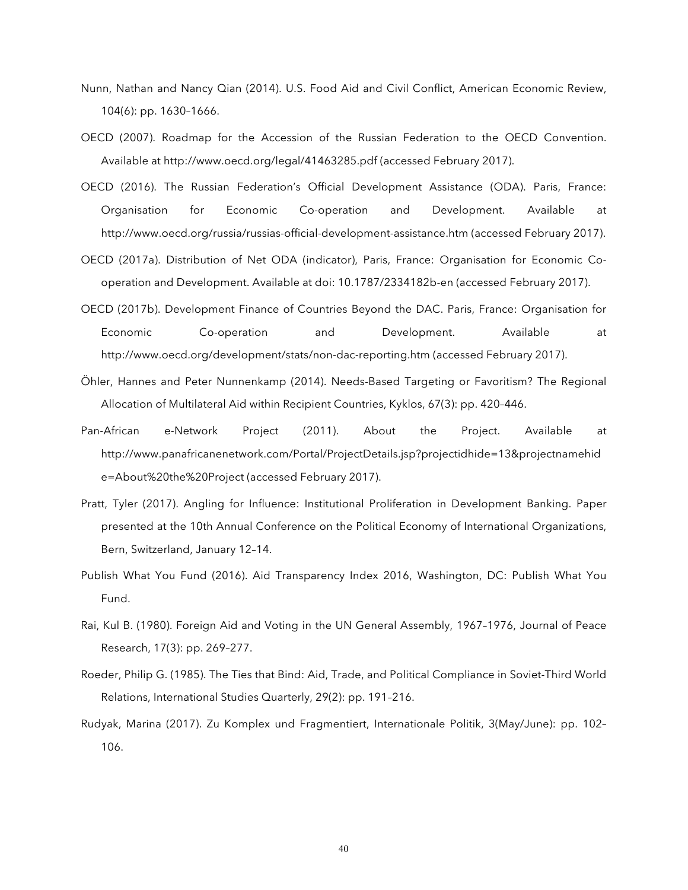Nunn, Nathan and Nancy Qian (2014). U.S. Food Aid and Civil Conflict, American Economic Review, 104(6): pp. 1630–1666.

OECD (2007). Roadmap for the Accession of the Russian Federation to the OECD Convention. Available at http://www.oecd.org/legal/41463285.pdf (accessed February 2017).

OECD (2016). The Russian Federation's Official Development Assistance (ODA). Paris, France: Organisation for Economic Co-operation and Development. Available at http://www.oecd.org/russia/russias-official-development-assistance.htm (accessed February 2017).

OECD (2017a). Distribution of Net ODA (indicator), Paris, France: Organisation for Economic Co-operation and Development. Available at doi: 10.1787/2334182b-en (accessed February 2017).

OECD (2017b). Development Finance of Countries Beyond the DAC. Paris, France: Organisation for Economic Co-operation and Development. Available at http://www.oecd.org/development/stats/non-dac-reporting.htm (accessed February 2017).

Öhler, Hannes and Peter Nunnenkamp (2014). Needs-Based Targeting or Favoritism? The Regional Allocation of Multilateral Aid within Recipient Countries, Kyklos, 67(3): pp. 420–446.

Pan-African e-Network Project (2011). About the Project. Available at http://www.panafricanenetwork.com/Portal/ProjectDetails.jsp?projectidhide=13&projectnamehide=About%20the%20Project (accessed February 2017).

Pratt, Tyler (2017). Angling for Influence: Institutional Proliferation in Development Banking. Paper presented at the 10th Annual Conference on the Political Economy of International Organizations, Bern, Switzerland, January 12–14.

Publish What You Fund (2016). Aid Transparency Index 2016, Washington, DC: Publish What You Fund.

Rai, Kul B. (1980). Foreign Aid and Voting in the UN General Assembly, 1967–1976, Journal of Peace Research, 17(3): pp. 269–277.

Roeder, Philip G. (1985). The Ties that Bind: Aid, Trade, and Political Compliance in Soviet-Third World Relations, International Studies Quarterly, 29(2): pp. 191–216.

Rudyak, Marina (2017). Zu Komplex und Fragmentiert, Internationale Politik, 3(May/June): pp. 102–106.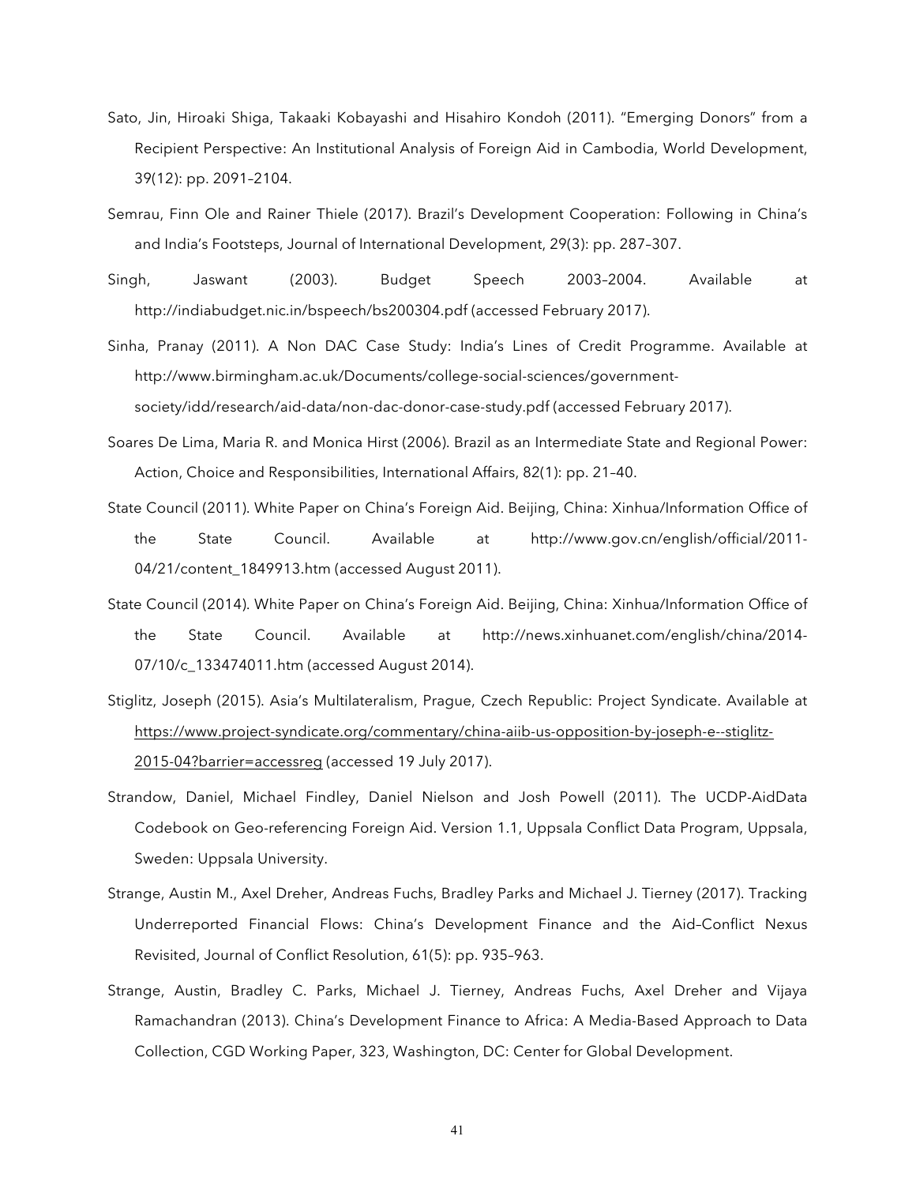Sato, Jin, Hiroaki Shiga, Takaaki Kobayashi and Hisahiro Kondoh (2011). "Emerging Donors" from a Recipient Perspective: An Institutional Analysis of Foreign Aid in Cambodia, World Development, 39(12): pp. 2091–2104.

Semrau, Finn Ole and Rainer Thiele (2017). Brazil's Development Cooperation: Following in China's and India's Footsteps, Journal of International Development, 29(3): pp. 287–307.

Singh, Jaswant (2003). Budget Speech 2003–2004. Available at http://indiabudget.nic.in/bspeech/bs200304.pdf (accessed February 2017).

Sinha, Pranay (2011). A Non DAC Case Study: India's Lines of Credit Programme. Available at http://www.birmingham.ac.uk/Documents/college-social-sciences/government-society/idd/research/aid-data/non-dac-donor-case-study.pdf (accessed February 2017).

Soares De Lima, Maria R. and Monica Hirst (2006). Brazil as an Intermediate State and Regional Power: Action, Choice and Responsibilities, International Affairs, 82(1): pp. 21–40.

State Council (2011). White Paper on China's Foreign Aid. Beijing, China: Xinhua/Information Office of the State Council. Available at http://www.gov.cn/english/official/2011-04/21/content_1849913.htm (accessed August 2011).

State Council (2014). White Paper on China's Foreign Aid. Beijing, China: Xinhua/Information Office of the State Council. Available at http://news.xinhuanet.com/english/china/2014-07/10/c_133474011.htm (accessed August 2014).

Stiglitz, Joseph (2015). Asia's Multilateralism, Prague, Czech Republic: Project Syndicate. Available at https://www.project-syndicate.org/commentary/china-aiib-us-opposition-by-joseph-e--stiglitz-2015-04?barrier=accessreg (accessed 19 July 2017).

Strandow, Daniel, Michael Findley, Daniel Nielson and Josh Powell (2011). The UCDP-AidData Codebook on Geo-referencing Foreign Aid. Version 1.1, Uppsala Conflict Data Program, Uppsala, Sweden: Uppsala University.

Strange, Austin M., Axel Dreher, Andreas Fuchs, Bradley Parks and Michael J. Tierney (2017). Tracking Underreported Financial Flows: China's Development Finance and the Aid–Conflict Nexus Revisited, Journal of Conflict Resolution, 61(5): pp. 935–963.

Strange, Austin, Bradley C. Parks, Michael J. Tierney, Andreas Fuchs, Axel Dreher and Vijaya Ramachandran (2013). China's Development Finance to Africa: A Media-Based Approach to Data Collection, CGD Working Paper, 323, Washington, DC: Center for Global Development.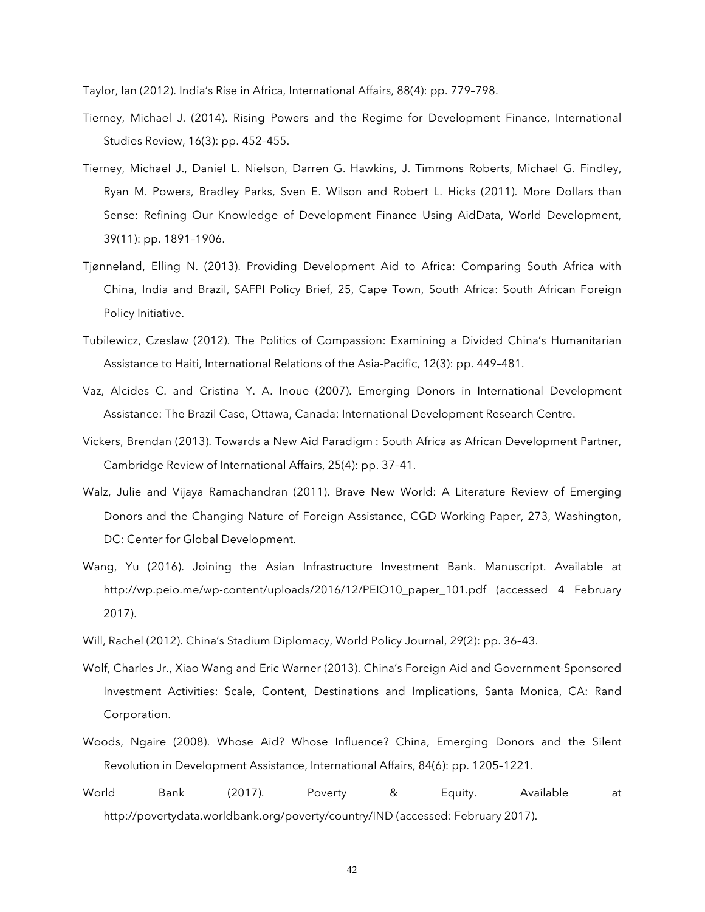Taylor, Ian (2012). India's Rise in Africa, International Affairs, 88(4): pp. 779–798.

Tierney, Michael J. (2014). Rising Powers and the Regime for Development Finance, International Studies Review, 16(3): pp. 452–455.

Tierney, Michael J., Daniel L. Nielson, Darren G. Hawkins, J. Timmons Roberts, Michael G. Findley, Ryan M. Powers, Bradley Parks, Sven E. Wilson and Robert L. Hicks (2011). More Dollars than Sense: Refining Our Knowledge of Development Finance Using AidData, World Development, 39(11): pp. 1891–1906.

Tjønneland, Elling N. (2013). Providing Development Aid to Africa: Comparing South Africa with China, India and Brazil, SAFPI Policy Brief, 25, Cape Town, South Africa: South African Foreign Policy Initiative.

Tubilewicz, Czeslaw (2012). The Politics of Compassion: Examining a Divided China's Humanitarian Assistance to Haiti, International Relations of the Asia-Pacific, 12(3): pp. 449–481.

Vaz, Alcides C. and Cristina Y. A. Inoue (2007). Emerging Donors in International Development Assistance: The Brazil Case, Ottawa, Canada: International Development Research Centre.

Vickers, Brendan (2013). Towards a New Aid Paradigm : South Africa as African Development Partner, Cambridge Review of International Affairs, 25(4): pp. 37–41.

Walz, Julie and Vijaya Ramachandran (2011). Brave New World: A Literature Review of Emerging Donors and the Changing Nature of Foreign Assistance, CGD Working Paper, 273, Washington, DC: Center for Global Development.

Wang, Yu (2016). Joining the Asian Infrastructure Investment Bank. Manuscript. Available at http://wp.peio.me/wp-content/uploads/2016/12/PEIO10_paper_101.pdf (accessed 4 February 2017).

Will, Rachel (2012). China's Stadium Diplomacy, World Policy Journal, 29(2): pp. 36–43.

Wolf, Charles Jr., Xiao Wang and Eric Warner (2013). China's Foreign Aid and Government-Sponsored Investment Activities: Scale, Content, Destinations and Implications, Santa Monica, CA: Rand Corporation.

Woods, Ngaire (2008). Whose Aid? Whose Influence? China, Emerging Donors and the Silent Revolution in Development Assistance, International Affairs, 84(6): pp. 1205–1221.

World Bank (2017). Poverty & Equity. Available at http://povertydata.worldbank.org/poverty/country/IND (accessed: February 2017).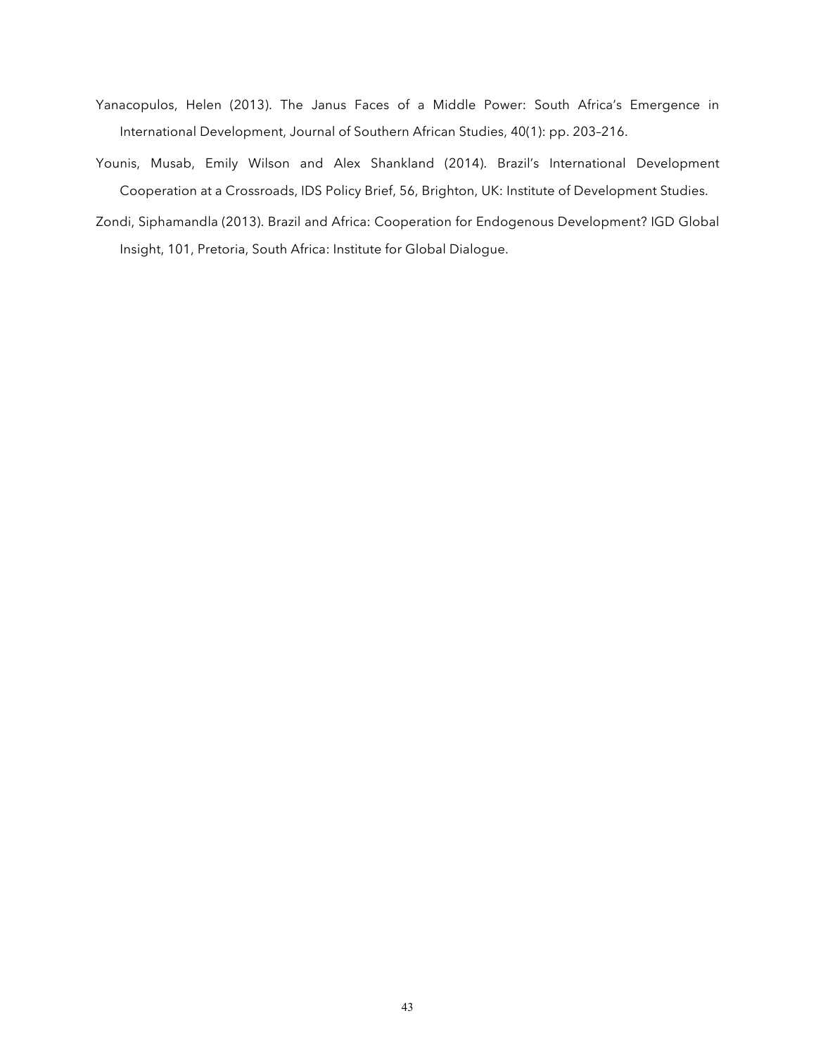Yanacopulos, Helen (2013). The Janus Faces of a Middle Power: South Africa's Emergence in International Development, Journal of Southern African Studies, 40(1): pp. 203–216.

Younis, Musab, Emily Wilson and Alex Shankland (2014). Brazil's International Development Cooperation at a Crossroads, IDS Policy Brief, 56, Brighton, UK: Institute of Development Studies.

Zondi, Siphamandla (2013). Brazil and Africa: Cooperation for Endogenous Development? IGD Global Insight, 101, Pretoria, South Africa: Institute for Global Dialogue.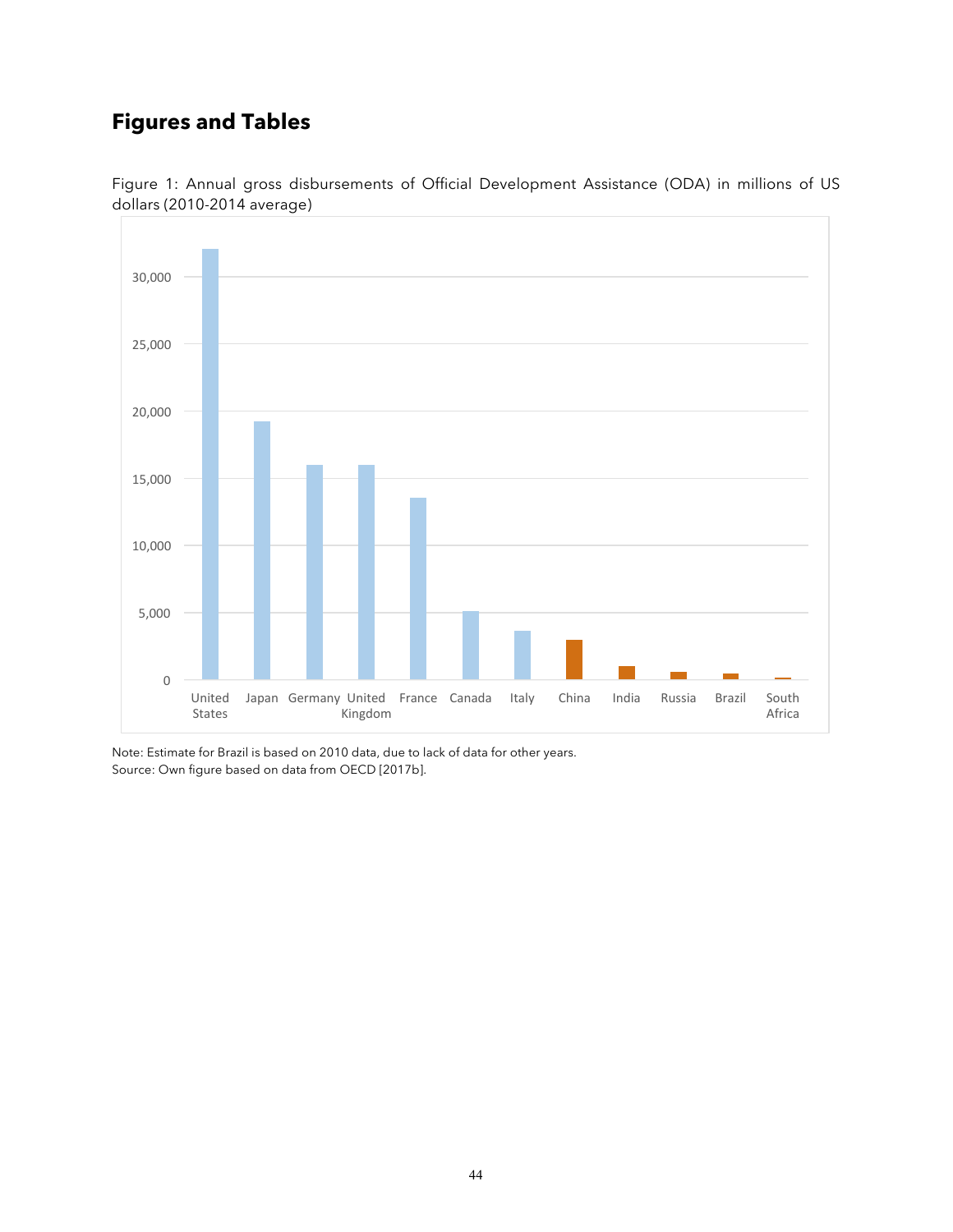# Figures and Tables

Figure 1: Annual gross disbursements of Official Development Assistance (ODA) in millions of US dollars (2010-2014 average)

Note: Estimate for Brazil is based on 2010 data, due to lack of data for other years.
Source: Own figure based on data from OECD [2017b].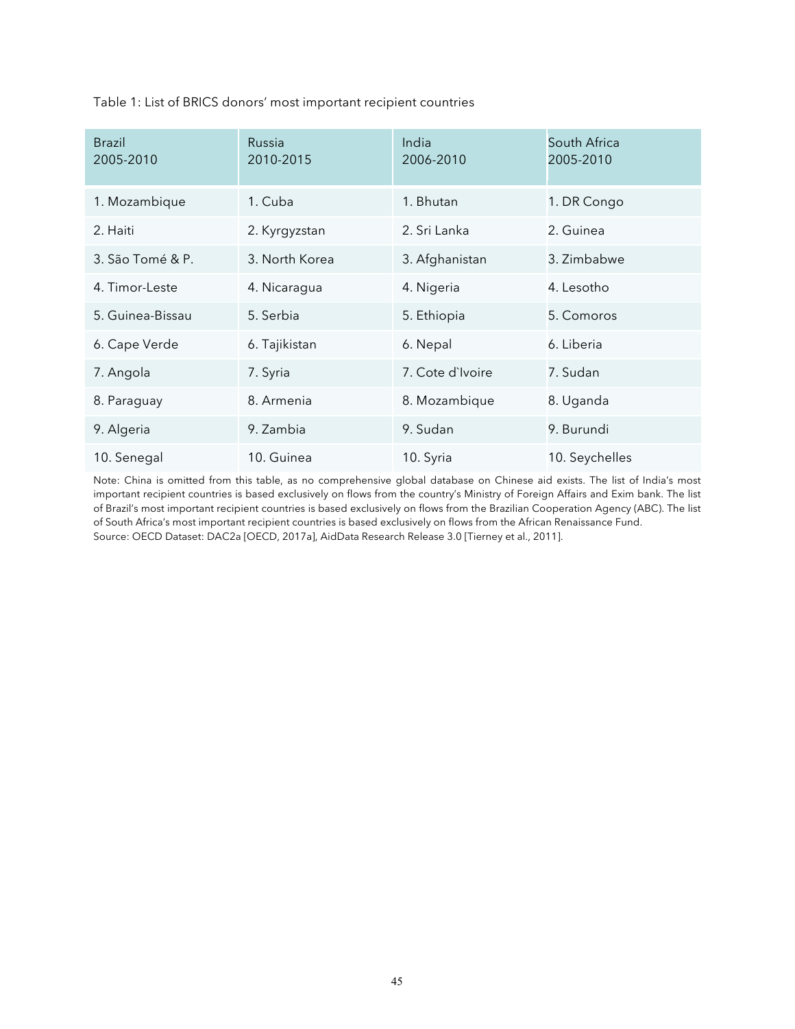Table 1: List of BRICS donors' most important recipient countries

| Brazil 2005-2010 | Russia 2010-2015 | India 2006-2010 | South Africa 2005-2010 |
|---|---|---|---|
| 1. Mozambique | 1. Cuba | 1. Bhutan | 1. DR Congo |
| 2. Haiti | 2. Kyrgyzstan | 2. Sri Lanka | 2. Guinea |
| 3. São Tomé & P. | 3. North Korea | 3. Afghanistan | 3. Zimbabwe |
| 4. Timor-Leste | 4. Nicaragua | 4. Nigeria | 4. Lesotho |
| 5. Guinea-Bissau | 5. Serbia | 5. Ethiopia | 5. Comoros |
| 6. Cape Verde | 6. Tajikistan | 6. Nepal | 6. Liberia |
| 7. Angola | 7. Syria | 7. Cote d`Ivoire | 7. Sudan |
| 8. Paraguay | 8. Armenia | 8. Mozambique | 8. Uganda |
| 9. Algeria | 9. Zambia | 9. Sudan | 9. Burundi |
| 10. Senegal | 10. Guinea | 10. Syria | 10. Seychelles |

Note: China is omitted from this table, as no comprehensive global database on Chinese aid exists. The list of India's most important recipient countries is based exclusively on flows from the country's Ministry of Foreign Affairs and Exim bank. The list of Brazil's most important recipient countries is based exclusively on flows from the Brazilian Cooperation Agency (ABC). The list of South Africa's most important recipient countries is based exclusively on flows from the African Renaissance Fund.
Source: OECD Dataset: DAC2a [OECD, 2017a], AidData Research Release 3.0 [Tierney et al., 2011].